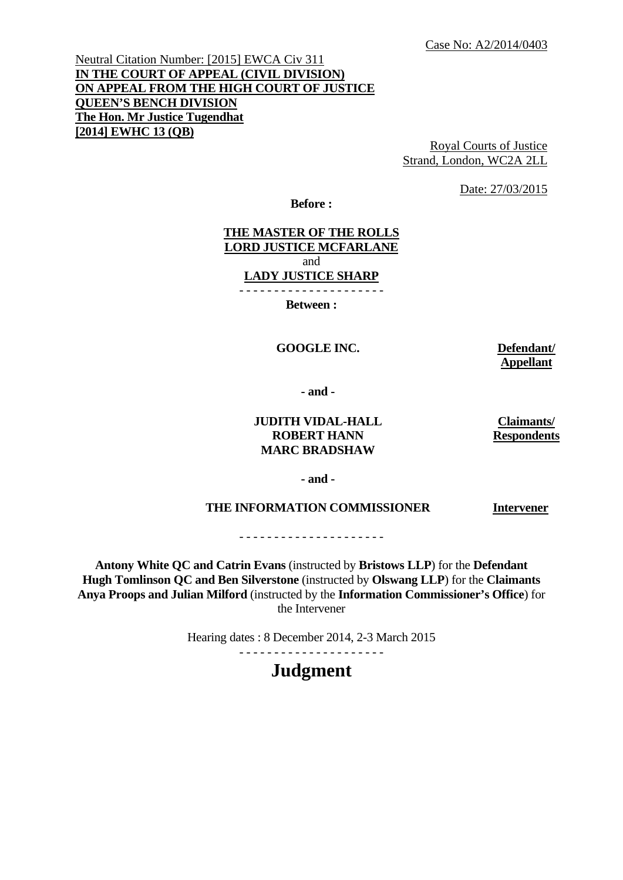Case No: A2/2014/0403

Neutral Citation Number: [2015] EWCA Civ 311
**IN THE COURT OF APPEAL (CIVIL DIVISION)**
**ON APPEAL FROM THE HIGH COURT OF JUSTICE**
**QUEEN'S BENCH DIVISION**
**The Hon. Mr Justice Tugendhat**
**[2014] EWHC 13 (QB)**

Royal Courts of Justice
Strand, London, WC2A 2LL

Date: 27/03/2015

**Before :**

**THE MASTER OF THE ROLLS**
**LORD JUSTICE MCFARLANE**
and
**LADY JUSTICE SHARP**

- - - - - - - - - - - - - - - - - - - - -

**Between :**

| | |
|---|---|
| **GOOGLE INC.** | **Defendant/ Appellant** |
| **- and -** | |
| **JUDITH VIDAL-HALL**<br>**ROBERT HANN**<br>**MARC BRADSHAW** | **Claimants/ Respondents** |
| **- and -** | |
| **THE INFORMATION COMMISSIONER** | **Intervener** |

- - - - - - - - - - - - - - - - - - - - -

**Antony White QC and Catrin Evans** (instructed by **Bristows LLP**) for the **Defendant**
**Hugh Tomlinson QC and Ben Silverstone** (instructed by **Olswang LLP**) for the **Claimants**
**Anya Proops and Julian Milford** (instructed by the **Information Commissioner's Office**) for the Intervener

Hearing dates : 8 December 2014, 2-3 March 2015

- - - - - - - - - - - - - - - - - - - - -

# Judgment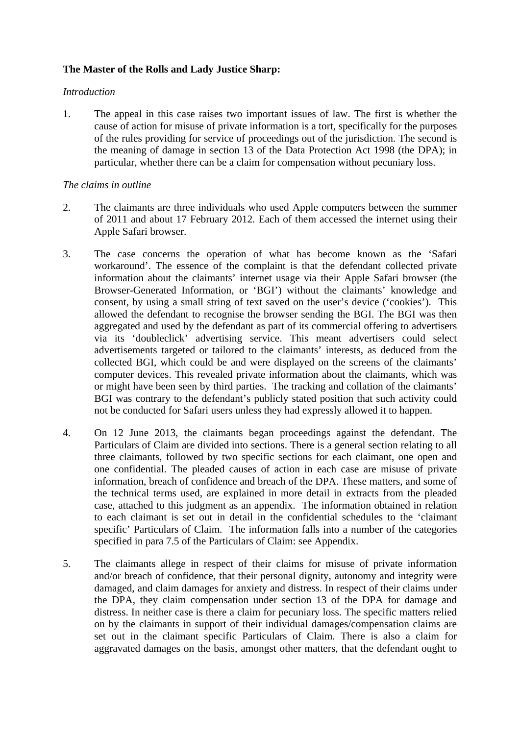**The Master of the Rolls and Lady Justice Sharp:**

*Introduction*

1. The appeal in this case raises two important issues of law. The first is whether the cause of action for misuse of private information is a tort, specifically for the purposes of the rules providing for service of proceedings out of the jurisdiction. The second is the meaning of damage in section 13 of the Data Protection Act 1998 (the DPA); in particular, whether there can be a claim for compensation without pecuniary loss.

*The claims in outline*

2. The claimants are three individuals who used Apple computers between the summer of 2011 and about 17 February 2012. Each of them accessed the internet using their Apple Safari browser.

3. The case concerns the operation of what has become known as the 'Safari workaround'. The essence of the complaint is that the defendant collected private information about the claimants' internet usage via their Apple Safari browser (the Browser-Generated Information, or 'BGI') without the claimants' knowledge and consent, by using a small string of text saved on the user's device ('cookies'). This allowed the defendant to recognise the browser sending the BGI. The BGI was then aggregated and used by the defendant as part of its commercial offering to advertisers via its 'doubleclick' advertising service. This meant advertisers could select advertisements targeted or tailored to the claimants' interests, as deduced from the collected BGI, which could be and were displayed on the screens of the claimants' computer devices. This revealed private information about the claimants, which was or might have been seen by third parties. The tracking and collation of the claimants' BGI was contrary to the defendant's publicly stated position that such activity could not be conducted for Safari users unless they had expressly allowed it to happen.

4. On 12 June 2013, the claimants began proceedings against the defendant. The Particulars of Claim are divided into sections. There is a general section relating to all three claimants, followed by two specific sections for each claimant, one open and one confidential. The pleaded causes of action in each case are misuse of private information, breach of confidence and breach of the DPA. These matters, and some of the technical terms used, are explained in more detail in extracts from the pleaded case, attached to this judgment as an appendix. The information obtained in relation to each claimant is set out in detail in the confidential schedules to the 'claimant specific' Particulars of Claim. The information falls into a number of the categories specified in para 7.5 of the Particulars of Claim: see Appendix.

5. The claimants allege in respect of their claims for misuse of private information and/or breach of confidence, that their personal dignity, autonomy and integrity were damaged, and claim damages for anxiety and distress. In respect of their claims under the DPA, they claim compensation under section 13 of the DPA for damage and distress. In neither case is there a claim for pecuniary loss. The specific matters relied on by the claimants in support of their individual damages/compensation claims are set out in the claimant specific Particulars of Claim. There is also a claim for aggravated damages on the basis, amongst other matters, that the defendant ought to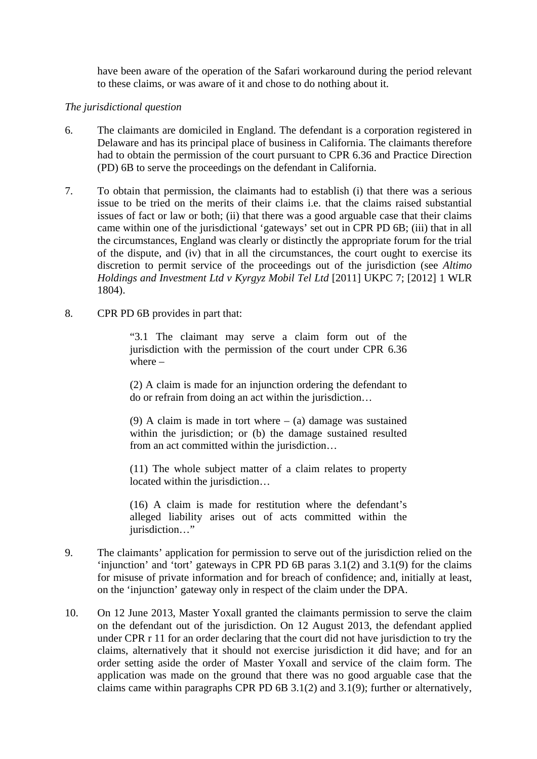have been aware of the operation of the Safari workaround during the period relevant to these claims, or was aware of it and chose to do nothing about it.

*The jurisdictional question*

6. The claimants are domiciled in England. The defendant is a corporation registered in Delaware and has its principal place of business in California. The claimants therefore had to obtain the permission of the court pursuant to CPR 6.36 and Practice Direction (PD) 6B to serve the proceedings on the defendant in California.

7. To obtain that permission, the claimants had to establish (i) that there was a serious issue to be tried on the merits of their claims i.e. that the claims raised substantial issues of fact or law or both; (ii) that there was a good arguable case that their claims came within one of the jurisdictional 'gateways' set out in CPR PD 6B; (iii) that in all the circumstances, England was clearly or distinctly the appropriate forum for the trial of the dispute, and (iv) that in all the circumstances, the court ought to exercise its discretion to permit service of the proceedings out of the jurisdiction (see *Altimo Holdings and Investment Ltd v Kyrgyz Mobil Tel Ltd* [2011] UKPC 7; [2012] 1 WLR 1804).

8. CPR PD 6B provides in part that:

> "3.1 The claimant may serve a claim form out of the jurisdiction with the permission of the court under CPR 6.36 where –
>
> (2) A claim is made for an injunction ordering the defendant to do or refrain from doing an act within the jurisdiction…
>
> (9) A claim is made in tort where – (a) damage was sustained within the jurisdiction; or (b) the damage sustained resulted from an act committed within the jurisdiction…
>
> (11) The whole subject matter of a claim relates to property located within the jurisdiction…
>
> (16) A claim is made for restitution where the defendant's alleged liability arises out of acts committed within the jurisdiction…"

9. The claimants' application for permission to serve out of the jurisdiction relied on the 'injunction' and 'tort' gateways in CPR PD 6B paras 3.1(2) and 3.1(9) for the claims for misuse of private information and for breach of confidence; and, initially at least, on the 'injunction' gateway only in respect of the claim under the DPA.

10. On 12 June 2013, Master Yoxall granted the claimants permission to serve the claim on the defendant out of the jurisdiction. On 12 August 2013, the defendant applied under CPR r 11 for an order declaring that the court did not have jurisdiction to try the claims, alternatively that it should not exercise jurisdiction it did have; and for an order setting aside the order of Master Yoxall and service of the claim form. The application was made on the ground that there was no good arguable case that the claims came within paragraphs CPR PD 6B 3.1(2) and 3.1(9); further or alternatively,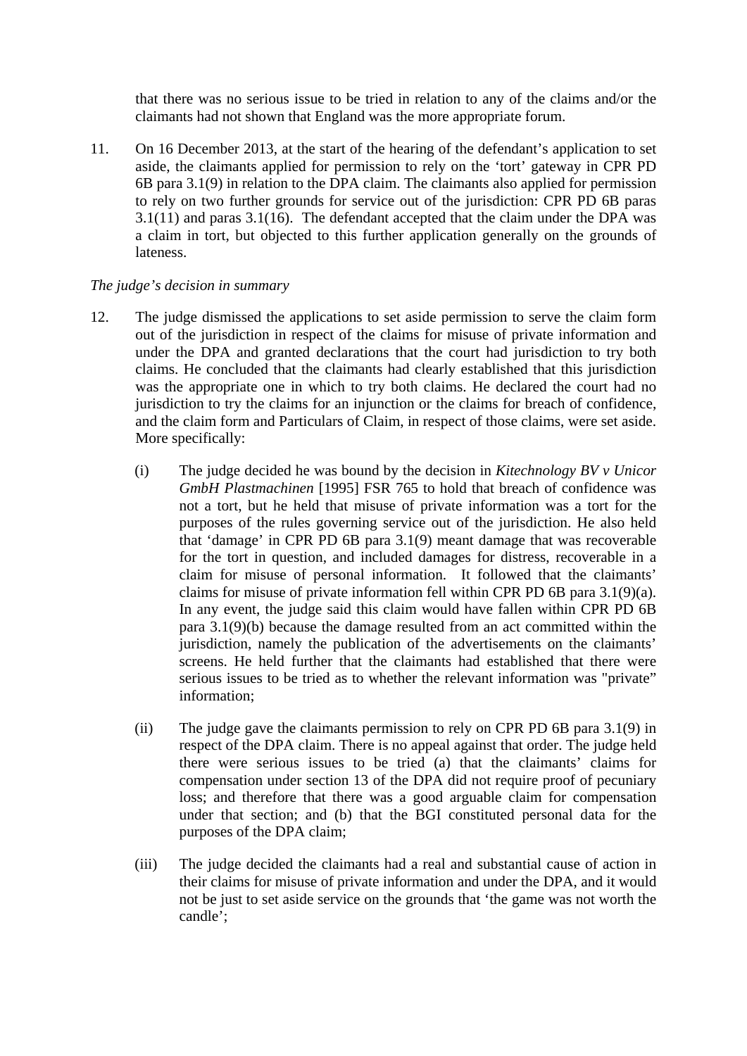that there was no serious issue to be tried in relation to any of the claims and/or the claimants had not shown that England was the more appropriate forum.

11. On 16 December 2013, at the start of the hearing of the defendant's application to set aside, the claimants applied for permission to rely on the 'tort' gateway in CPR PD 6B para 3.1(9) in relation to the DPA claim. The claimants also applied for permission to rely on two further grounds for service out of the jurisdiction: CPR PD 6B paras 3.1(11) and paras 3.1(16). The defendant accepted that the claim under the DPA was a claim in tort, but objected to this further application generally on the grounds of lateness.

*The judge's decision in summary*

12. The judge dismissed the applications to set aside permission to serve the claim form out of the jurisdiction in respect of the claims for misuse of private information and under the DPA and granted declarations that the court had jurisdiction to try both claims. He concluded that the claimants had clearly established that this jurisdiction was the appropriate one in which to try both claims. He declared the court had no jurisdiction to try the claims for an injunction or the claims for breach of confidence, and the claim form and Particulars of Claim, in respect of those claims, were set aside. More specifically:

    (i) The judge decided he was bound by the decision in *Kitechnology BV v Unicor GmbH Plastmachinen* [1995] FSR 765 to hold that breach of confidence was not a tort, but he held that misuse of private information was a tort for the purposes of the rules governing service out of the jurisdiction. He also held that 'damage' in CPR PD 6B para 3.1(9) meant damage that was recoverable for the tort in question, and included damages for distress, recoverable in a claim for misuse of personal information. It followed that the claimants' claims for misuse of private information fell within CPR PD 6B para 3.1(9)(a). In any event, the judge said this claim would have fallen within CPR PD 6B para 3.1(9)(b) because the damage resulted from an act committed within the jurisdiction, namely the publication of the advertisements on the claimants' screens. He held further that the claimants had established that there were serious issues to be tried as to whether the relevant information was "private" information;

    (ii) The judge gave the claimants permission to rely on CPR PD 6B para 3.1(9) in respect of the DPA claim. There is no appeal against that order. The judge held there were serious issues to be tried (a) that the claimants' claims for compensation under section 13 of the DPA did not require proof of pecuniary loss; and therefore that there was a good arguable claim for compensation under that section; and (b) that the BGI constituted personal data for the purposes of the DPA claim;

    (iii) The judge decided the claimants had a real and substantial cause of action in their claims for misuse of private information and under the DPA, and it would not be just to set aside service on the grounds that 'the game was not worth the candle';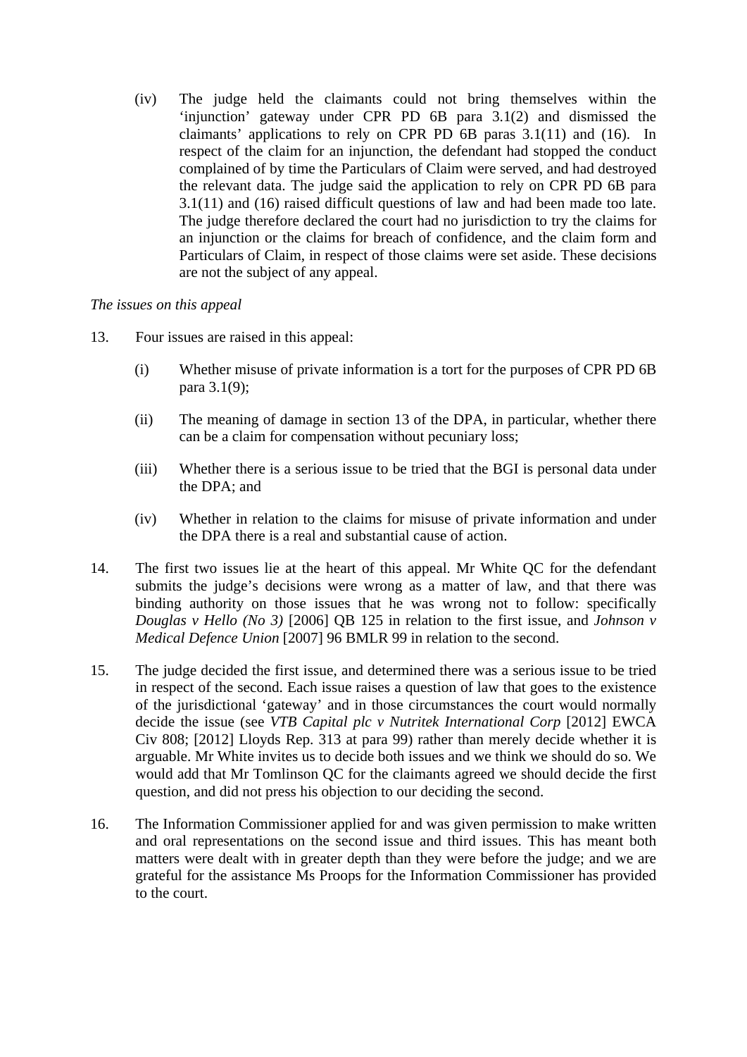(iv) The judge held the claimants could not bring themselves within the 'injunction' gateway under CPR PD 6B para 3.1(2) and dismissed the claimants' applications to rely on CPR PD 6B paras 3.1(11) and (16). In respect of the claim for an injunction, the defendant had stopped the conduct complained of by time the Particulars of Claim were served, and had destroyed the relevant data. The judge said the application to rely on CPR PD 6B para 3.1(11) and (16) raised difficult questions of law and had been made too late. The judge therefore declared the court had no jurisdiction to try the claims for an injunction or the claims for breach of confidence, and the claim form and Particulars of Claim, in respect of those claims were set aside. These decisions are not the subject of any appeal.

*The issues on this appeal*

13. Four issues are raised in this appeal:

    (i) Whether misuse of private information is a tort for the purposes of CPR PD 6B para 3.1(9);

    (ii) The meaning of damage in section 13 of the DPA, in particular, whether there can be a claim for compensation without pecuniary loss;

    (iii) Whether there is a serious issue to be tried that the BGI is personal data under the DPA; and

    (iv) Whether in relation to the claims for misuse of private information and under the DPA there is a real and substantial cause of action.

14. The first two issues lie at the heart of this appeal. Mr White QC for the defendant submits the judge's decisions were wrong as a matter of law, and that there was binding authority on those issues that he was wrong not to follow: specifically *Douglas v Hello (No 3)* [2006] QB 125 in relation to the first issue, and *Johnson v Medical Defence Union* [2007] 96 BMLR 99 in relation to the second.

15. The judge decided the first issue, and determined there was a serious issue to be tried in respect of the second. Each issue raises a question of law that goes to the existence of the jurisdictional 'gateway' and in those circumstances the court would normally decide the issue (see *VTB Capital plc v Nutritek International Corp* [2012] EWCA Civ 808; [2012] Lloyds Rep. 313 at para 99) rather than merely decide whether it is arguable. Mr White invites us to decide both issues and we think we should do so. We would add that Mr Tomlinson QC for the claimants agreed we should decide the first question, and did not press his objection to our deciding the second.

16. The Information Commissioner applied for and was given permission to make written and oral representations on the second issue and third issues. This has meant both matters were dealt with in greater depth than they were before the judge; and we are grateful for the assistance Ms Proops for the Information Commissioner has provided to the court.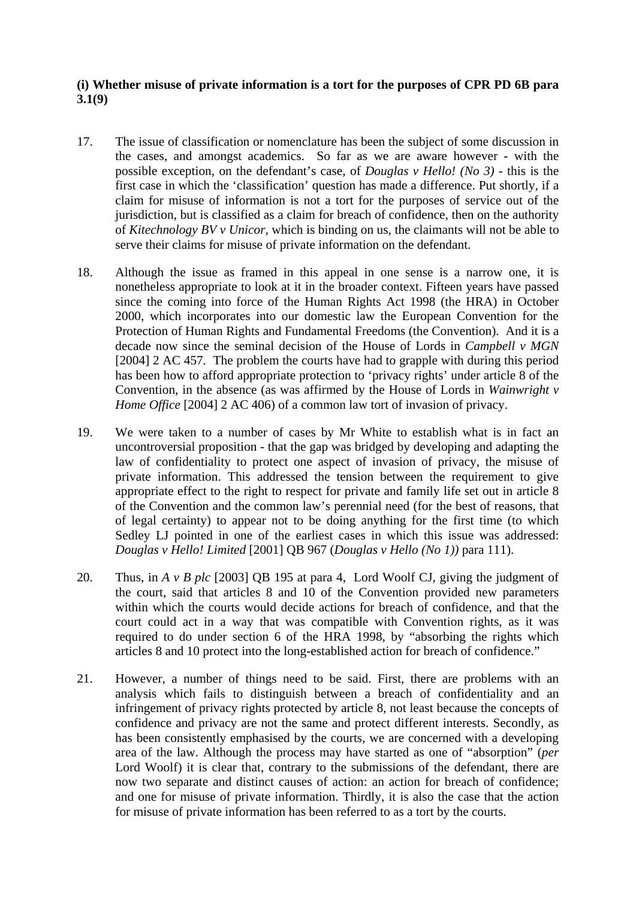**(i) Whether misuse of private information is a tort for the purposes of CPR PD 6B para 3.1(9)**

17. The issue of classification or nomenclature has been the subject of some discussion in the cases, and amongst academics. So far as we are aware however - with the possible exception, on the defendant's case, of *Douglas v Hello! (No 3)* - this is the first case in which the 'classification' question has made a difference. Put shortly, if a claim for misuse of information is not a tort for the purposes of service out of the jurisdiction, but is classified as a claim for breach of confidence, then on the authority of *Kitechnology BV v Unicor*, which is binding on us, the claimants will not be able to serve their claims for misuse of private information on the defendant.

18. Although the issue as framed in this appeal in one sense is a narrow one, it is nonetheless appropriate to look at it in the broader context. Fifteen years have passed since the coming into force of the Human Rights Act 1998 (the HRA) in October 2000, which incorporates into our domestic law the European Convention for the Protection of Human Rights and Fundamental Freedoms (the Convention). And it is a decade now since the seminal decision of the House of Lords in *Campbell v MGN* [2004] 2 AC 457. The problem the courts have had to grapple with during this period has been how to afford appropriate protection to 'privacy rights' under article 8 of the Convention, in the absence (as was affirmed by the House of Lords in *Wainwright v Home Office* [2004] 2 AC 406) of a common law tort of invasion of privacy.

19. We were taken to a number of cases by Mr White to establish what is in fact an uncontroversial proposition - that the gap was bridged by developing and adapting the law of confidentiality to protect one aspect of invasion of privacy, the misuse of private information. This addressed the tension between the requirement to give appropriate effect to the right to respect for private and family life set out in article 8 of the Convention and the common law's perennial need (for the best of reasons, that of legal certainty) to appear not to be doing anything for the first time (to which Sedley LJ pointed in one of the earliest cases in which this issue was addressed: *Douglas v Hello! Limited* [2001] QB 967 (*Douglas v Hello (No 1))* para 111).

20. Thus, in *A v B plc* [2003] QB 195 at para 4, Lord Woolf CJ, giving the judgment of the court, said that articles 8 and 10 of the Convention provided new parameters within which the courts would decide actions for breach of confidence, and that the court could act in a way that was compatible with Convention rights, as it was required to do under section 6 of the HRA 1998, by "absorbing the rights which articles 8 and 10 protect into the long-established action for breach of confidence."

21. However, a number of things need to be said. First, there are problems with an analysis which fails to distinguish between a breach of confidentiality and an infringement of privacy rights protected by article 8, not least because the concepts of confidence and privacy are not the same and protect different interests. Secondly, as has been consistently emphasised by the courts, we are concerned with a developing area of the law. Although the process may have started as one of "absorption" (*per* Lord Woolf) it is clear that, contrary to the submissions of the defendant, there are now two separate and distinct causes of action: an action for breach of confidence; and one for misuse of private information. Thirdly, it is also the case that the action for misuse of private information has been referred to as a tort by the courts.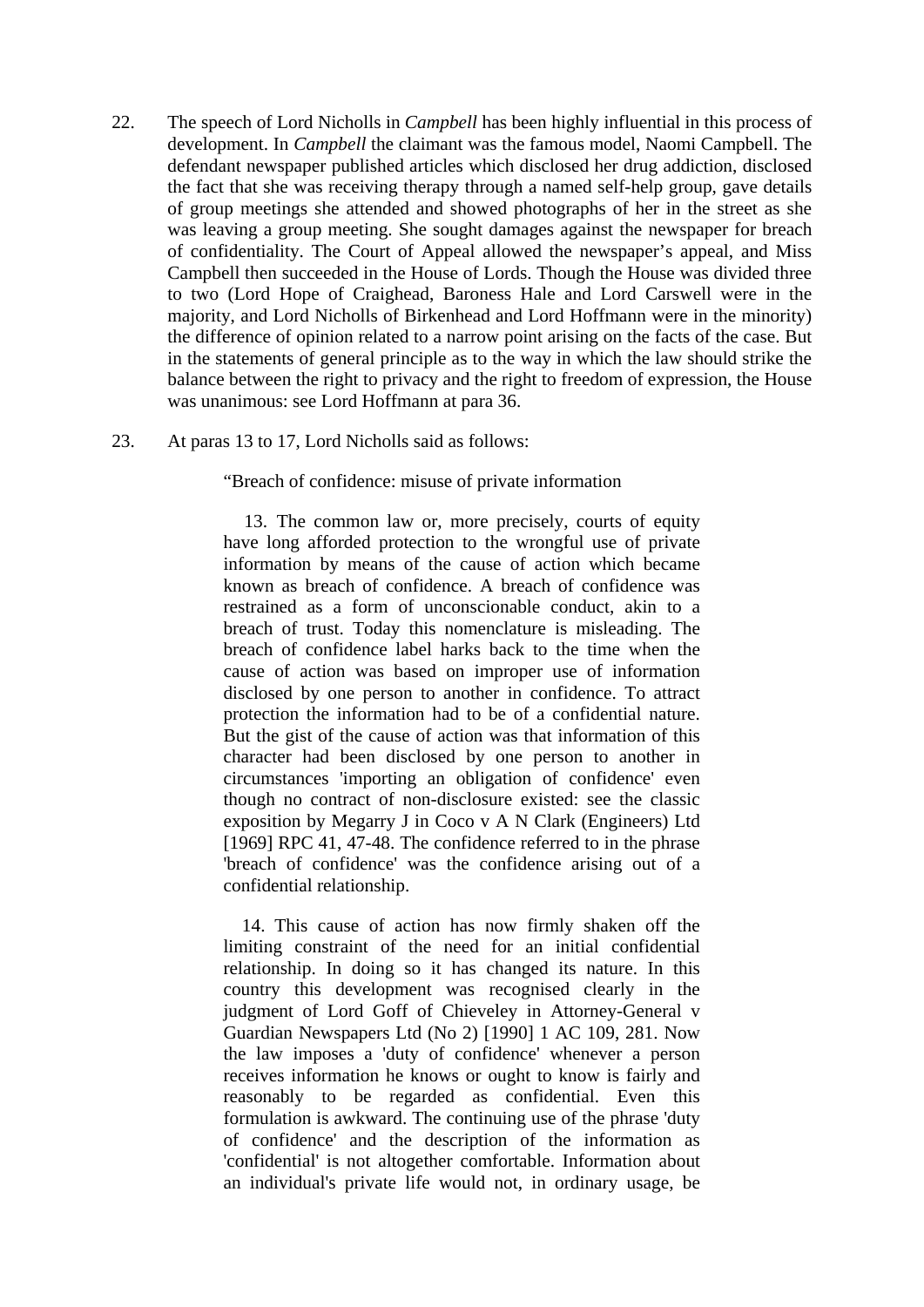22. The speech of Lord Nicholls in *Campbell* has been highly influential in this process of development. In *Campbell* the claimant was the famous model, Naomi Campbell. The defendant newspaper published articles which disclosed her drug addiction, disclosed the fact that she was receiving therapy through a named self-help group, gave details of group meetings she attended and showed photographs of her in the street as she was leaving a group meeting. She sought damages against the newspaper for breach of confidentiality. The Court of Appeal allowed the newspaper's appeal, and Miss Campbell then succeeded in the House of Lords. Though the House was divided three to two (Lord Hope of Craighead, Baroness Hale and Lord Carswell were in the majority, and Lord Nicholls of Birkenhead and Lord Hoffmann were in the minority) the difference of opinion related to a narrow point arising on the facts of the case. But in the statements of general principle as to the way in which the law should strike the balance between the right to privacy and the right to freedom of expression, the House was unanimous: see Lord Hoffmann at para 36.

23. At paras 13 to 17, Lord Nicholls said as follows:

> "Breach of confidence: misuse of private information
>
> 13. The common law or, more precisely, courts of equity have long afforded protection to the wrongful use of private information by means of the cause of action which became known as breach of confidence. A breach of confidence was restrained as a form of unconscionable conduct, akin to a breach of trust. Today this nomenclature is misleading. The breach of confidence label harks back to the time when the cause of action was based on improper use of information disclosed by one person to another in confidence. To attract protection the information had to be of a confidential nature. But the gist of the cause of action was that information of this character had been disclosed by one person to another in circumstances 'importing an obligation of confidence' even though no contract of non-disclosure existed: see the classic exposition by Megarry J in Coco v A N Clark (Engineers) Ltd [1969] RPC 41, 47-48. The confidence referred to in the phrase 'breach of confidence' was the confidence arising out of a confidential relationship.
>
> 14. This cause of action has now firmly shaken off the limiting constraint of the need for an initial confidential relationship. In doing so it has changed its nature. In this country this development was recognised clearly in the judgment of Lord Goff of Chieveley in Attorney-General v Guardian Newspapers Ltd (No 2) [1990] 1 AC 109, 281. Now the law imposes a 'duty of confidence' whenever a person receives information he knows or ought to know is fairly and reasonably to be regarded as confidential. Even this formulation is awkward. The continuing use of the phrase 'duty of confidence' and the description of the information as 'confidential' is not altogether comfortable. Information about an individual's private life would not, in ordinary usage, be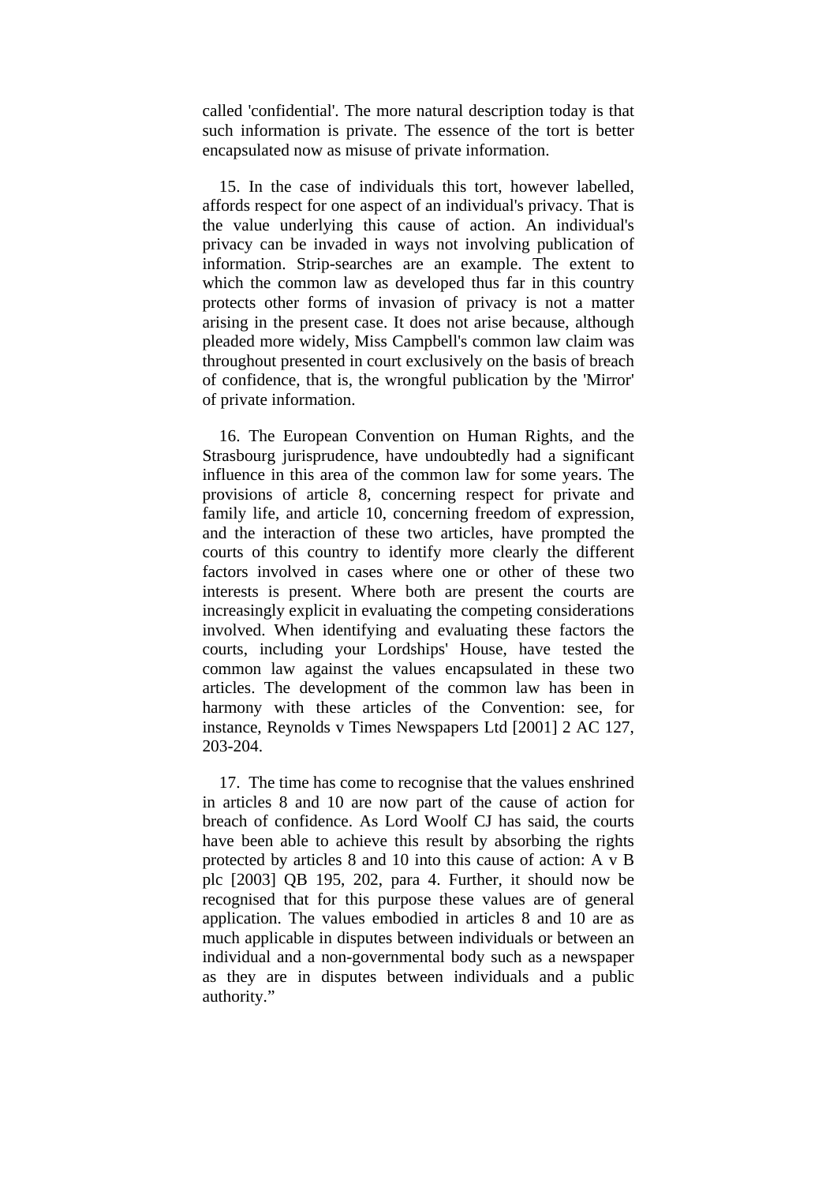called 'confidential'. The more natural description today is that such information is private. The essence of the tort is better encapsulated now as misuse of private information.

15. In the case of individuals this tort, however labelled, affords respect for one aspect of an individual's privacy. That is the value underlying this cause of action. An individual's privacy can be invaded in ways not involving publication of information. Strip-searches are an example. The extent to which the common law as developed thus far in this country protects other forms of invasion of privacy is not a matter arising in the present case. It does not arise because, although pleaded more widely, Miss Campbell's common law claim was throughout presented in court exclusively on the basis of breach of confidence, that is, the wrongful publication by the 'Mirror' of private information.

16. The European Convention on Human Rights, and the Strasbourg jurisprudence, have undoubtedly had a significant influence in this area of the common law for some years. The provisions of article 8, concerning respect for private and family life, and article 10, concerning freedom of expression, and the interaction of these two articles, have prompted the courts of this country to identify more clearly the different factors involved in cases where one or other of these two interests is present. Where both are present the courts are increasingly explicit in evaluating the competing considerations involved. When identifying and evaluating these factors the courts, including your Lordships' House, have tested the common law against the values encapsulated in these two articles. The development of the common law has been in harmony with these articles of the Convention: see, for instance, Reynolds v Times Newspapers Ltd [2001] 2 AC 127, 203-204.

17. The time has come to recognise that the values enshrined in articles 8 and 10 are now part of the cause of action for breach of confidence. As Lord Woolf CJ has said, the courts have been able to achieve this result by absorbing the rights protected by articles 8 and 10 into this cause of action: A v B plc [2003] QB 195, 202, para 4. Further, it should now be recognised that for this purpose these values are of general application. The values embodied in articles 8 and 10 are as much applicable in disputes between individuals or between an individual and a non-governmental body such as a newspaper as they are in disputes between individuals and a public authority."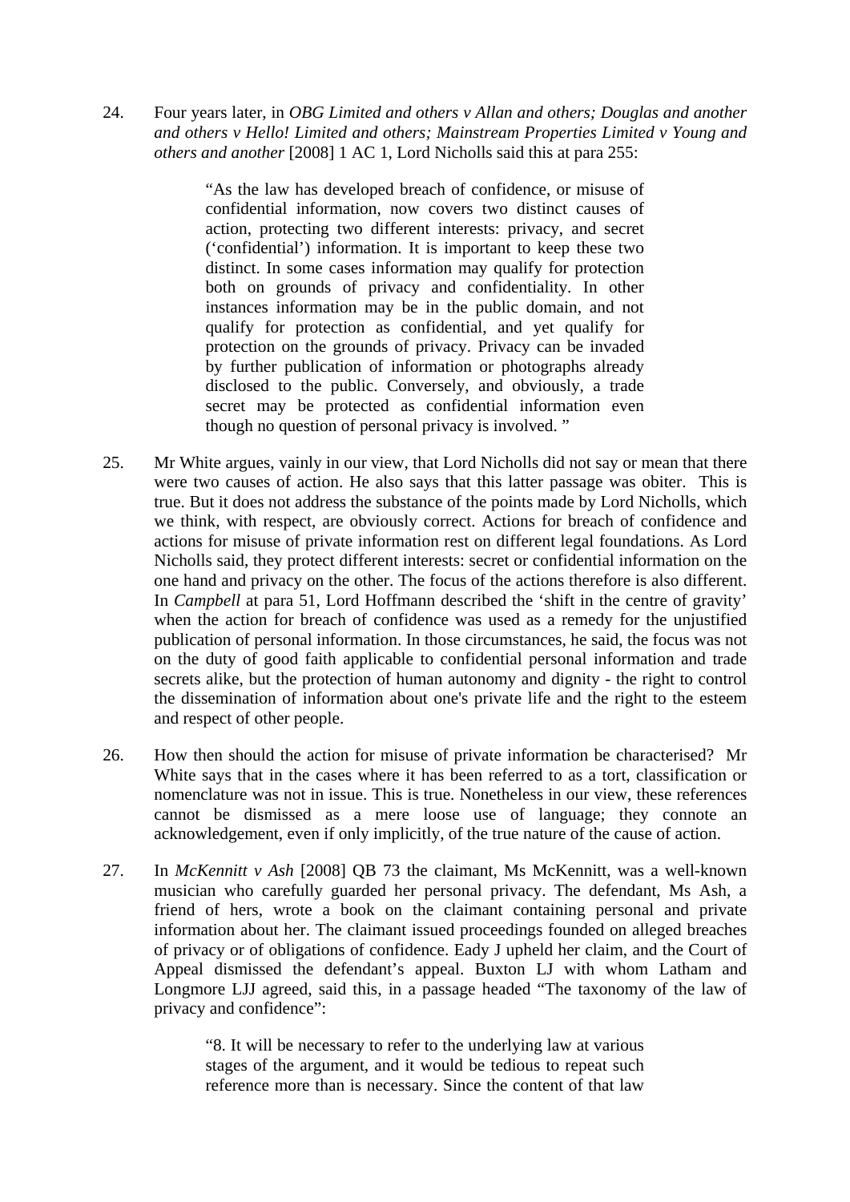24. Four years later, in *OBG Limited and others v Allan and others; Douglas and another and others v Hello! Limited and others; Mainstream Properties Limited v Young and others and another* [2008] 1 AC 1, Lord Nicholls said this at para 255:

> "As the law has developed breach of confidence, or misuse of confidential information, now covers two distinct causes of action, protecting two different interests: privacy, and secret ('confidential') information. It is important to keep these two distinct. In some cases information may qualify for protection both on grounds of privacy and confidentiality. In other instances information may be in the public domain, and not qualify for protection as confidential, and yet qualify for protection on the grounds of privacy. Privacy can be invaded by further publication of information or photographs already disclosed to the public. Conversely, and obviously, a trade secret may be protected as confidential information even though no question of personal privacy is involved. "

25. Mr White argues, vainly in our view, that Lord Nicholls did not say or mean that there were two causes of action. He also says that this latter passage was obiter. This is true. But it does not address the substance of the points made by Lord Nicholls, which we think, with respect, are obviously correct. Actions for breach of confidence and actions for misuse of private information rest on different legal foundations. As Lord Nicholls said, they protect different interests: secret or confidential information on the one hand and privacy on the other. The focus of the actions therefore is also different. In *Campbell* at para 51, Lord Hoffmann described the 'shift in the centre of gravity' when the action for breach of confidence was used as a remedy for the unjustified publication of personal information. In those circumstances, he said, the focus was not on the duty of good faith applicable to confidential personal information and trade secrets alike, but the protection of human autonomy and dignity - the right to control the dissemination of information about one's private life and the right to the esteem and respect of other people.

26. How then should the action for misuse of private information be characterised? Mr White says that in the cases where it has been referred to as a tort, classification or nomenclature was not in issue. This is true. Nonetheless in our view, these references cannot be dismissed as a mere loose use of language; they connote an acknowledgement, even if only implicitly, of the true nature of the cause of action.

27. In *McKennitt v Ash* [2008] QB 73 the claimant, Ms McKennitt, was a well-known musician who carefully guarded her personal privacy. The defendant, Ms Ash, a friend of hers, wrote a book on the claimant containing personal and private information about her. The claimant issued proceedings founded on alleged breaches of privacy or of obligations of confidence. Eady J upheld her claim, and the Court of Appeal dismissed the defendant's appeal. Buxton LJ with whom Latham and Longmore LJJ agreed, said this, in a passage headed "The taxonomy of the law of privacy and confidence":

> "8. It will be necessary to refer to the underlying law at various stages of the argument, and it would be tedious to repeat such reference more than is necessary. Since the content of that law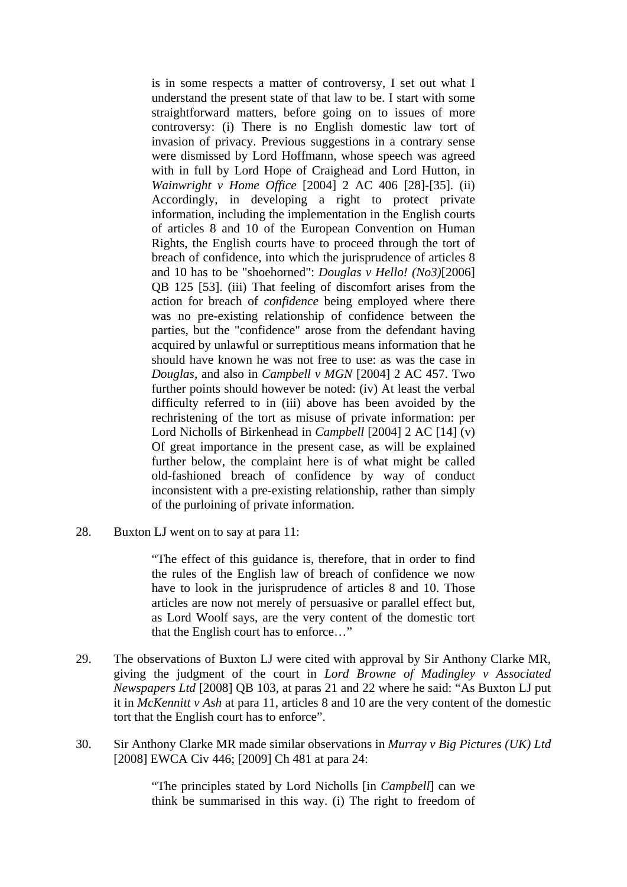> is in some respects a matter of controversy, I set out what I understand the present state of that law to be. I start with some straightforward matters, before going on to issues of more controversy: (i) There is no English domestic law tort of invasion of privacy. Previous suggestions in a contrary sense were dismissed by Lord Hoffmann, whose speech was agreed with in full by Lord Hope of Craighead and Lord Hutton, in *Wainwright v Home Office* [2004] 2 AC 406 [28]-[35]. (ii) Accordingly, in developing a right to protect private information, including the implementation in the English courts of articles 8 and 10 of the European Convention on Human Rights, the English courts have to proceed through the tort of breach of confidence, into which the jurisprudence of articles 8 and 10 has to be "shoehorned": *Douglas v Hello! (No3)*[2006] QB 125 [53]. (iii) That feeling of discomfort arises from the action for breach of *confidence* being employed where there was no pre-existing relationship of confidence between the parties, but the "confidence" arose from the defendant having acquired by unlawful or surreptitious means information that he should have known he was not free to use: as was the case in *Douglas*, and also in *Campbell v MGN* [2004] 2 AC 457. Two further points should however be noted: (iv) At least the verbal difficulty referred to in (iii) above has been avoided by the rechristening of the tort as misuse of private information: per Lord Nicholls of Birkenhead in *Campbell* [2004] 2 AC [14] (v) Of great importance in the present case, as will be explained further below, the complaint here is of what might be called old-fashioned breach of confidence by way of conduct inconsistent with a pre-existing relationship, rather than simply of the purloining of private information.

28. Buxton LJ went on to say at para 11:

> "The effect of this guidance is, therefore, that in order to find the rules of the English law of breach of confidence we now have to look in the jurisprudence of articles 8 and 10. Those articles are now not merely of persuasive or parallel effect but, as Lord Woolf says, are the very content of the domestic tort that the English court has to enforce…"

29. The observations of Buxton LJ were cited with approval by Sir Anthony Clarke MR, giving the judgment of the court in *Lord Browne of Madingley v Associated Newspapers Ltd* [2008] QB 103, at paras 21 and 22 where he said: "As Buxton LJ put it in *McKennitt v Ash* at para 11, articles 8 and 10 are the very content of the domestic tort that the English court has to enforce".

30. Sir Anthony Clarke MR made similar observations in *Murray v Big Pictures (UK) Ltd* [2008] EWCA Civ 446; [2009] Ch 481 at para 24:

> "The principles stated by Lord Nicholls [in *Campbell*] can we think be summarised in this way. (i) The right to freedom of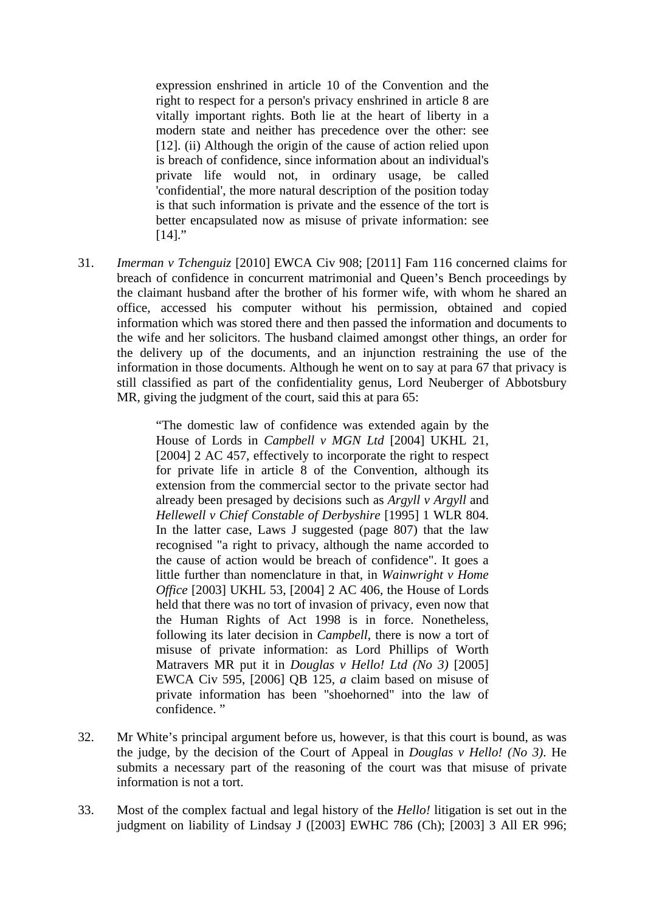> expression enshrined in article 10 of the Convention and the right to respect for a person's privacy enshrined in article 8 are vitally important rights. Both lie at the heart of liberty in a modern state and neither has precedence over the other: see [12]. (ii) Although the origin of the cause of action relied upon is breach of confidence, since information about an individual's private life would not, in ordinary usage, be called 'confidential', the more natural description of the position today is that such information is private and the essence of the tort is better encapsulated now as misuse of private information: see [14]."

31. *Imerman v Tchenguiz* [2010] EWCA Civ 908; [2011] Fam 116 concerned claims for breach of confidence in concurrent matrimonial and Queen's Bench proceedings by the claimant husband after the brother of his former wife, with whom he shared an office, accessed his computer without his permission, obtained and copied information which was stored there and then passed the information and documents to the wife and her solicitors. The husband claimed amongst other things, an order for the delivery up of the documents, and an injunction restraining the use of the information in those documents. Although he went on to say at para 67 that privacy is still classified as part of the confidentiality genus, Lord Neuberger of Abbotsbury MR, giving the judgment of the court, said this at para 65:

> "The domestic law of confidence was extended again by the House of Lords in *Campbell v MGN Ltd* [2004] UKHL 21, [2004] 2 AC 457, effectively to incorporate the right to respect for private life in article 8 of the Convention, although its extension from the commercial sector to the private sector had already been presaged by decisions such as *Argyll v Argyll* and *Hellewell v Chief Constable of Derbyshire* [1995] 1 WLR 804. In the latter case, Laws J suggested (page 807) that the law recognised "a right to privacy, although the name accorded to the cause of action would be breach of confidence". It goes a little further than nomenclature in that, in *Wainwright v Home Office* [2003] UKHL 53, [2004] 2 AC 406, the House of Lords held that there was no tort of invasion of privacy, even now that the Human Rights of Act 1998 is in force. Nonetheless, following its later decision in *Campbell*, there is now a tort of misuse of private information: as Lord Phillips of Worth Matravers MR put it in *Douglas v Hello! Ltd (No 3)* [2005] EWCA Civ 595, [2006] QB 125, *a* claim based on misuse of private information has been "shoehorned" into the law of confidence. "

32. Mr White's principal argument before us, however, is that this court is bound, as was the judge, by the decision of the Court of Appeal in *Douglas v Hello! (No 3)*. He submits a necessary part of the reasoning of the court was that misuse of private information is not a tort.

33. Most of the complex factual and legal history of the *Hello!* litigation is set out in the judgment on liability of Lindsay J ([2003] EWHC 786 (Ch); [2003] 3 All ER 996;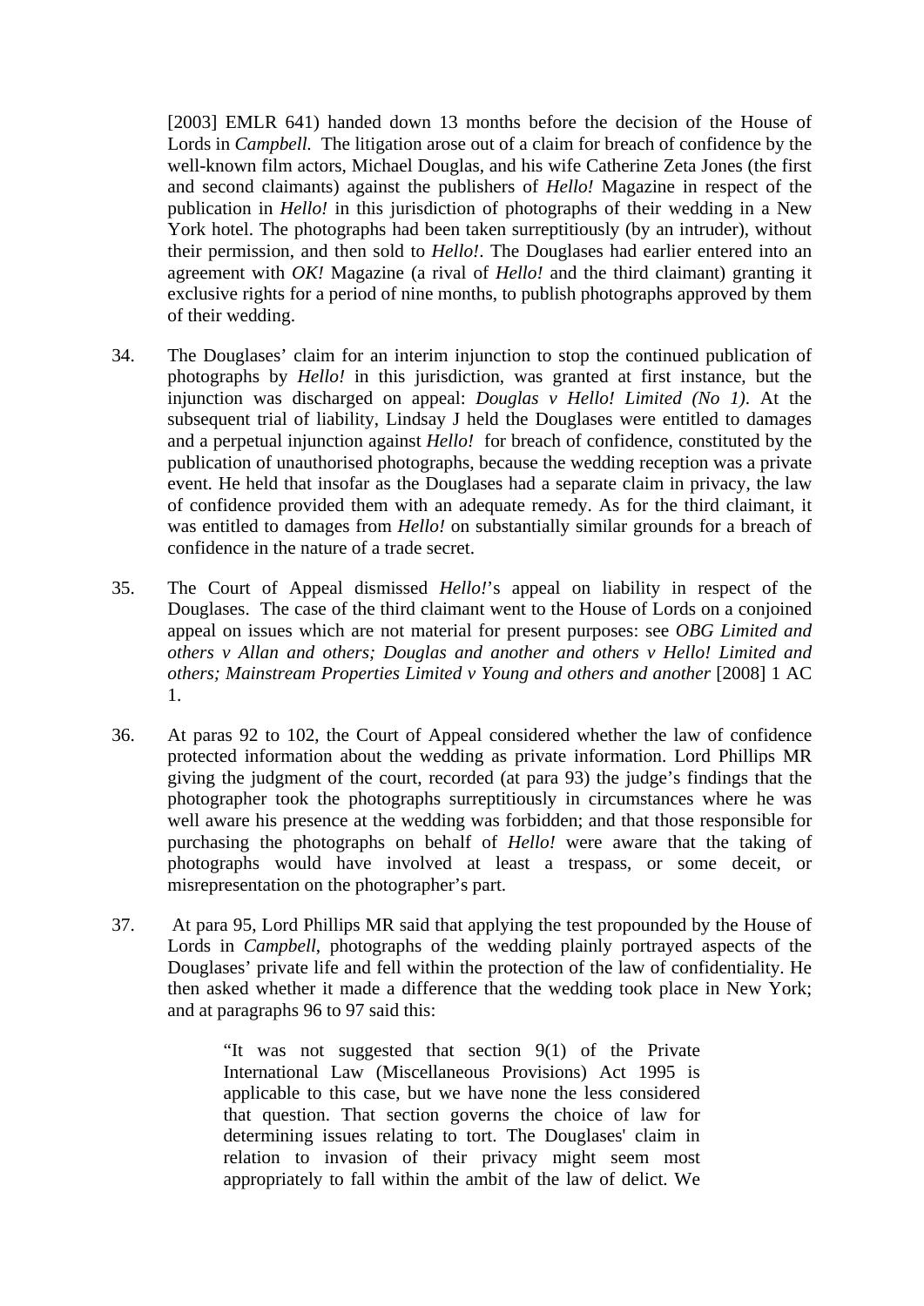[2003] EMLR 641) handed down 13 months before the decision of the House of Lords in *Campbell.* The litigation arose out of a claim for breach of confidence by the well-known film actors, Michael Douglas, and his wife Catherine Zeta Jones (the first and second claimants) against the publishers of *Hello!* Magazine in respect of the publication in *Hello!* in this jurisdiction of photographs of their wedding in a New York hotel. The photographs had been taken surreptitiously (by an intruder), without their permission, and then sold to *Hello!*. The Douglases had earlier entered into an agreement with *OK!* Magazine (a rival of *Hello!* and the third claimant) granting it exclusive rights for a period of nine months, to publish photographs approved by them of their wedding.

34. The Douglases' claim for an interim injunction to stop the continued publication of photographs by *Hello!* in this jurisdiction, was granted at first instance, but the injunction was discharged on appeal: *Douglas v Hello! Limited (No 1)*. At the subsequent trial of liability, Lindsay J held the Douglases were entitled to damages and a perpetual injunction against *Hello!* for breach of confidence, constituted by the publication of unauthorised photographs, because the wedding reception was a private event. He held that insofar as the Douglases had a separate claim in privacy, the law of confidence provided them with an adequate remedy. As for the third claimant, it was entitled to damages from *Hello!* on substantially similar grounds for a breach of confidence in the nature of a trade secret.

35. The Court of Appeal dismissed *Hello!*'s appeal on liability in respect of the Douglases. The case of the third claimant went to the House of Lords on a conjoined appeal on issues which are not material for present purposes: see *OBG Limited and others v Allan and others; Douglas and another and others v Hello! Limited and others; Mainstream Properties Limited v Young and others and another* [2008] 1 AC 1.

36. At paras 92 to 102, the Court of Appeal considered whether the law of confidence protected information about the wedding as private information. Lord Phillips MR giving the judgment of the court, recorded (at para 93) the judge's findings that the photographer took the photographs surreptitiously in circumstances where he was well aware his presence at the wedding was forbidden; and that those responsible for purchasing the photographs on behalf of *Hello!* were aware that the taking of photographs would have involved at least a trespass, or some deceit, or misrepresentation on the photographer's part.

37. At para 95, Lord Phillips MR said that applying the test propounded by the House of Lords in *Campbell*, photographs of the wedding plainly portrayed aspects of the Douglases' private life and fell within the protection of the law of confidentiality. He then asked whether it made a difference that the wedding took place in New York; and at paragraphs 96 to 97 said this:

> "It was not suggested that section 9(1) of the Private International Law (Miscellaneous Provisions) Act 1995 is applicable to this case, but we have none the less considered that question. That section governs the choice of law for determining issues relating to tort. The Douglases' claim in relation to invasion of their privacy might seem most appropriately to fall within the ambit of the law of delict. We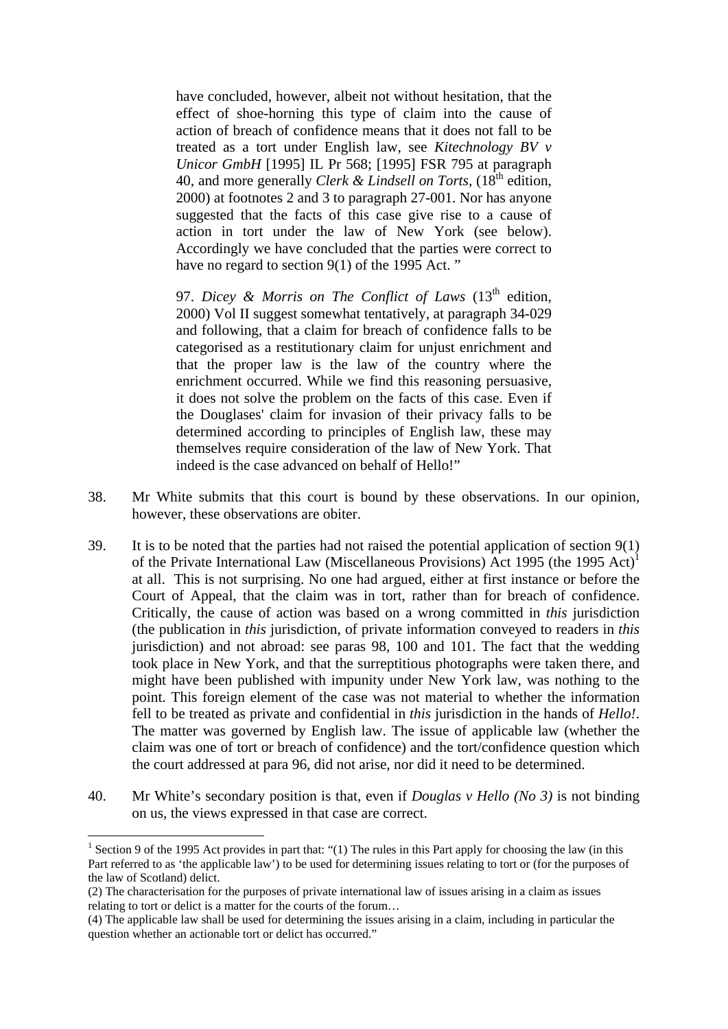> have concluded, however, albeit not without hesitation, that the effect of shoe-horning this type of claim into the cause of action of breach of confidence means that it does not fall to be treated as a tort under English law, see *Kitechnology BV v Unicor GmbH* [1995] IL Pr 568; [1995] FSR 795 at paragraph 40, and more generally *Clerk & Lindsell on Torts*, (18th edition, 2000) at footnotes 2 and 3 to paragraph 27-001. Nor has anyone suggested that the facts of this case give rise to a cause of action in tort under the law of New York (see below). Accordingly we have concluded that the parties were correct to have no regard to section 9(1) of the 1995 Act. "
>
> 97. *Dicey & Morris on The Conflict of Laws* (13th edition, 2000) Vol II suggest somewhat tentatively, at paragraph 34-029 and following, that a claim for breach of confidence falls to be categorised as a restitutionary claim for unjust enrichment and that the proper law is the law of the country where the enrichment occurred. While we find this reasoning persuasive, it does not solve the problem on the facts of this case. Even if the Douglases' claim for invasion of their privacy falls to be determined according to principles of English law, these may themselves require consideration of the law of New York. That indeed is the case advanced on behalf of Hello!"

38. Mr White submits that this court is bound by these observations. In our opinion, however, these observations are obiter.

39. It is to be noted that the parties had not raised the potential application of section 9(1) of the Private International Law (Miscellaneous Provisions) Act 1995 (the 1995 Act)[1] at all. This is not surprising. No one had argued, either at first instance or before the Court of Appeal, that the claim was in tort, rather than for breach of confidence. Critically, the cause of action was based on a wrong committed in *this* jurisdiction (the publication in *this* jurisdiction, of private information conveyed to readers in *this* jurisdiction) and not abroad: see paras 98, 100 and 101. The fact that the wedding took place in New York, and that the surreptitious photographs were taken there, and might have been published with impunity under New York law, was nothing to the point. This foreign element of the case was not material to whether the information fell to be treated as private and confidential in *this* jurisdiction in the hands of *Hello!*. The matter was governed by English law. The issue of applicable law (whether the claim was one of tort or breach of confidence) and the tort/confidence question which the court addressed at para 96, did not arise, nor did it need to be determined.

40. Mr White's secondary position is that, even if *Douglas v Hello (No 3)* is not binding on us, the views expressed in that case are correct.

---

[1] Section 9 of the 1995 Act provides in part that: "(1) The rules in this Part apply for choosing the law (in this Part referred to as 'the applicable law') to be used for determining issues relating to tort or (for the purposes of the law of Scotland) delict.

(2) The characterisation for the purposes of private international law of issues arising in a claim as issues relating to tort or delict is a matter for the courts of the forum…

(4) The applicable law shall be used for determining the issues arising in a claim, including in particular the question whether an actionable tort or delict has occurred."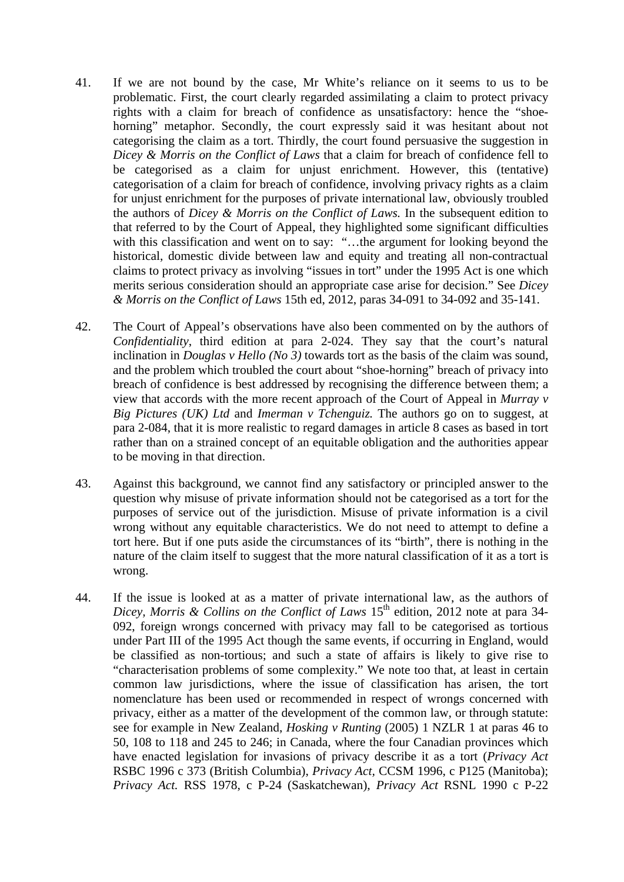41. If we are not bound by the case, Mr White's reliance on it seems to us to be problematic. First, the court clearly regarded assimilating a claim to protect privacy rights with a claim for breach of confidence as unsatisfactory: hence the "shoe-horning" metaphor. Secondly, the court expressly said it was hesitant about not categorising the claim as a tort. Thirdly, the court found persuasive the suggestion in *Dicey & Morris on the Conflict of Laws* that a claim for breach of confidence fell to be categorised as a claim for unjust enrichment. However, this (tentative) categorisation of a claim for breach of confidence, involving privacy rights as a claim for unjust enrichment for the purposes of private international law, obviously troubled the authors of *Dicey & Morris on the Conflict of Laws.* In the subsequent edition to that referred to by the Court of Appeal, they highlighted some significant difficulties with this classification and went on to say: "…the argument for looking beyond the historical, domestic divide between law and equity and treating all non-contractual claims to protect privacy as involving "issues in tort" under the 1995 Act is one which merits serious consideration should an appropriate case arise for decision." See *Dicey & Morris on the Conflict of Laws* 15th ed, 2012, paras 34-091 to 34-092 and 35-141.

42. The Court of Appeal's observations have also been commented on by the authors of *Confidentiality*, third edition at para 2-024. They say that the court's natural inclination in *Douglas v Hello (No 3)* towards tort as the basis of the claim was sound, and the problem which troubled the court about "shoe-horning" breach of privacy into breach of confidence is best addressed by recognising the difference between them; a view that accords with the more recent approach of the Court of Appeal in *Murray v Big Pictures (UK) Ltd* and *Imerman v Tchenguiz.* The authors go on to suggest, at para 2-084, that it is more realistic to regard damages in article 8 cases as based in tort rather than on a strained concept of an equitable obligation and the authorities appear to be moving in that direction.

43. Against this background, we cannot find any satisfactory or principled answer to the question why misuse of private information should not be categorised as a tort for the purposes of service out of the jurisdiction. Misuse of private information is a civil wrong without any equitable characteristics. We do not need to attempt to define a tort here. But if one puts aside the circumstances of its "birth", there is nothing in the nature of the claim itself to suggest that the more natural classification of it as a tort is wrong.

44. If the issue is looked at as a matter of private international law, as the authors of *Dicey, Morris & Collins on the Conflict of Laws* 15th edition, 2012 note at para 34-092, foreign wrongs concerned with privacy may fall to be categorised as tortious under Part III of the 1995 Act though the same events, if occurring in England, would be classified as non-tortious; and such a state of affairs is likely to give rise to "characterisation problems of some complexity." We note too that, at least in certain common law jurisdictions, where the issue of classification has arisen, the tort nomenclature has been used or recommended in respect of wrongs concerned with privacy, either as a matter of the development of the common law, or through statute: see for example in New Zealand, *Hosking v Runting* (2005) 1 NZLR 1 at paras 46 to 50, 108 to 118 and 245 to 246; in Canada, where the four Canadian provinces which have enacted legislation for invasions of privacy describe it as a tort (*Privacy Act* RSBC 1996 c 373 (British Columbia), *Privacy Act,* CCSM 1996, c P125 (Manitoba); *Privacy Act.* RSS 1978, c P-24 (Saskatchewan), *Privacy Act* RSNL 1990 c P-22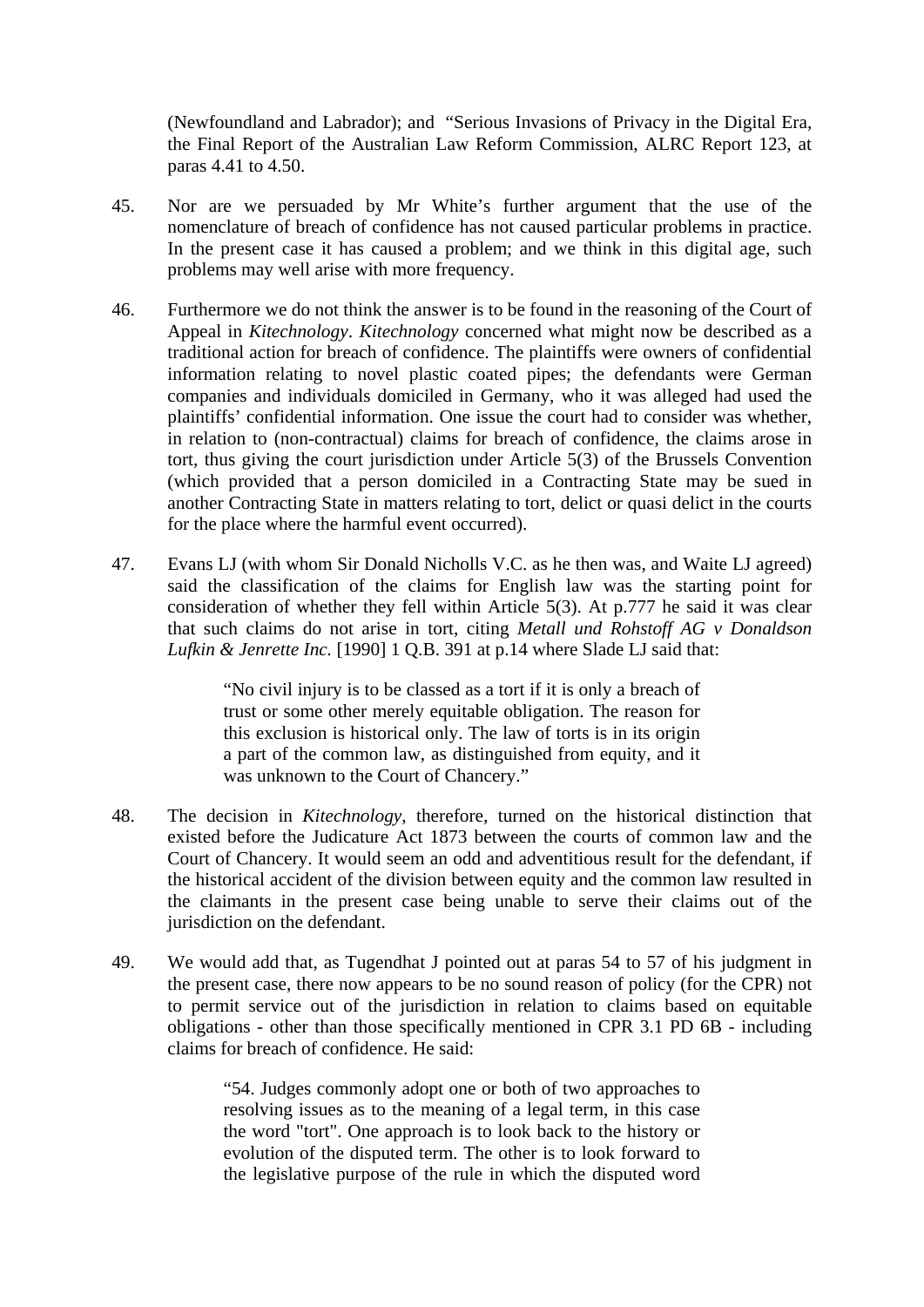(Newfoundland and Labrador); and "Serious Invasions of Privacy in the Digital Era, the Final Report of the Australian Law Reform Commission, ALRC Report 123, at paras 4.41 to 4.50.

45. Nor are we persuaded by Mr White's further argument that the use of the nomenclature of breach of confidence has not caused particular problems in practice. In the present case it has caused a problem; and we think in this digital age, such problems may well arise with more frequency.

46. Furthermore we do not think the answer is to be found in the reasoning of the Court of Appeal in *Kitechnology*. *Kitechnology* concerned what might now be described as a traditional action for breach of confidence. The plaintiffs were owners of confidential information relating to novel plastic coated pipes; the defendants were German companies and individuals domiciled in Germany, who it was alleged had used the plaintiffs' confidential information. One issue the court had to consider was whether, in relation to (non-contractual) claims for breach of confidence, the claims arose in tort, thus giving the court jurisdiction under Article 5(3) of the Brussels Convention (which provided that a person domiciled in a Contracting State may be sued in another Contracting State in matters relating to tort, delict or quasi delict in the courts for the place where the harmful event occurred).

47. Evans LJ (with whom Sir Donald Nicholls V.C. as he then was, and Waite LJ agreed) said the classification of the claims for English law was the starting point for consideration of whether they fell within Article 5(3). At p.777 he said it was clear that such claims do not arise in tort, citing *Metall und Rohstoff AG v Donaldson Lufkin & Jenrette Inc.* [1990] 1 Q.B. 391 at p.14 where Slade LJ said that:

> "No civil injury is to be classed as a tort if it is only a breach of trust or some other merely equitable obligation. The reason for this exclusion is historical only. The law of torts is in its origin a part of the common law, as distinguished from equity, and it was unknown to the Court of Chancery."

48. The decision in *Kitechnology*, therefore, turned on the historical distinction that existed before the Judicature Act 1873 between the courts of common law and the Court of Chancery. It would seem an odd and adventitious result for the defendant, if the historical accident of the division between equity and the common law resulted in the claimants in the present case being unable to serve their claims out of the jurisdiction on the defendant.

49. We would add that, as Tugendhat J pointed out at paras 54 to 57 of his judgment in the present case, there now appears to be no sound reason of policy (for the CPR) not to permit service out of the jurisdiction in relation to claims based on equitable obligations - other than those specifically mentioned in CPR 3.1 PD 6B - including claims for breach of confidence. He said:

> "54. Judges commonly adopt one or both of two approaches to resolving issues as to the meaning of a legal term, in this case the word "tort". One approach is to look back to the history or evolution of the disputed term. The other is to look forward to the legislative purpose of the rule in which the disputed word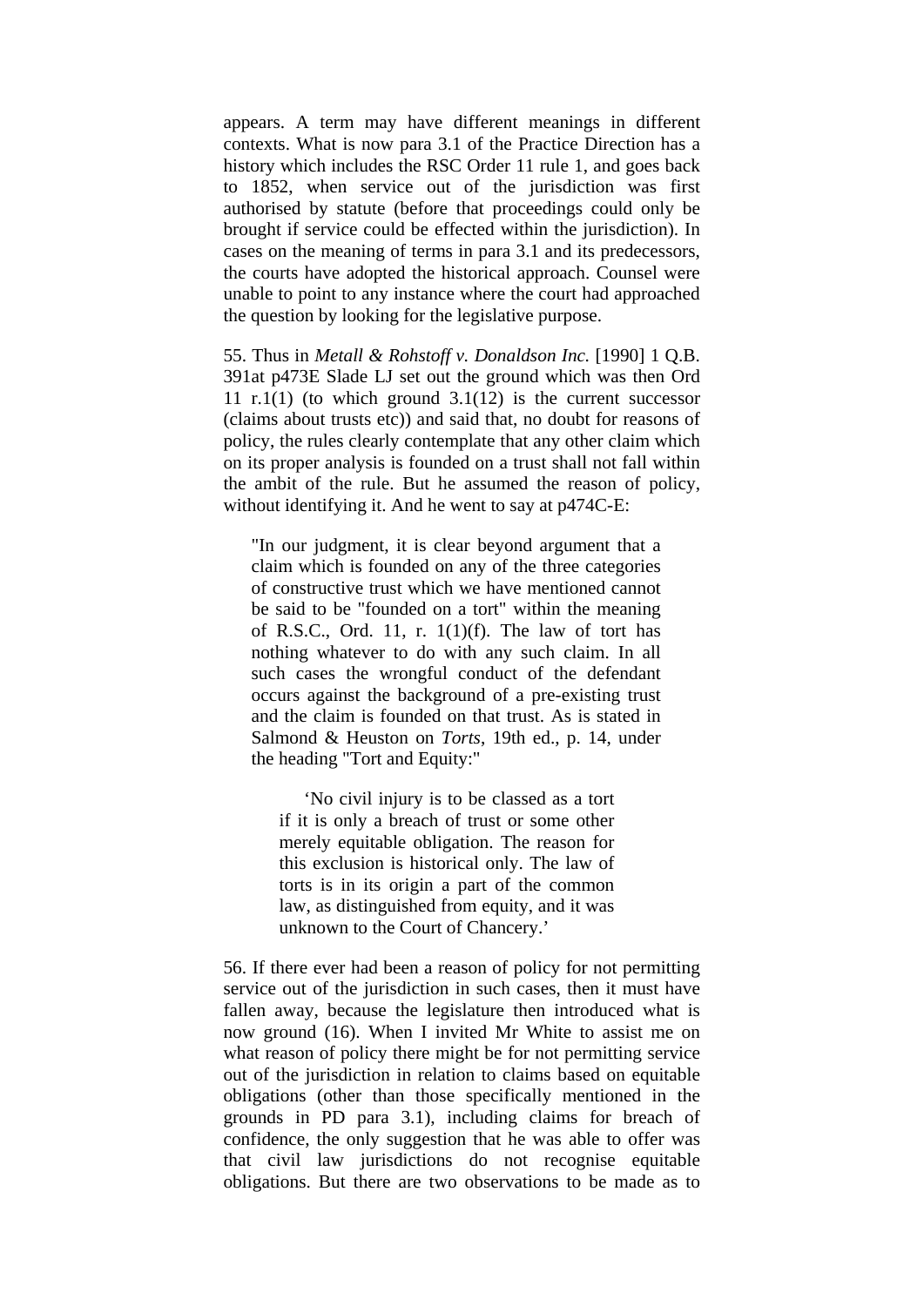appears. A term may have different meanings in different contexts. What is now para 3.1 of the Practice Direction has a history which includes the RSC Order 11 rule 1, and goes back to 1852, when service out of the jurisdiction was first authorised by statute (before that proceedings could only be brought if service could be effected within the jurisdiction). In cases on the meaning of terms in para 3.1 and its predecessors, the courts have adopted the historical approach. Counsel were unable to point to any instance where the court had approached the question by looking for the legislative purpose.

55. Thus in *Metall & Rohstoff v. Donaldson Inc.* [1990] 1 Q.B. 391at p473E Slade LJ set out the ground which was then Ord 11 r.1(1) (to which ground 3.1(12) is the current successor (claims about trusts etc)) and said that, no doubt for reasons of policy, the rules clearly contemplate that any other claim which on its proper analysis is founded on a trust shall not fall within the ambit of the rule. But he assumed the reason of policy, without identifying it. And he went to say at p474C-E:

> "In our judgment, it is clear beyond argument that a claim which is founded on any of the three categories of constructive trust which we have mentioned cannot be said to be "founded on a tort" within the meaning of R.S.C., Ord. 11, r. 1(1)(f). The law of tort has nothing whatever to do with any such claim. In all such cases the wrongful conduct of the defendant occurs against the background of a pre-existing trust and the claim is founded on that trust. As is stated in Salmond & Heuston on *Torts*, 19th ed., p. 14, under the heading "Tort and Equity:"
>
> > 'No civil injury is to be classed as a tort if it is only a breach of trust or some other merely equitable obligation. The reason for this exclusion is historical only. The law of torts is in its origin a part of the common law, as distinguished from equity, and it was unknown to the Court of Chancery.'

56. If there ever had been a reason of policy for not permitting service out of the jurisdiction in such cases, then it must have fallen away, because the legislature then introduced what is now ground (16). When I invited Mr White to assist me on what reason of policy there might be for not permitting service out of the jurisdiction in relation to claims based on equitable obligations (other than those specifically mentioned in the grounds in PD para 3.1), including claims for breach of confidence, the only suggestion that he was able to offer was that civil law jurisdictions do not recognise equitable obligations. But there are two observations to be made as to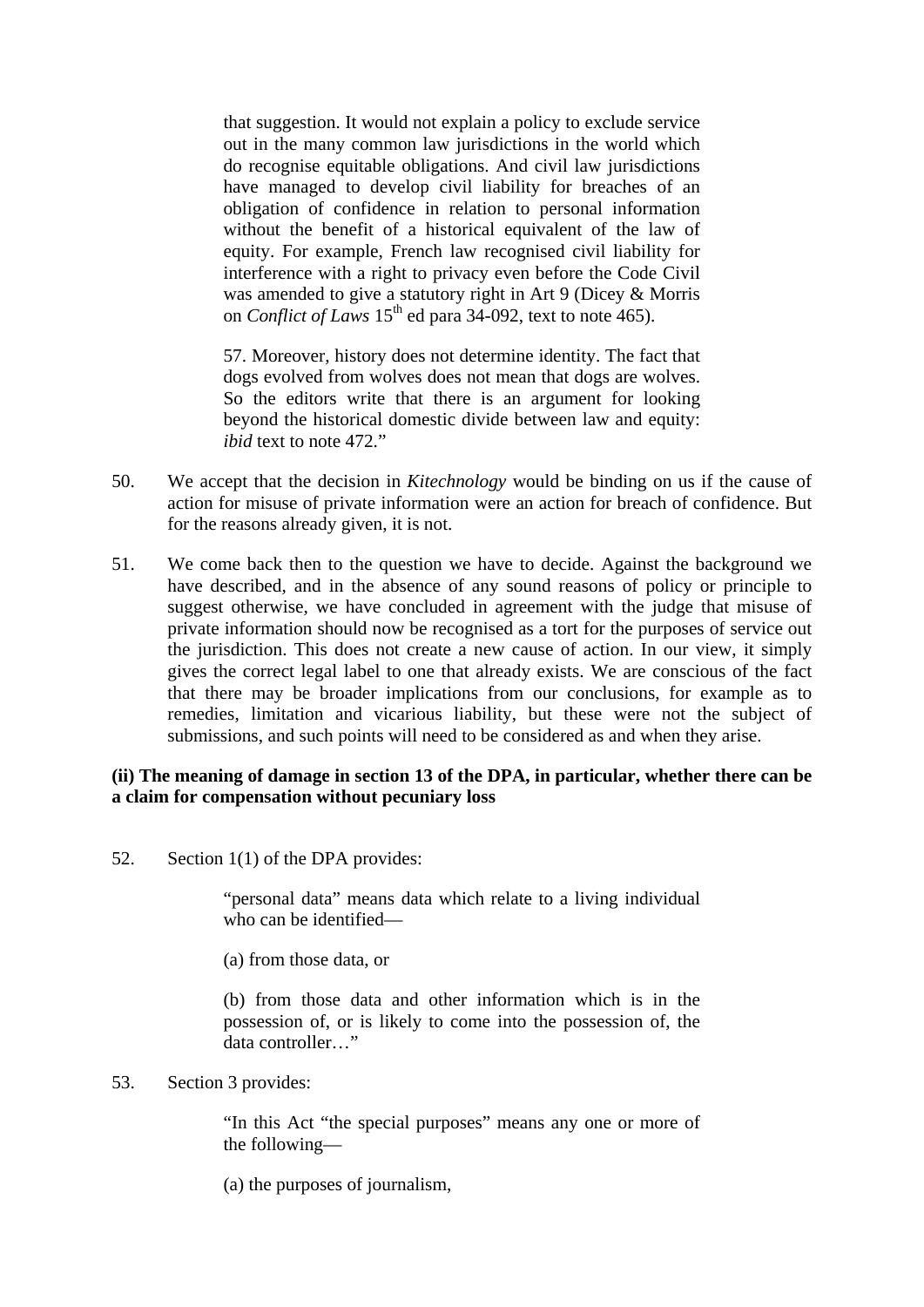> that suggestion. It would not explain a policy to exclude service out in the many common law jurisdictions in the world which do recognise equitable obligations. And civil law jurisdictions have managed to develop civil liability for breaches of an obligation of confidence in relation to personal information without the benefit of a historical equivalent of the law of equity. For example, French law recognised civil liability for interference with a right to privacy even before the Code Civil was amended to give a statutory right in Art 9 (Dicey & Morris on *Conflict of Laws* 15th ed para 34-092, text to note 465).
>
> 57. Moreover, history does not determine identity. The fact that dogs evolved from wolves does not mean that dogs are wolves. So the editors write that there is an argument for looking beyond the historical domestic divide between law and equity: *ibid* text to note 472."

50. We accept that the decision in *Kitechnology* would be binding on us if the cause of action for misuse of private information were an action for breach of confidence. But for the reasons already given, it is not.

51. We come back then to the question we have to decide. Against the background we have described, and in the absence of any sound reasons of policy or principle to suggest otherwise, we have concluded in agreement with the judge that misuse of private information should now be recognised as a tort for the purposes of service out the jurisdiction. This does not create a new cause of action. In our view, it simply gives the correct legal label to one that already exists. We are conscious of the fact that there may be broader implications from our conclusions, for example as to remedies, limitation and vicarious liability, but these were not the subject of submissions, and such points will need to be considered as and when they arise.

**(ii) The meaning of damage in section 13 of the DPA, in particular, whether there can be a claim for compensation without pecuniary loss**

52. Section 1(1) of the DPA provides:

> "personal data" means data which relate to a living individual who can be identified—
>
> (a) from those data, or
>
> (b) from those data and other information which is in the possession of, or is likely to come into the possession of, the data controller…"

53. Section 3 provides:

> "In this Act "the special purposes" means any one or more of the following—
>
> (a) the purposes of journalism,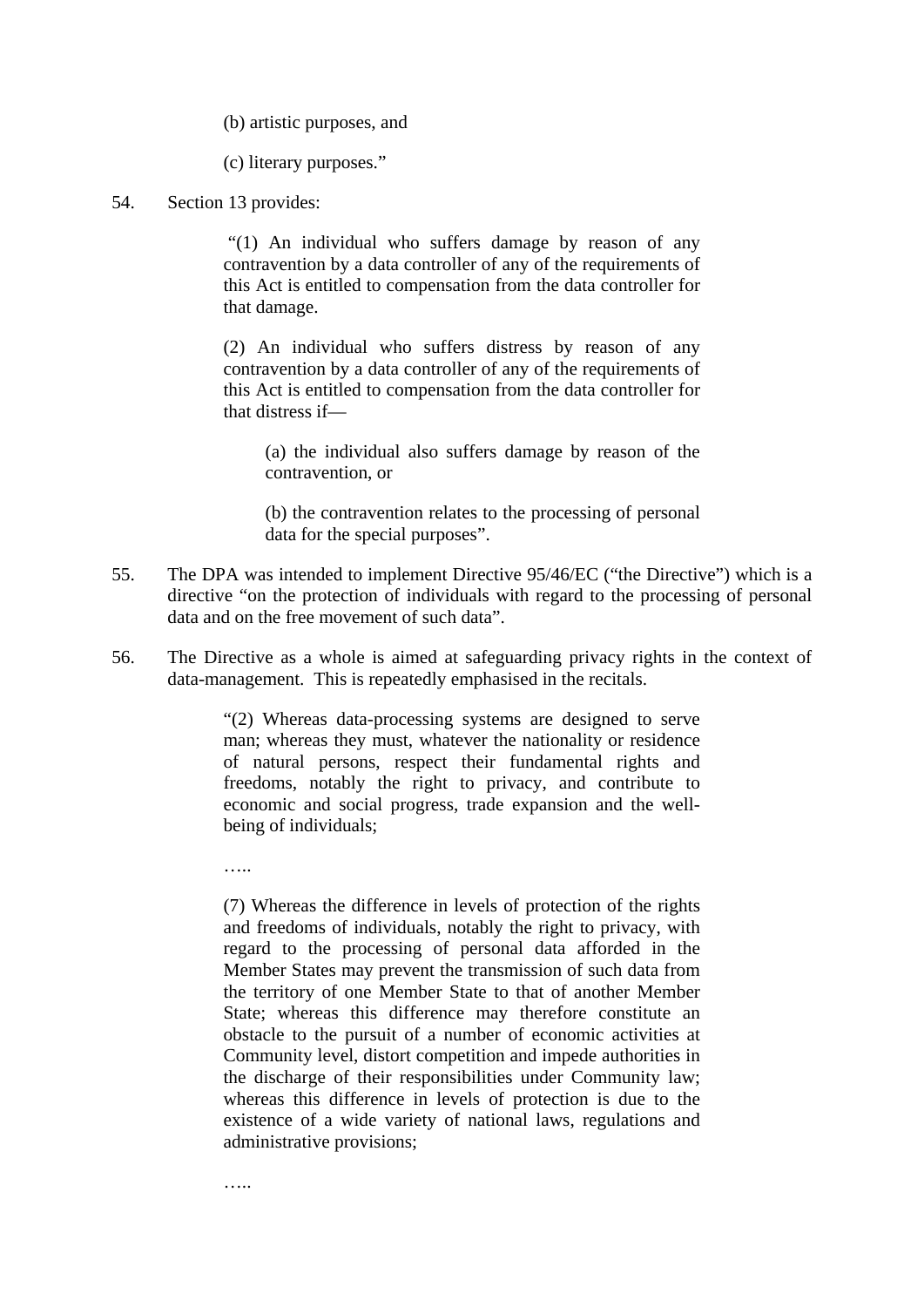> (b) artistic purposes, and
>
> (c) literary purposes."

54. Section 13 provides:

> "(1) An individual who suffers damage by reason of any contravention by a data controller of any of the requirements of this Act is entitled to compensation from the data controller for that damage.
>
> (2) An individual who suffers distress by reason of any contravention by a data controller of any of the requirements of this Act is entitled to compensation from the data controller for that distress if—
>
> > (a) the individual also suffers damage by reason of the contravention, or
> >
> > (b) the contravention relates to the processing of personal data for the special purposes".

55. The DPA was intended to implement Directive 95/46/EC ("the Directive") which is a directive "on the protection of individuals with regard to the processing of personal data and on the free movement of such data".

56. The Directive as a whole is aimed at safeguarding privacy rights in the context of data-management. This is repeatedly emphasised in the recitals.

> "(2) Whereas data-processing systems are designed to serve man; whereas they must, whatever the nationality or residence of natural persons, respect their fundamental rights and freedoms, notably the right to privacy, and contribute to economic and social progress, trade expansion and the well-being of individuals;
>
> …..
>
> (7) Whereas the difference in levels of protection of the rights and freedoms of individuals, notably the right to privacy, with regard to the processing of personal data afforded in the Member States may prevent the transmission of such data from the territory of one Member State to that of another Member State; whereas this difference may therefore constitute an obstacle to the pursuit of a number of economic activities at Community level, distort competition and impede authorities in the discharge of their responsibilities under Community law; whereas this difference in levels of protection is due to the existence of a wide variety of national laws, regulations and administrative provisions;
>
> …..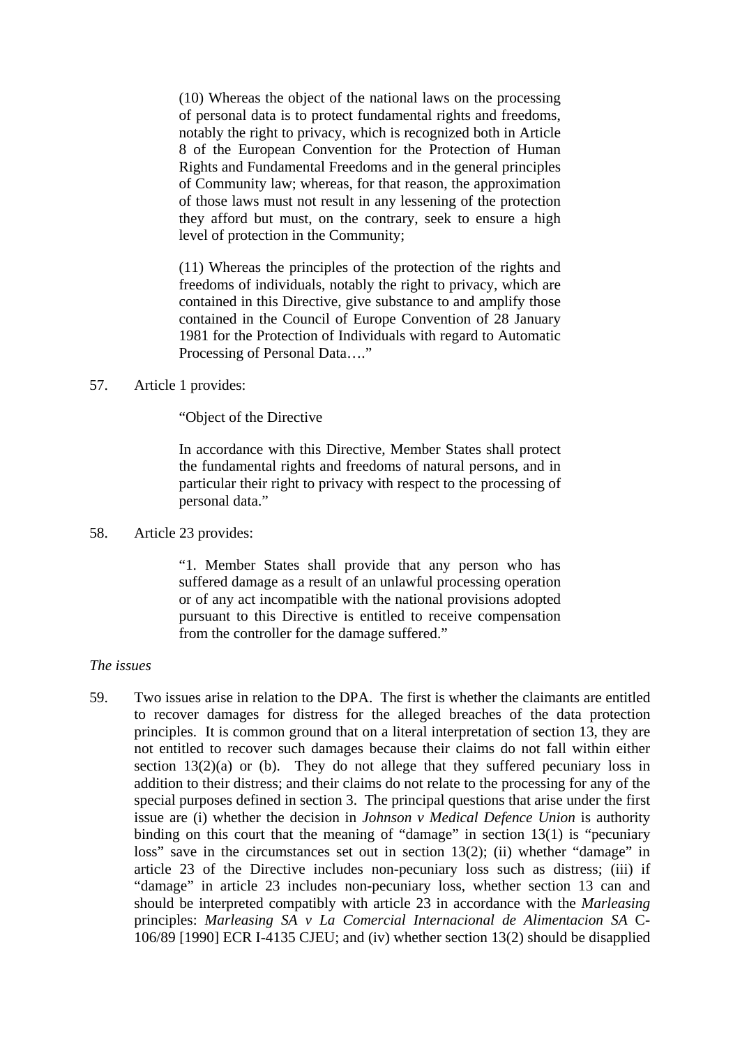> (10) Whereas the object of the national laws on the processing of personal data is to protect fundamental rights and freedoms, notably the right to privacy, which is recognized both in Article 8 of the European Convention for the Protection of Human Rights and Fundamental Freedoms and in the general principles of Community law; whereas, for that reason, the approximation of those laws must not result in any lessening of the protection they afford but must, on the contrary, seek to ensure a high level of protection in the Community;
>
> (11) Whereas the principles of the protection of the rights and freedoms of individuals, notably the right to privacy, which are contained in this Directive, give substance to and amplify those contained in the Council of Europe Convention of 28 January 1981 for the Protection of Individuals with regard to Automatic Processing of Personal Data…."

57. Article 1 provides:

> "Object of the Directive
>
> In accordance with this Directive, Member States shall protect the fundamental rights and freedoms of natural persons, and in particular their right to privacy with respect to the processing of personal data."

58. Article 23 provides:

> "1. Member States shall provide that any person who has suffered damage as a result of an unlawful processing operation or of any act incompatible with the national provisions adopted pursuant to this Directive is entitled to receive compensation from the controller for the damage suffered."

*The issues*

59. Two issues arise in relation to the DPA. The first is whether the claimants are entitled to recover damages for distress for the alleged breaches of the data protection principles. It is common ground that on a literal interpretation of section 13, they are not entitled to recover such damages because their claims do not fall within either section 13(2)(a) or (b). They do not allege that they suffered pecuniary loss in addition to their distress; and their claims do not relate to the processing for any of the special purposes defined in section 3. The principal questions that arise under the first issue are (i) whether the decision in *Johnson v Medical Defence Union* is authority binding on this court that the meaning of "damage" in section 13(1) is "pecuniary loss" save in the circumstances set out in section 13(2); (ii) whether "damage" in article 23 of the Directive includes non-pecuniary loss such as distress; (iii) if "damage" in article 23 includes non-pecuniary loss, whether section 13 can and should be interpreted compatibly with article 23 in accordance with the *Marleasing* principles: *Marleasing SA v La Comercial Internacional de Alimentacion SA* C-106/89 [1990] ECR I-4135 CJEU; and (iv) whether section 13(2) should be disapplied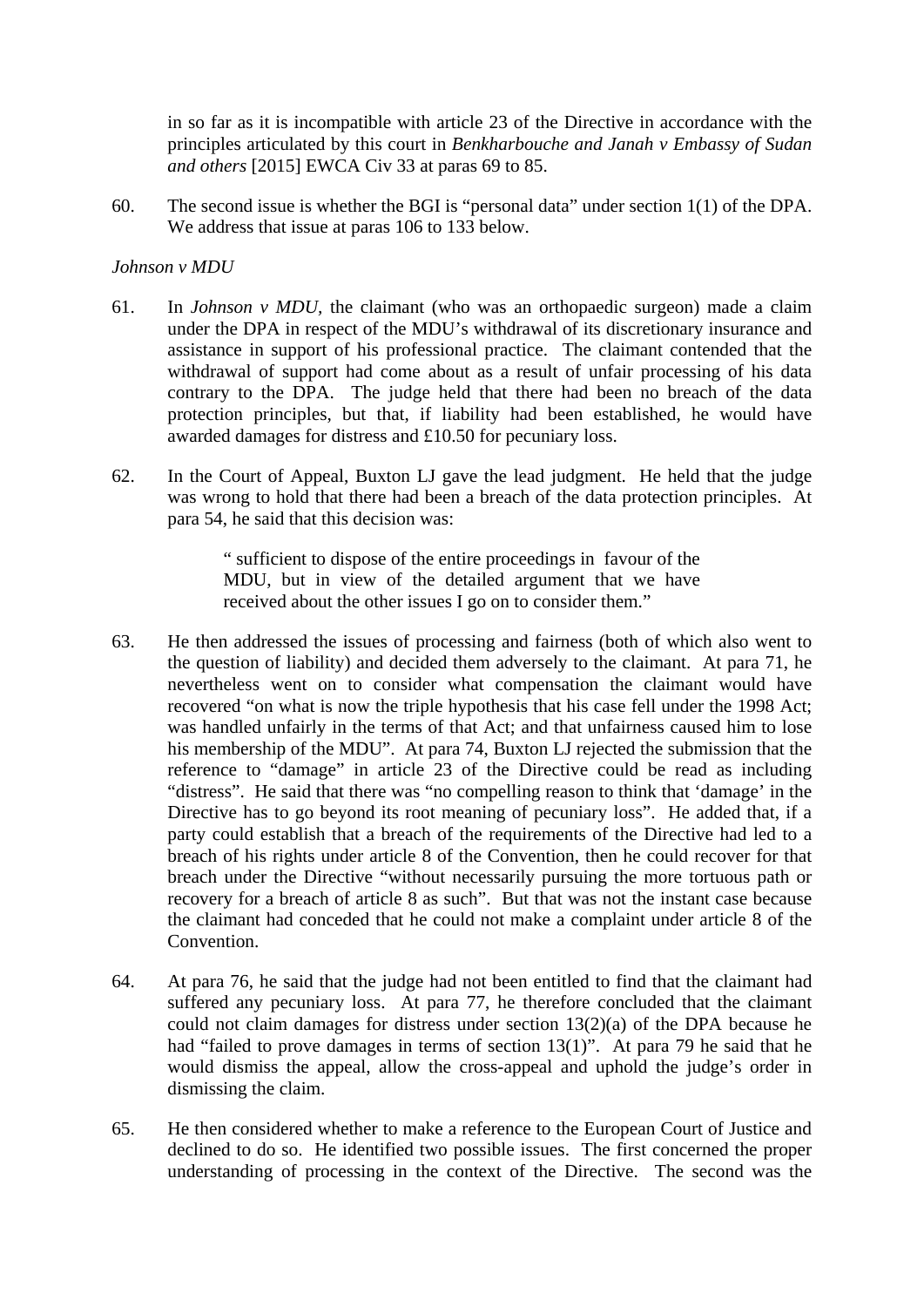in so far as it is incompatible with article 23 of the Directive in accordance with the principles articulated by this court in *Benkharbouche and Janah v Embassy of Sudan and others* [2015] EWCA Civ 33 at paras 69 to 85.

60. The second issue is whether the BGI is "personal data" under section 1(1) of the DPA. We address that issue at paras 106 to 133 below.

*Johnson v MDU*

61. In *Johnson v MDU*, the claimant (who was an orthopaedic surgeon) made a claim under the DPA in respect of the MDU's withdrawal of its discretionary insurance and assistance in support of his professional practice. The claimant contended that the withdrawal of support had come about as a result of unfair processing of his data contrary to the DPA. The judge held that there had been no breach of the data protection principles, but that, if liability had been established, he would have awarded damages for distress and £10.50 for pecuniary loss.

62. In the Court of Appeal, Buxton LJ gave the lead judgment. He held that the judge was wrong to hold that there had been a breach of the data protection principles. At para 54, he said that this decision was:

> " sufficient to dispose of the entire proceedings in favour of the MDU, but in view of the detailed argument that we have received about the other issues I go on to consider them."

63. He then addressed the issues of processing and fairness (both of which also went to the question of liability) and decided them adversely to the claimant. At para 71, he nevertheless went on to consider what compensation the claimant would have recovered "on what is now the triple hypothesis that his case fell under the 1998 Act; was handled unfairly in the terms of that Act; and that unfairness caused him to lose his membership of the MDU". At para 74, Buxton LJ rejected the submission that the reference to "damage" in article 23 of the Directive could be read as including "distress". He said that there was "no compelling reason to think that 'damage' in the Directive has to go beyond its root meaning of pecuniary loss". He added that, if a party could establish that a breach of the requirements of the Directive had led to a breach of his rights under article 8 of the Convention, then he could recover for that breach under the Directive "without necessarily pursuing the more tortuous path or recovery for a breach of article 8 as such". But that was not the instant case because the claimant had conceded that he could not make a complaint under article 8 of the Convention.

64. At para 76, he said that the judge had not been entitled to find that the claimant had suffered any pecuniary loss. At para 77, he therefore concluded that the claimant could not claim damages for distress under section 13(2)(a) of the DPA because he had "failed to prove damages in terms of section 13(1)". At para 79 he said that he would dismiss the appeal, allow the cross-appeal and uphold the judge's order in dismissing the claim.

65. He then considered whether to make a reference to the European Court of Justice and declined to do so. He identified two possible issues. The first concerned the proper understanding of processing in the context of the Directive. The second was the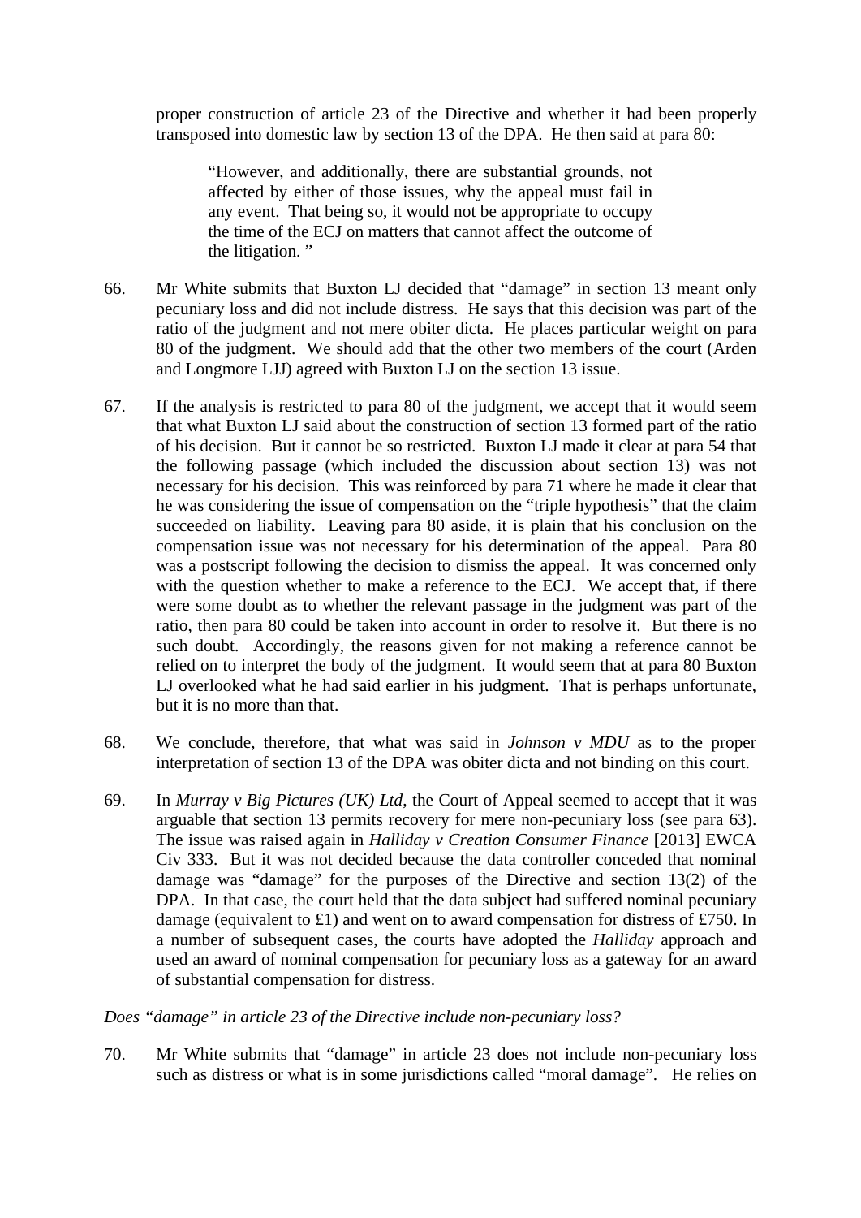proper construction of article 23 of the Directive and whether it had been properly transposed into domestic law by section 13 of the DPA. He then said at para 80:

> "However, and additionally, there are substantial grounds, not affected by either of those issues, why the appeal must fail in any event. That being so, it would not be appropriate to occupy the time of the ECJ on matters that cannot affect the outcome of the litigation. "

66. Mr White submits that Buxton LJ decided that "damage" in section 13 meant only pecuniary loss and did not include distress. He says that this decision was part of the ratio of the judgment and not mere obiter dicta. He places particular weight on para 80 of the judgment. We should add that the other two members of the court (Arden and Longmore LJJ) agreed with Buxton LJ on the section 13 issue.

67. If the analysis is restricted to para 80 of the judgment, we accept that it would seem that what Buxton LJ said about the construction of section 13 formed part of the ratio of his decision. But it cannot be so restricted. Buxton LJ made it clear at para 54 that the following passage (which included the discussion about section 13) was not necessary for his decision. This was reinforced by para 71 where he made it clear that he was considering the issue of compensation on the "triple hypothesis" that the claim succeeded on liability. Leaving para 80 aside, it is plain that his conclusion on the compensation issue was not necessary for his determination of the appeal. Para 80 was a postscript following the decision to dismiss the appeal. It was concerned only with the question whether to make a reference to the ECJ. We accept that, if there were some doubt as to whether the relevant passage in the judgment was part of the ratio, then para 80 could be taken into account in order to resolve it. But there is no such doubt. Accordingly, the reasons given for not making a reference cannot be relied on to interpret the body of the judgment. It would seem that at para 80 Buxton LJ overlooked what he had said earlier in his judgment. That is perhaps unfortunate, but it is no more than that.

68. We conclude, therefore, that what was said in *Johnson v MDU* as to the proper interpretation of section 13 of the DPA was obiter dicta and not binding on this court.

69. In *Murray v Big Pictures (UK) Ltd*, the Court of Appeal seemed to accept that it was arguable that section 13 permits recovery for mere non-pecuniary loss (see para 63). The issue was raised again in *Halliday v Creation Consumer Finance* [2013] EWCA Civ 333. But it was not decided because the data controller conceded that nominal damage was "damage" for the purposes of the Directive and section 13(2) of the DPA. In that case, the court held that the data subject had suffered nominal pecuniary damage (equivalent to £1) and went on to award compensation for distress of £750. In a number of subsequent cases, the courts have adopted the *Halliday* approach and used an award of nominal compensation for pecuniary loss as a gateway for an award of substantial compensation for distress.

*Does "damage" in article 23 of the Directive include non-pecuniary loss?*

70. Mr White submits that "damage" in article 23 does not include non-pecuniary loss such as distress or what is in some jurisdictions called "moral damage". He relies on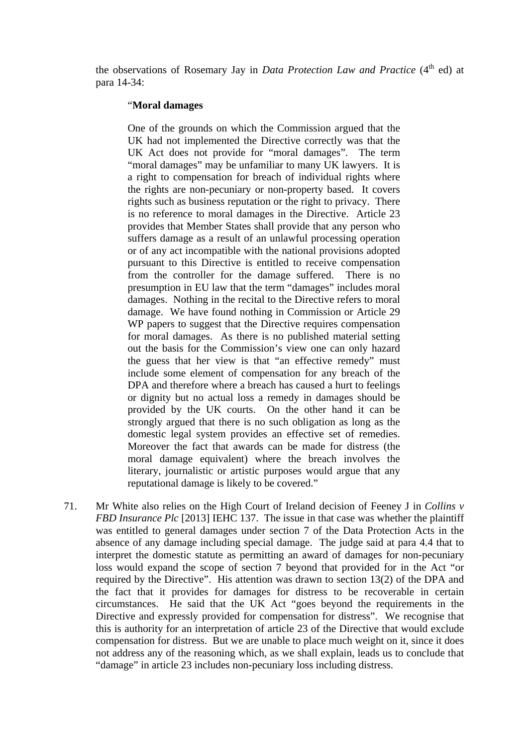the observations of Rosemary Jay in *Data Protection Law and Practice* (4th ed) at para 14-34:

> "**Moral damages**
>
> One of the grounds on which the Commission argued that the UK had not implemented the Directive correctly was that the UK Act does not provide for "moral damages". The term "moral damages" may be unfamiliar to many UK lawyers. It is a right to compensation for breach of individual rights where the rights are non-pecuniary or non-property based. It covers rights such as business reputation or the right to privacy. There is no reference to moral damages in the Directive. Article 23 provides that Member States shall provide that any person who suffers damage as a result of an unlawful processing operation or of any act incompatible with the national provisions adopted pursuant to this Directive is entitled to receive compensation from the controller for the damage suffered. There is no presumption in EU law that the term "damages" includes moral damages. Nothing in the recital to the Directive refers to moral damage. We have found nothing in Commission or Article 29 WP papers to suggest that the Directive requires compensation for moral damages. As there is no published material setting out the basis for the Commission's view one can only hazard the guess that her view is that "an effective remedy" must include some element of compensation for any breach of the DPA and therefore where a breach has caused a hurt to feelings or dignity but no actual loss a remedy in damages should be provided by the UK courts. On the other hand it can be strongly argued that there is no such obligation as long as the domestic legal system provides an effective set of remedies. Moreover the fact that awards can be made for distress (the moral damage equivalent) where the breach involves the literary, journalistic or artistic purposes would argue that any reputational damage is likely to be covered."

71. Mr White also relies on the High Court of Ireland decision of Feeney J in *Collins v FBD Insurance Plc* [2013] IEHC 137. The issue in that case was whether the plaintiff was entitled to general damages under section 7 of the Data Protection Acts in the absence of any damage including special damage. The judge said at para 4.4 that to interpret the domestic statute as permitting an award of damages for non-pecuniary loss would expand the scope of section 7 beyond that provided for in the Act "or required by the Directive". His attention was drawn to section 13(2) of the DPA and the fact that it provides for damages for distress to be recoverable in certain circumstances. He said that the UK Act "goes beyond the requirements in the Directive and expressly provided for compensation for distress". We recognise that this is authority for an interpretation of article 23 of the Directive that would exclude compensation for distress. But we are unable to place much weight on it, since it does not address any of the reasoning which, as we shall explain, leads us to conclude that "damage" in article 23 includes non-pecuniary loss including distress.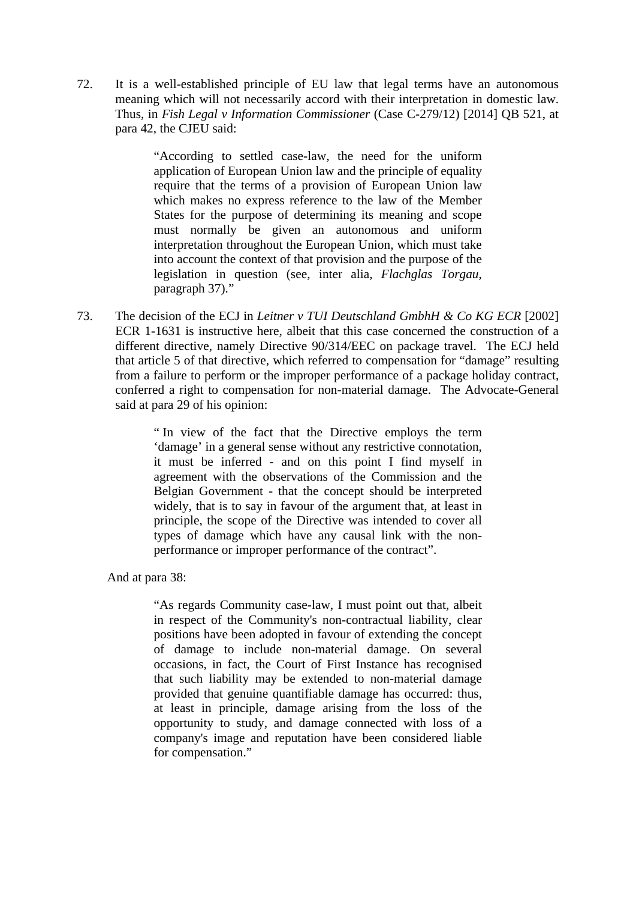72. It is a well-established principle of EU law that legal terms have an autonomous meaning which will not necessarily accord with their interpretation in domestic law. Thus, in *Fish Legal v Information Commissioner* (Case C-279/12) [2014] QB 521, at para 42, the CJEU said:

> "According to settled case-law, the need for the uniform application of European Union law and the principle of equality require that the terms of a provision of European Union law which makes no express reference to the law of the Member States for the purpose of determining its meaning and scope must normally be given an autonomous and uniform interpretation throughout the European Union, which must take into account the context of that provision and the purpose of the legislation in question (see, inter alia, *Flachglas Torgau*, paragraph 37)."

73. The decision of the ECJ in *Leitner v TUI Deutschland GmbhH & Co KG ECR* [2002] ECR 1-1631 is instructive here, albeit that this case concerned the construction of a different directive, namely Directive 90/314/EEC on package travel. The ECJ held that article 5 of that directive, which referred to compensation for "damage" resulting from a failure to perform or the improper performance of a package holiday contract, conferred a right to compensation for non-material damage. The Advocate-General said at para 29 of his opinion:

> " In view of the fact that the Directive employs the term 'damage' in a general sense without any restrictive connotation, it must be inferred - and on this point I find myself in agreement with the observations of the Commission and the Belgian Government - that the concept should be interpreted widely, that is to say in favour of the argument that, at least in principle, the scope of the Directive was intended to cover all types of damage which have any causal link with the non-performance or improper performance of the contract".

And at para 38:

> "As regards Community case-law, I must point out that, albeit in respect of the Community's non-contractual liability, clear positions have been adopted in favour of extending the concept of damage to include non-material damage. On several occasions, in fact, the Court of First Instance has recognised that such liability may be extended to non-material damage provided that genuine quantifiable damage has occurred: thus, at least in principle, damage arising from the loss of the opportunity to study, and damage connected with loss of a company's image and reputation have been considered liable for compensation."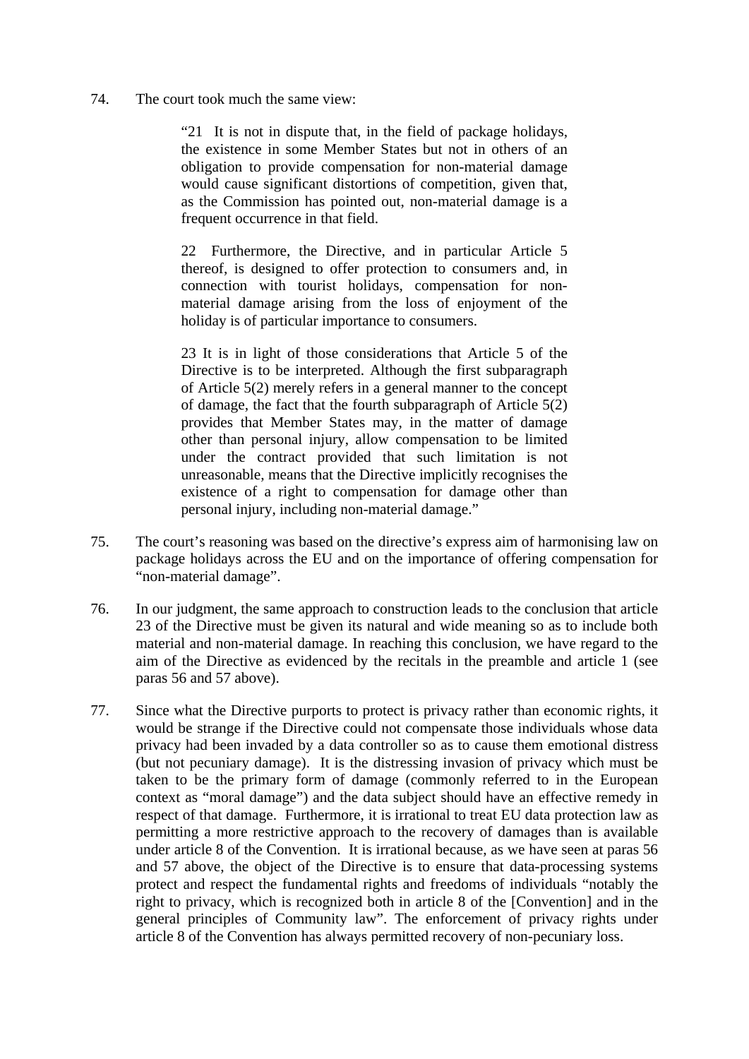74. The court took much the same view:

> "21 It is not in dispute that, in the field of package holidays, the existence in some Member States but not in others of an obligation to provide compensation for non-material damage would cause significant distortions of competition, given that, as the Commission has pointed out, non-material damage is a frequent occurrence in that field.
>
> 22 Furthermore, the Directive, and in particular Article 5 thereof, is designed to offer protection to consumers and, in connection with tourist holidays, compensation for non-material damage arising from the loss of enjoyment of the holiday is of particular importance to consumers.
>
> 23 It is in light of those considerations that Article 5 of the Directive is to be interpreted. Although the first subparagraph of Article 5(2) merely refers in a general manner to the concept of damage, the fact that the fourth subparagraph of Article 5(2) provides that Member States may, in the matter of damage other than personal injury, allow compensation to be limited under the contract provided that such limitation is not unreasonable, means that the Directive implicitly recognises the existence of a right to compensation for damage other than personal injury, including non-material damage."

75. The court's reasoning was based on the directive's express aim of harmonising law on package holidays across the EU and on the importance of offering compensation for "non-material damage".

76. In our judgment, the same approach to construction leads to the conclusion that article 23 of the Directive must be given its natural and wide meaning so as to include both material and non-material damage. In reaching this conclusion, we have regard to the aim of the Directive as evidenced by the recitals in the preamble and article 1 (see paras 56 and 57 above).

77. Since what the Directive purports to protect is privacy rather than economic rights, it would be strange if the Directive could not compensate those individuals whose data privacy had been invaded by a data controller so as to cause them emotional distress (but not pecuniary damage). It is the distressing invasion of privacy which must be taken to be the primary form of damage (commonly referred to in the European context as "moral damage") and the data subject should have an effective remedy in respect of that damage. Furthermore, it is irrational to treat EU data protection law as permitting a more restrictive approach to the recovery of damages than is available under article 8 of the Convention. It is irrational because, as we have seen at paras 56 and 57 above, the object of the Directive is to ensure that data-processing systems protect and respect the fundamental rights and freedoms of individuals "notably the right to privacy, which is recognized both in article 8 of the [Convention] and in the general principles of Community law". The enforcement of privacy rights under article 8 of the Convention has always permitted recovery of non-pecuniary loss.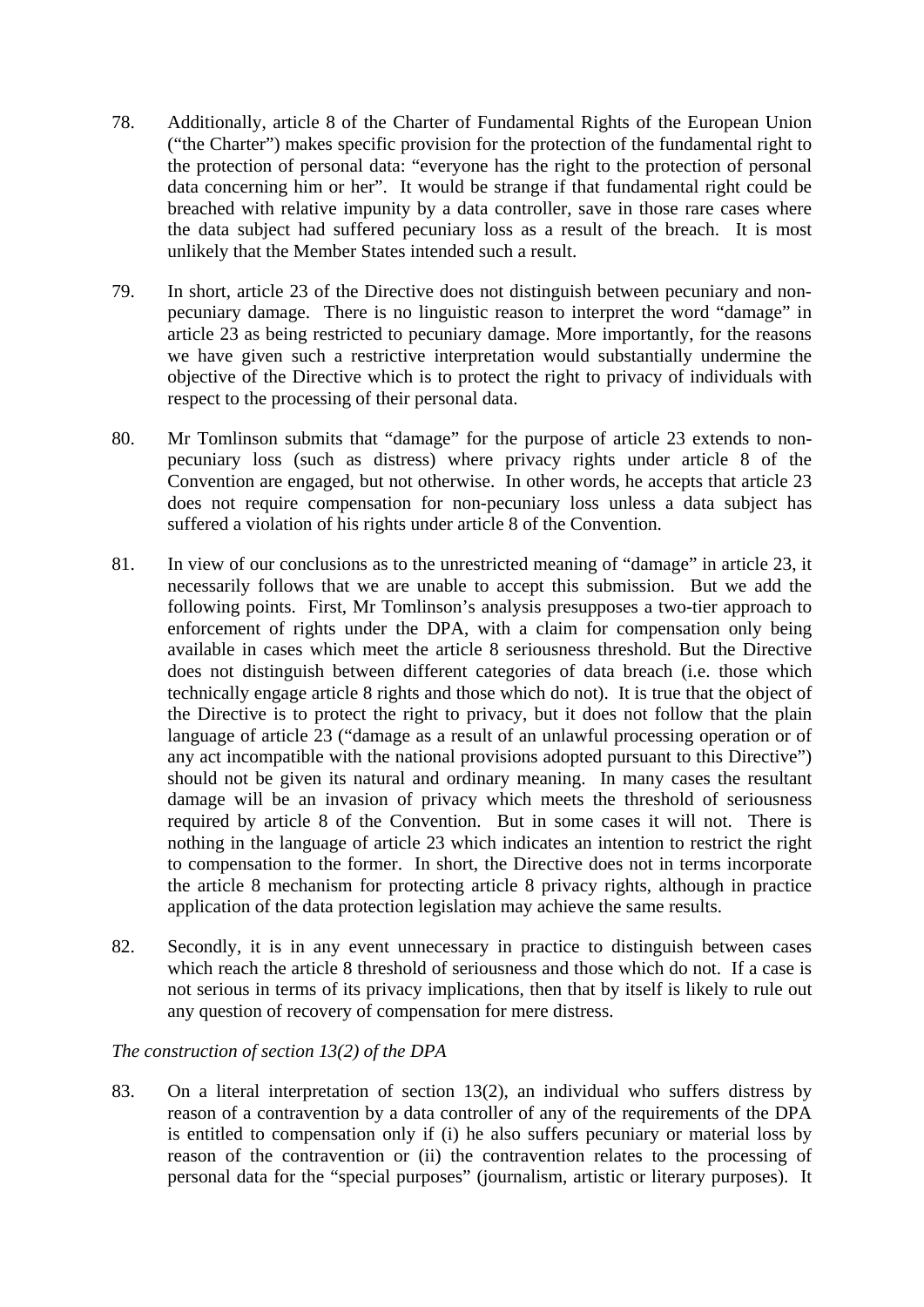78. Additionally, article 8 of the Charter of Fundamental Rights of the European Union ("the Charter") makes specific provision for the protection of the fundamental right to the protection of personal data: "everyone has the right to the protection of personal data concerning him or her". It would be strange if that fundamental right could be breached with relative impunity by a data controller, save in those rare cases where the data subject had suffered pecuniary loss as a result of the breach. It is most unlikely that the Member States intended such a result.

79. In short, article 23 of the Directive does not distinguish between pecuniary and non-pecuniary damage. There is no linguistic reason to interpret the word "damage" in article 23 as being restricted to pecuniary damage. More importantly, for the reasons we have given such a restrictive interpretation would substantially undermine the objective of the Directive which is to protect the right to privacy of individuals with respect to the processing of their personal data.

80. Mr Tomlinson submits that "damage" for the purpose of article 23 extends to non-pecuniary loss (such as distress) where privacy rights under article 8 of the Convention are engaged, but not otherwise. In other words, he accepts that article 23 does not require compensation for non-pecuniary loss unless a data subject has suffered a violation of his rights under article 8 of the Convention.

81. In view of our conclusions as to the unrestricted meaning of "damage" in article 23, it necessarily follows that we are unable to accept this submission. But we add the following points. First, Mr Tomlinson's analysis presupposes a two-tier approach to enforcement of rights under the DPA, with a claim for compensation only being available in cases which meet the article 8 seriousness threshold. But the Directive does not distinguish between different categories of data breach (i.e. those which technically engage article 8 rights and those which do not). It is true that the object of the Directive is to protect the right to privacy, but it does not follow that the plain language of article 23 ("damage as a result of an unlawful processing operation or of any act incompatible with the national provisions adopted pursuant to this Directive") should not be given its natural and ordinary meaning. In many cases the resultant damage will be an invasion of privacy which meets the threshold of seriousness required by article 8 of the Convention. But in some cases it will not. There is nothing in the language of article 23 which indicates an intention to restrict the right to compensation to the former. In short, the Directive does not in terms incorporate the article 8 mechanism for protecting article 8 privacy rights, although in practice application of the data protection legislation may achieve the same results.

82. Secondly, it is in any event unnecessary in practice to distinguish between cases which reach the article 8 threshold of seriousness and those which do not. If a case is not serious in terms of its privacy implications, then that by itself is likely to rule out any question of recovery of compensation for mere distress.

*The construction of section 13(2) of the DPA*

83. On a literal interpretation of section 13(2), an individual who suffers distress by reason of a contravention by a data controller of any of the requirements of the DPA is entitled to compensation only if (i) he also suffers pecuniary or material loss by reason of the contravention or (ii) the contravention relates to the processing of personal data for the "special purposes" (journalism, artistic or literary purposes). It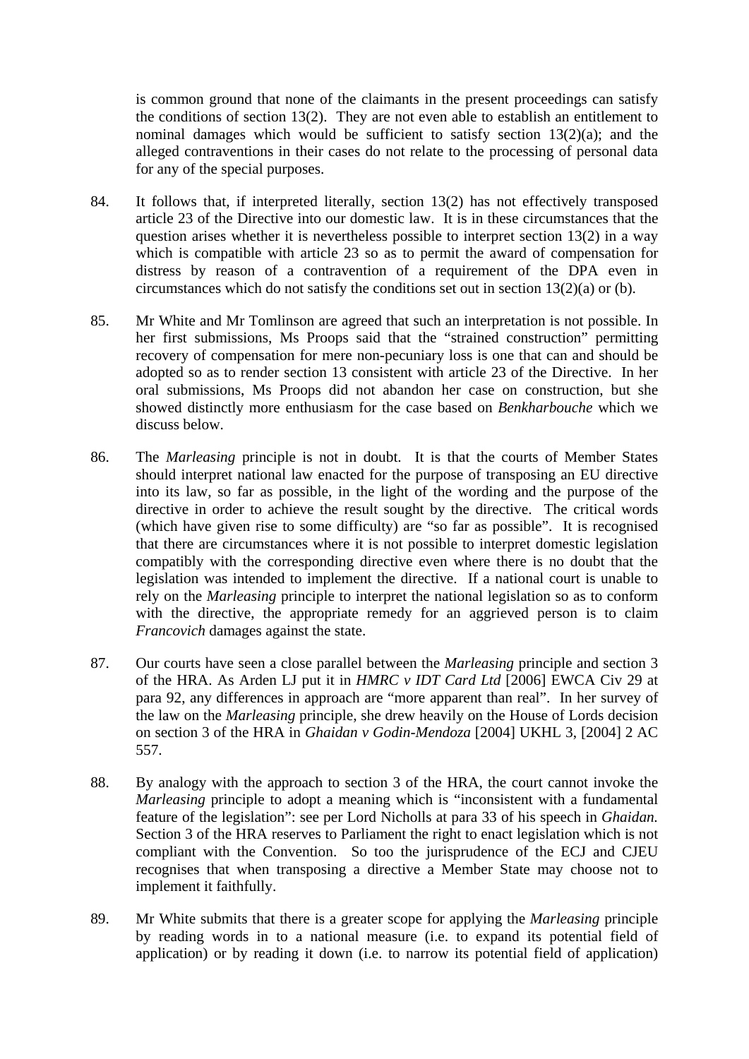is common ground that none of the claimants in the present proceedings can satisfy the conditions of section 13(2). They are not even able to establish an entitlement to nominal damages which would be sufficient to satisfy section 13(2)(a); and the alleged contraventions in their cases do not relate to the processing of personal data for any of the special purposes.

84. It follows that, if interpreted literally, section 13(2) has not effectively transposed article 23 of the Directive into our domestic law. It is in these circumstances that the question arises whether it is nevertheless possible to interpret section 13(2) in a way which is compatible with article 23 so as to permit the award of compensation for distress by reason of a contravention of a requirement of the DPA even in circumstances which do not satisfy the conditions set out in section 13(2)(a) or (b).

85. Mr White and Mr Tomlinson are agreed that such an interpretation is not possible. In her first submissions, Ms Proops said that the "strained construction" permitting recovery of compensation for mere non-pecuniary loss is one that can and should be adopted so as to render section 13 consistent with article 23 of the Directive. In her oral submissions, Ms Proops did not abandon her case on construction, but she showed distinctly more enthusiasm for the case based on *Benkharbouche* which we discuss below.

86. The *Marleasing* principle is not in doubt. It is that the courts of Member States should interpret national law enacted for the purpose of transposing an EU directive into its law, so far as possible, in the light of the wording and the purpose of the directive in order to achieve the result sought by the directive. The critical words (which have given rise to some difficulty) are "so far as possible". It is recognised that there are circumstances where it is not possible to interpret domestic legislation compatibly with the corresponding directive even where there is no doubt that the legislation was intended to implement the directive. If a national court is unable to rely on the *Marleasing* principle to interpret the national legislation so as to conform with the directive, the appropriate remedy for an aggrieved person is to claim *Francovich* damages against the state.

87. Our courts have seen a close parallel between the *Marleasing* principle and section 3 of the HRA. As Arden LJ put it in *HMRC v IDT Card Ltd* [2006] EWCA Civ 29 at para 92, any differences in approach are "more apparent than real". In her survey of the law on the *Marleasing* principle, she drew heavily on the House of Lords decision on section 3 of the HRA in *Ghaidan v Godin-Mendoza* [2004] UKHL 3, [2004] 2 AC 557.

88. By analogy with the approach to section 3 of the HRA, the court cannot invoke the *Marleasing* principle to adopt a meaning which is "inconsistent with a fundamental feature of the legislation": see per Lord Nicholls at para 33 of his speech in *Ghaidan.* Section 3 of the HRA reserves to Parliament the right to enact legislation which is not compliant with the Convention. So too the jurisprudence of the ECJ and CJEU recognises that when transposing a directive a Member State may choose not to implement it faithfully.

89. Mr White submits that there is a greater scope for applying the *Marleasing* principle by reading words in to a national measure (i.e. to expand its potential field of application) or by reading it down (i.e. to narrow its potential field of application)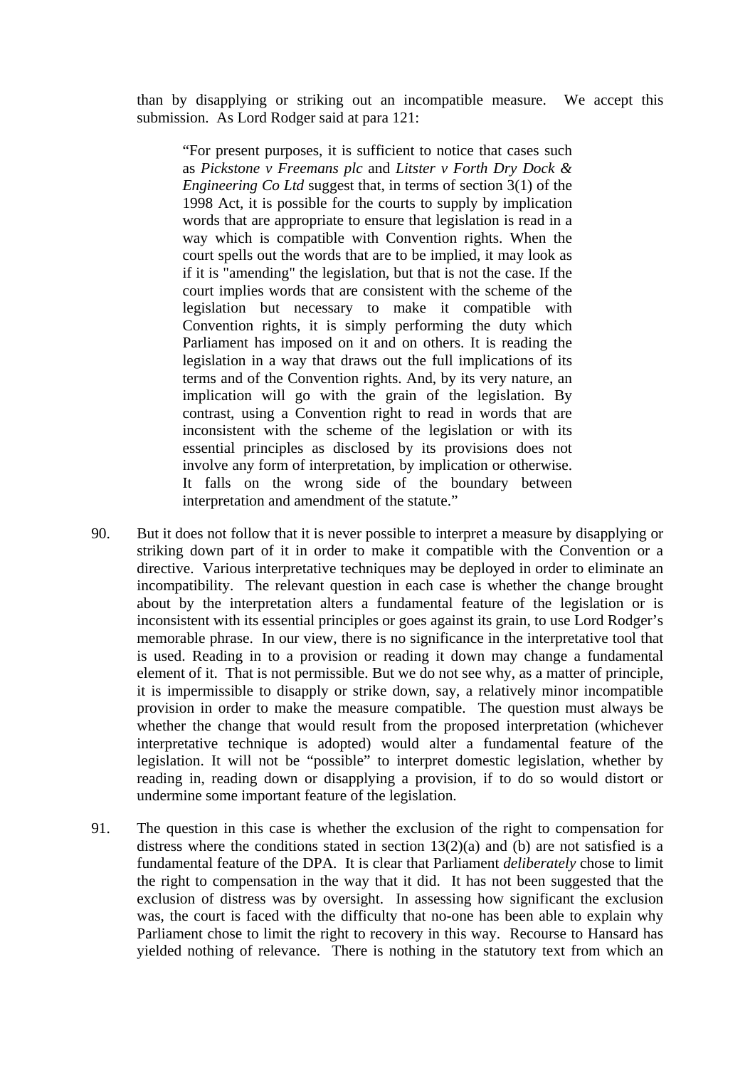than by disapplying or striking out an incompatible measure. We accept this submission. As Lord Rodger said at para 121:

> "For present purposes, it is sufficient to notice that cases such as *Pickstone v Freemans plc* and *Litster v Forth Dry Dock & Engineering Co Ltd* suggest that, in terms of section 3(1) of the 1998 Act, it is possible for the courts to supply by implication words that are appropriate to ensure that legislation is read in a way which is compatible with Convention rights. When the court spells out the words that are to be implied, it may look as if it is "amending" the legislation, but that is not the case. If the court implies words that are consistent with the scheme of the legislation but necessary to make it compatible with Convention rights, it is simply performing the duty which Parliament has imposed on it and on others. It is reading the legislation in a way that draws out the full implications of its terms and of the Convention rights. And, by its very nature, an implication will go with the grain of the legislation. By contrast, using a Convention right to read in words that are inconsistent with the scheme of the legislation or with its essential principles as disclosed by its provisions does not involve any form of interpretation, by implication or otherwise. It falls on the wrong side of the boundary between interpretation and amendment of the statute."

90. But it does not follow that it is never possible to interpret a measure by disapplying or striking down part of it in order to make it compatible with the Convention or a directive. Various interpretative techniques may be deployed in order to eliminate an incompatibility. The relevant question in each case is whether the change brought about by the interpretation alters a fundamental feature of the legislation or is inconsistent with its essential principles or goes against its grain, to use Lord Rodger's memorable phrase. In our view, there is no significance in the interpretative tool that is used. Reading in to a provision or reading it down may change a fundamental element of it. That is not permissible. But we do not see why, as a matter of principle, it is impermissible to disapply or strike down, say, a relatively minor incompatible provision in order to make the measure compatible. The question must always be whether the change that would result from the proposed interpretation (whichever interpretative technique is adopted) would alter a fundamental feature of the legislation. It will not be "possible" to interpret domestic legislation, whether by reading in, reading down or disapplying a provision, if to do so would distort or undermine some important feature of the legislation.

91. The question in this case is whether the exclusion of the right to compensation for distress where the conditions stated in section 13(2)(a) and (b) are not satisfied is a fundamental feature of the DPA. It is clear that Parliament *deliberately* chose to limit the right to compensation in the way that it did. It has not been suggested that the exclusion of distress was by oversight. In assessing how significant the exclusion was, the court is faced with the difficulty that no-one has been able to explain why Parliament chose to limit the right to recovery in this way. Recourse to Hansard has yielded nothing of relevance. There is nothing in the statutory text from which an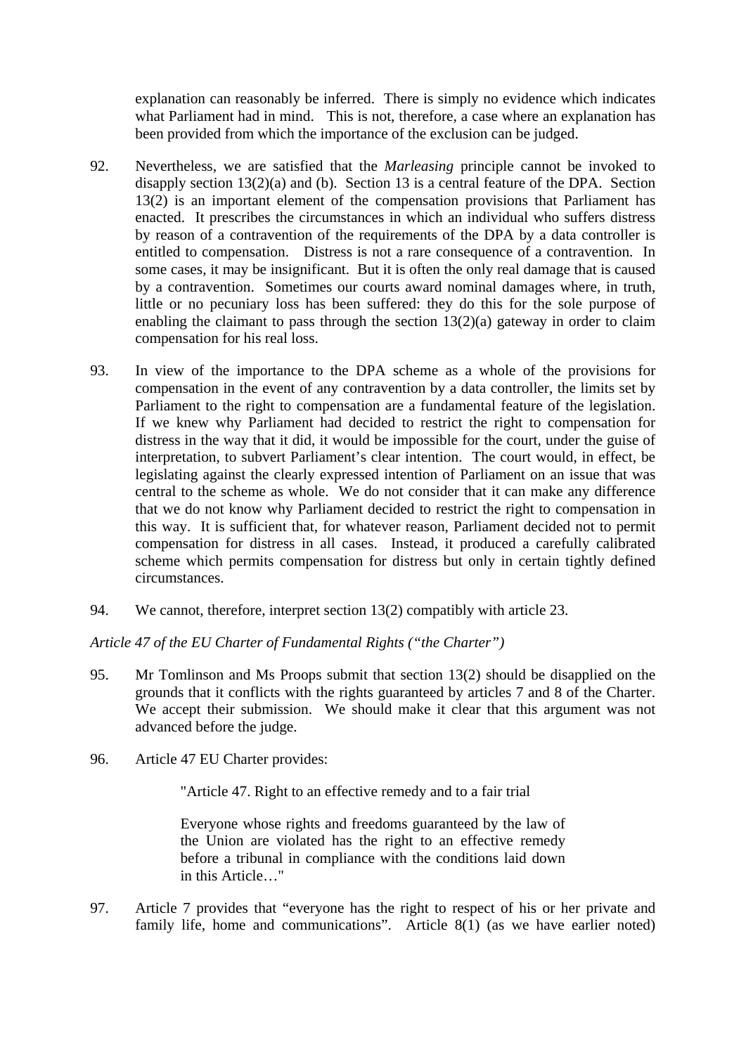explanation can reasonably be inferred. There is simply no evidence which indicates what Parliament had in mind. This is not, therefore, a case where an explanation has been provided from which the importance of the exclusion can be judged.

92. Nevertheless, we are satisfied that the *Marleasing* principle cannot be invoked to disapply section 13(2)(a) and (b). Section 13 is a central feature of the DPA. Section 13(2) is an important element of the compensation provisions that Parliament has enacted. It prescribes the circumstances in which an individual who suffers distress by reason of a contravention of the requirements of the DPA by a data controller is entitled to compensation. Distress is not a rare consequence of a contravention. In some cases, it may be insignificant. But it is often the only real damage that is caused by a contravention. Sometimes our courts award nominal damages where, in truth, little or no pecuniary loss has been suffered: they do this for the sole purpose of enabling the claimant to pass through the section 13(2)(a) gateway in order to claim compensation for his real loss.

93. In view of the importance to the DPA scheme as a whole of the provisions for compensation in the event of any contravention by a data controller, the limits set by Parliament to the right to compensation are a fundamental feature of the legislation. If we knew why Parliament had decided to restrict the right to compensation for distress in the way that it did, it would be impossible for the court, under the guise of interpretation, to subvert Parliament's clear intention. The court would, in effect, be legislating against the clearly expressed intention of Parliament on an issue that was central to the scheme as whole. We do not consider that it can make any difference that we do not know why Parliament decided to restrict the right to compensation in this way. It is sufficient that, for whatever reason, Parliament decided not to permit compensation for distress in all cases. Instead, it produced a carefully calibrated scheme which permits compensation for distress but only in certain tightly defined circumstances.

94. We cannot, therefore, interpret section 13(2) compatibly with article 23.

*Article 47 of the EU Charter of Fundamental Rights ("the Charter")*

95. Mr Tomlinson and Ms Proops submit that section 13(2) should be disapplied on the grounds that it conflicts with the rights guaranteed by articles 7 and 8 of the Charter. We accept their submission. We should make it clear that this argument was not advanced before the judge.

96. Article 47 EU Charter provides:

> "Article 47. Right to an effective remedy and to a fair trial
>
> Everyone whose rights and freedoms guaranteed by the law of the Union are violated has the right to an effective remedy before a tribunal in compliance with the conditions laid down in this Article…"

97. Article 7 provides that "everyone has the right to respect of his or her private and family life, home and communications". Article 8(1) (as we have earlier noted)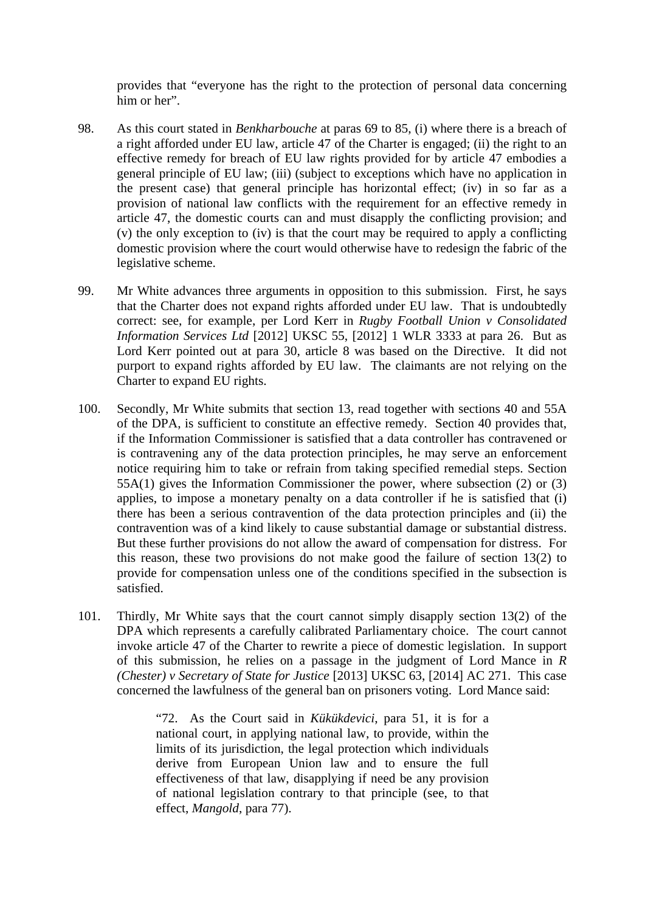provides that "everyone has the right to the protection of personal data concerning him or her".

98. As this court stated in *Benkharbouche* at paras 69 to 85, (i) where there is a breach of a right afforded under EU law, article 47 of the Charter is engaged; (ii) the right to an effective remedy for breach of EU law rights provided for by article 47 embodies a general principle of EU law; (iii) (subject to exceptions which have no application in the present case) that general principle has horizontal effect; (iv) in so far as a provision of national law conflicts with the requirement for an effective remedy in article 47, the domestic courts can and must disapply the conflicting provision; and (v) the only exception to (iv) is that the court may be required to apply a conflicting domestic provision where the court would otherwise have to redesign the fabric of the legislative scheme.

99. Mr White advances three arguments in opposition to this submission. First, he says that the Charter does not expand rights afforded under EU law. That is undoubtedly correct: see, for example, per Lord Kerr in *Rugby Football Union v Consolidated Information Services Ltd* [2012] UKSC 55, [2012] 1 WLR 3333 at para 26. But as Lord Kerr pointed out at para 30, article 8 was based on the Directive. It did not purport to expand rights afforded by EU law. The claimants are not relying on the Charter to expand EU rights.

100. Secondly, Mr White submits that section 13, read together with sections 40 and 55A of the DPA, is sufficient to constitute an effective remedy. Section 40 provides that, if the Information Commissioner is satisfied that a data controller has contravened or is contravening any of the data protection principles, he may serve an enforcement notice requiring him to take or refrain from taking specified remedial steps. Section 55A(1) gives the Information Commissioner the power, where subsection (2) or (3) applies, to impose a monetary penalty on a data controller if he is satisfied that (i) there has been a serious contravention of the data protection principles and (ii) the contravention was of a kind likely to cause substantial damage or substantial distress. But these further provisions do not allow the award of compensation for distress. For this reason, these two provisions do not make good the failure of section 13(2) to provide for compensation unless one of the conditions specified in the subsection is satisfied.

101. Thirdly, Mr White says that the court cannot simply disapply section 13(2) of the DPA which represents a carefully calibrated Parliamentary choice. The court cannot invoke article 47 of the Charter to rewrite a piece of domestic legislation. In support of this submission, he relies on a passage in the judgment of Lord Mance in *R (Chester) v Secretary of State for Justice* [2013] UKSC 63, [2014] AC 271. This case concerned the lawfulness of the general ban on prisoners voting. Lord Mance said:

> "72. As the Court said in *Kükükdevici*, para 51, it is for a national court, in applying national law, to provide, within the limits of its jurisdiction, the legal protection which individuals derive from European Union law and to ensure the full effectiveness of that law, disapplying if need be any provision of national legislation contrary to that principle (see, to that effect, *Mangold*, para 77).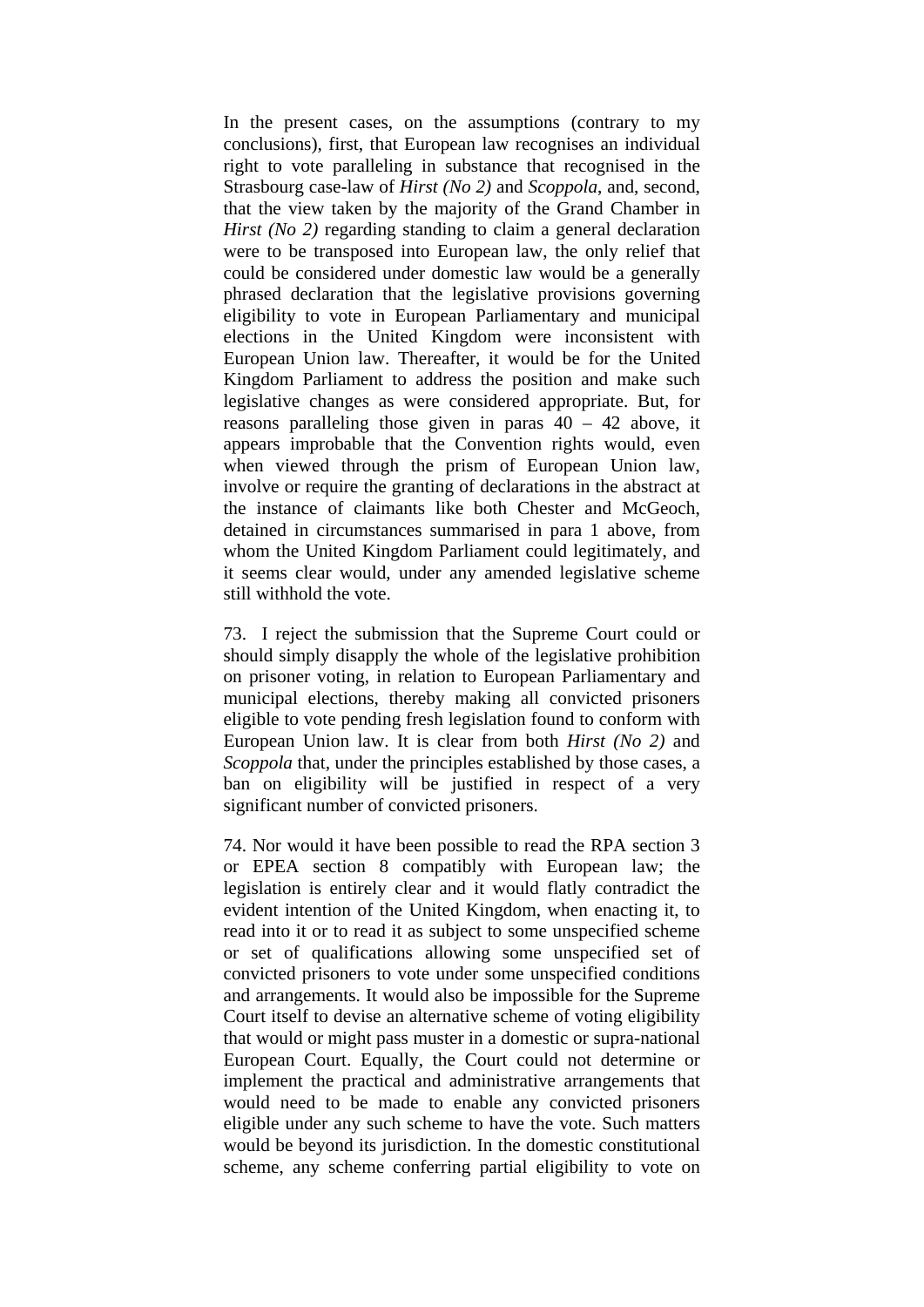In the present cases, on the assumptions (contrary to my conclusions), first, that European law recognises an individual right to vote paralleling in substance that recognised in the Strasbourg case-law of *Hirst (No 2)* and *Scoppola*, and, second, that the view taken by the majority of the Grand Chamber in *Hirst (No 2)* regarding standing to claim a general declaration were to be transposed into European law, the only relief that could be considered under domestic law would be a generally phrased declaration that the legislative provisions governing eligibility to vote in European Parliamentary and municipal elections in the United Kingdom were inconsistent with European Union law. Thereafter, it would be for the United Kingdom Parliament to address the position and make such legislative changes as were considered appropriate. But, for reasons paralleling those given in paras 40 – 42 above, it appears improbable that the Convention rights would, even when viewed through the prism of European Union law, involve or require the granting of declarations in the abstract at the instance of claimants like both Chester and McGeoch, detained in circumstances summarised in para 1 above, from whom the United Kingdom Parliament could legitimately, and it seems clear would, under any amended legislative scheme still withhold the vote.

73. I reject the submission that the Supreme Court could or should simply disapply the whole of the legislative prohibition on prisoner voting, in relation to European Parliamentary and municipal elections, thereby making all convicted prisoners eligible to vote pending fresh legislation found to conform with European Union law. It is clear from both *Hirst (No 2)* and *Scoppola* that, under the principles established by those cases, a ban on eligibility will be justified in respect of a very significant number of convicted prisoners.

74. Nor would it have been possible to read the RPA section 3 or EPEA section 8 compatibly with European law; the legislation is entirely clear and it would flatly contradict the evident intention of the United Kingdom, when enacting it, to read into it or to read it as subject to some unspecified scheme or set of qualifications allowing some unspecified set of convicted prisoners to vote under some unspecified conditions and arrangements. It would also be impossible for the Supreme Court itself to devise an alternative scheme of voting eligibility that would or might pass muster in a domestic or supra-national European Court. Equally, the Court could not determine or implement the practical and administrative arrangements that would need to be made to enable any convicted prisoners eligible under any such scheme to have the vote. Such matters would be beyond its jurisdiction. In the domestic constitutional scheme, any scheme conferring partial eligibility to vote on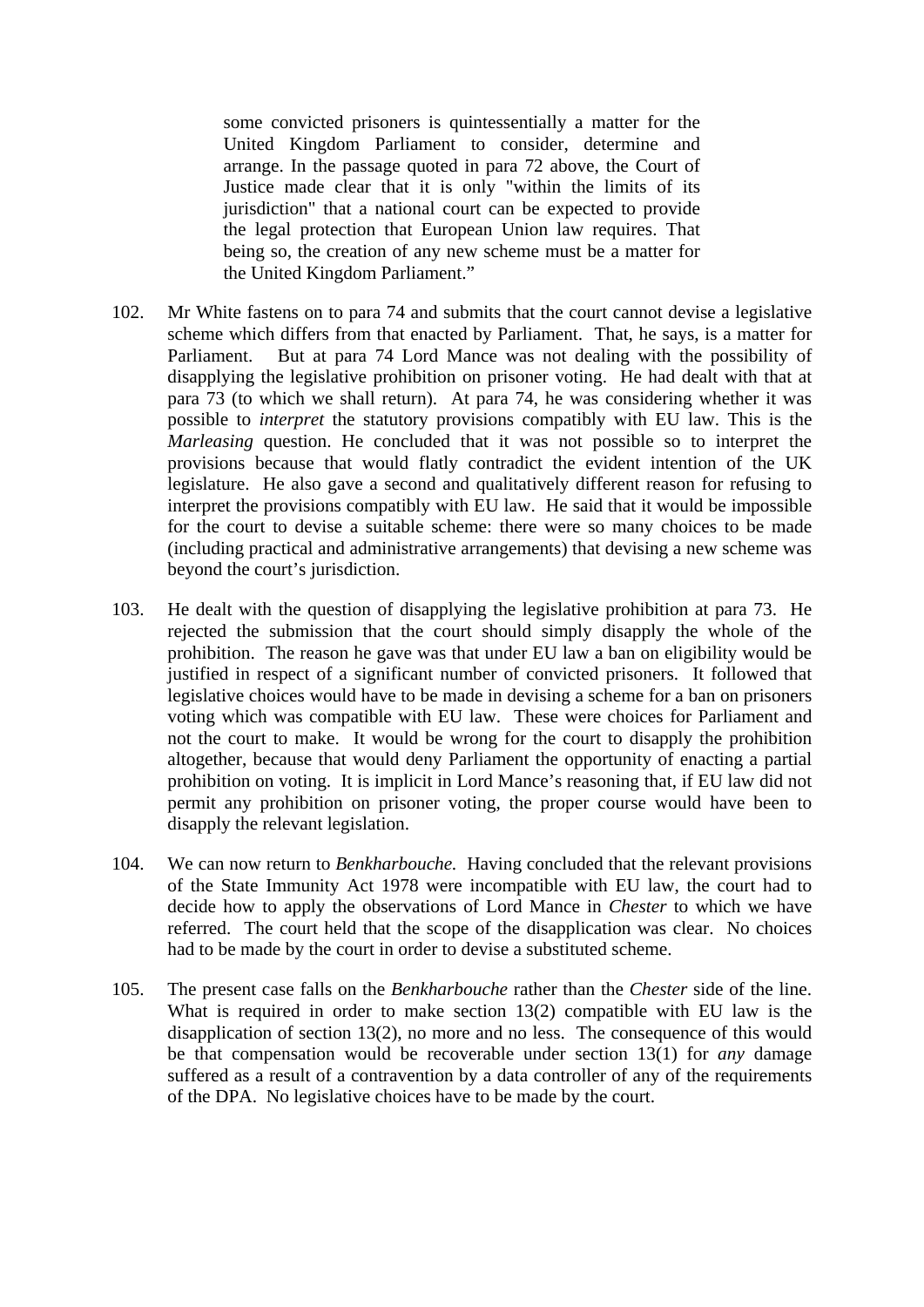> some convicted prisoners is quintessentially a matter for the United Kingdom Parliament to consider, determine and arrange. In the passage quoted in para 72 above, the Court of Justice made clear that it is only "within the limits of its jurisdiction" that a national court can be expected to provide the legal protection that European Union law requires. That being so, the creation of any new scheme must be a matter for the United Kingdom Parliament."

102. Mr White fastens on to para 74 and submits that the court cannot devise a legislative scheme which differs from that enacted by Parliament. That, he says, is a matter for Parliament. But at para 74 Lord Mance was not dealing with the possibility of disapplying the legislative prohibition on prisoner voting. He had dealt with that at para 73 (to which we shall return). At para 74, he was considering whether it was possible to *interpret* the statutory provisions compatibly with EU law. This is the *Marleasing* question. He concluded that it was not possible so to interpret the provisions because that would flatly contradict the evident intention of the UK legislature. He also gave a second and qualitatively different reason for refusing to interpret the provisions compatibly with EU law. He said that it would be impossible for the court to devise a suitable scheme: there were so many choices to be made (including practical and administrative arrangements) that devising a new scheme was beyond the court's jurisdiction.

103. He dealt with the question of disapplying the legislative prohibition at para 73. He rejected the submission that the court should simply disapply the whole of the prohibition. The reason he gave was that under EU law a ban on eligibility would be justified in respect of a significant number of convicted prisoners. It followed that legislative choices would have to be made in devising a scheme for a ban on prisoners voting which was compatible with EU law. These were choices for Parliament and not the court to make. It would be wrong for the court to disapply the prohibition altogether, because that would deny Parliament the opportunity of enacting a partial prohibition on voting. It is implicit in Lord Mance's reasoning that, if EU law did not permit any prohibition on prisoner voting, the proper course would have been to disapply the relevant legislation.

104. We can now return to *Benkharbouche.* Having concluded that the relevant provisions of the State Immunity Act 1978 were incompatible with EU law, the court had to decide how to apply the observations of Lord Mance in *Chester* to which we have referred. The court held that the scope of the disapplication was clear. No choices had to be made by the court in order to devise a substituted scheme.

105. The present case falls on the *Benkharbouche* rather than the *Chester* side of the line. What is required in order to make section 13(2) compatible with EU law is the disapplication of section 13(2), no more and no less. The consequence of this would be that compensation would be recoverable under section 13(1) for *any* damage suffered as a result of a contravention by a data controller of any of the requirements of the DPA. No legislative choices have to be made by the court.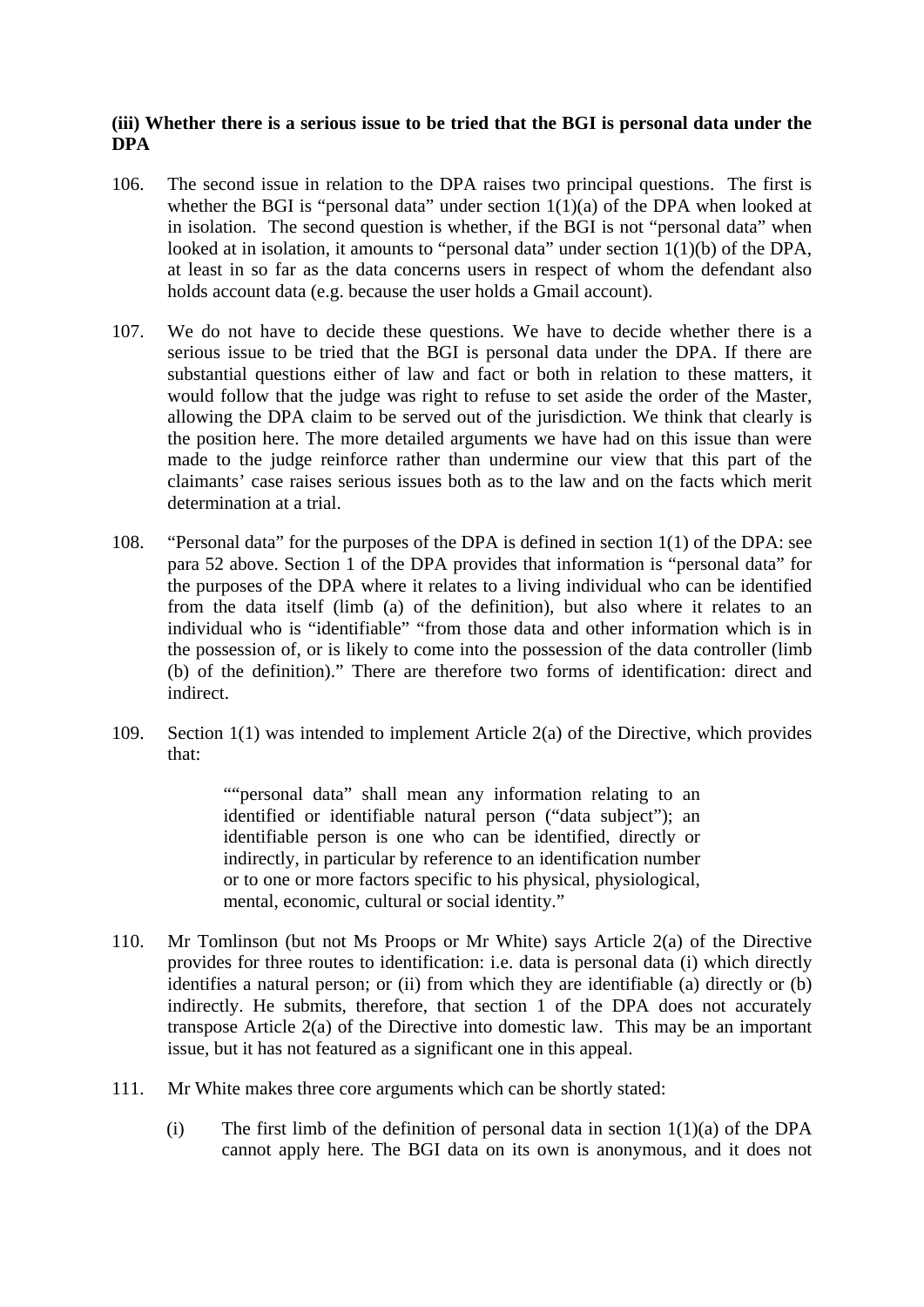### (iii) Whether there is a serious issue to be tried that the BGI is personal data under the DPA

106. The second issue in relation to the DPA raises two principal questions. The first is whether the BGI is "personal data" under section 1(1)(a) of the DPA when looked at in isolation. The second question is whether, if the BGI is not "personal data" when looked at in isolation, it amounts to "personal data" under section 1(1)(b) of the DPA, at least in so far as the data concerns users in respect of whom the defendant also holds account data (e.g. because the user holds a Gmail account).

107. We do not have to decide these questions. We have to decide whether there is a serious issue to be tried that the BGI is personal data under the DPA. If there are substantial questions either of law and fact or both in relation to these matters, it would follow that the judge was right to refuse to set aside the order of the Master, allowing the DPA claim to be served out of the jurisdiction. We think that clearly is the position here. The more detailed arguments we have had on this issue than were made to the judge reinforce rather than undermine our view that this part of the claimants' case raises serious issues both as to the law and on the facts which merit determination at a trial.

108. "Personal data" for the purposes of the DPA is defined in section 1(1) of the DPA: see para 52 above. Section 1 of the DPA provides that information is "personal data" for the purposes of the DPA where it relates to a living individual who can be identified from the data itself (limb (a) of the definition), but also where it relates to an individual who is "identifiable" "from those data and other information which is in the possession of, or is likely to come into the possession of the data controller (limb (b) of the definition)." There are therefore two forms of identification: direct and indirect.

109. Section 1(1) was intended to implement Article 2(a) of the Directive, which provides that:

> ""personal data" shall mean any information relating to an identified or identifiable natural person ("data subject"); an identifiable person is one who can be identified, directly or indirectly, in particular by reference to an identification number or to one or more factors specific to his physical, physiological, mental, economic, cultural or social identity."

110. Mr Tomlinson (but not Ms Proops or Mr White) says Article 2(a) of the Directive provides for three routes to identification: i.e. data is personal data (i) which directly identifies a natural person; or (ii) from which they are identifiable (a) directly or (b) indirectly. He submits, therefore, that section 1 of the DPA does not accurately transpose Article 2(a) of the Directive into domestic law. This may be an important issue, but it has not featured as a significant one in this appeal.

111. Mr White makes three core arguments which can be shortly stated:

    (i) The first limb of the definition of personal data in section 1(1)(a) of the DPA cannot apply here. The BGI data on its own is anonymous, and it does not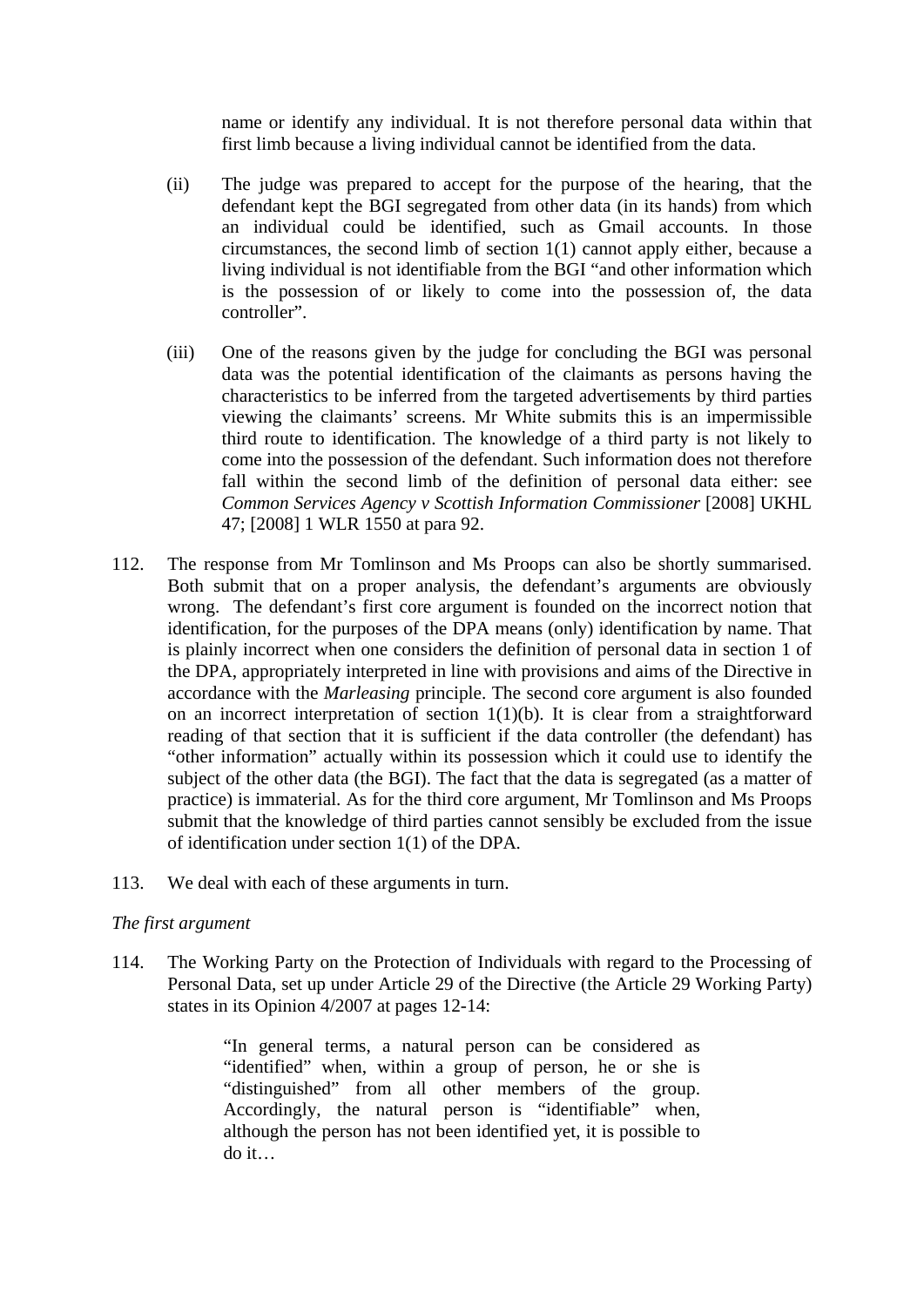name or identify any individual. It is not therefore personal data within that first limb because a living individual cannot be identified from the data.

(ii) The judge was prepared to accept for the purpose of the hearing, that the defendant kept the BGI segregated from other data (in its hands) from which an individual could be identified, such as Gmail accounts. In those circumstances, the second limb of section 1(1) cannot apply either, because a living individual is not identifiable from the BGI "and other information which is the possession of or likely to come into the possession of, the data controller".

(iii) One of the reasons given by the judge for concluding the BGI was personal data was the potential identification of the claimants as persons having the characteristics to be inferred from the targeted advertisements by third parties viewing the claimants' screens. Mr White submits this is an impermissible third route to identification. The knowledge of a third party is not likely to come into the possession of the defendant. Such information does not therefore fall within the second limb of the definition of personal data either: see *Common Services Agency v Scottish Information Commissioner* [2008] UKHL 47; [2008] 1 WLR 1550 at para 92.

112. The response from Mr Tomlinson and Ms Proops can also be shortly summarised. Both submit that on a proper analysis, the defendant's arguments are obviously wrong. The defendant's first core argument is founded on the incorrect notion that identification, for the purposes of the DPA means (only) identification by name. That is plainly incorrect when one considers the definition of personal data in section 1 of the DPA, appropriately interpreted in line with provisions and aims of the Directive in accordance with the *Marleasing* principle. The second core argument is also founded on an incorrect interpretation of section 1(1)(b). It is clear from a straightforward reading of that section that it is sufficient if the data controller (the defendant) has "other information" actually within its possession which it could use to identify the subject of the other data (the BGI). The fact that the data is segregated (as a matter of practice) is immaterial. As for the third core argument, Mr Tomlinson and Ms Proops submit that the knowledge of third parties cannot sensibly be excluded from the issue of identification under section 1(1) of the DPA.

113. We deal with each of these arguments in turn.

*The first argument*

114. The Working Party on the Protection of Individuals with regard to the Processing of Personal Data, set up under Article 29 of the Directive (the Article 29 Working Party) states in its Opinion 4/2007 at pages 12-14:

> "In general terms, a natural person can be considered as "identified" when, within a group of person, he or she is "distinguished" from all other members of the group. Accordingly, the natural person is "identifiable" when, although the person has not been identified yet, it is possible to do it…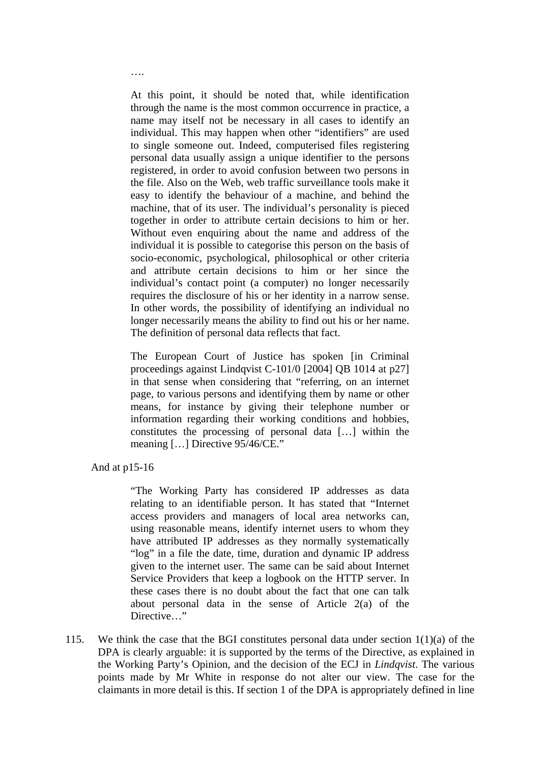….

> At this point, it should be noted that, while identification through the name is the most common occurrence in practice, a name may itself not be necessary in all cases to identify an individual. This may happen when other "identifiers" are used to single someone out. Indeed, computerised files registering personal data usually assign a unique identifier to the persons registered, in order to avoid confusion between two persons in the file. Also on the Web, web traffic surveillance tools make it easy to identify the behaviour of a machine, and behind the machine, that of its user. The individual's personality is pieced together in order to attribute certain decisions to him or her. Without even enquiring about the name and address of the individual it is possible to categorise this person on the basis of socio-economic, psychological, philosophical or other criteria and attribute certain decisions to him or her since the individual's contact point (a computer) no longer necessarily requires the disclosure of his or her identity in a narrow sense. In other words, the possibility of identifying an individual no longer necessarily means the ability to find out his or her name. The definition of personal data reflects that fact.
>
> The European Court of Justice has spoken [in Criminal proceedings against Lindqvist C-101/0 [2004] QB 1014 at p27] in that sense when considering that "referring, on an internet page, to various persons and identifying them by name or other means, for instance by giving their telephone number or information regarding their working conditions and hobbies, constitutes the processing of personal data […] within the meaning […] Directive 95/46/CE."

And at p15-16

> "The Working Party has considered IP addresses as data relating to an identifiable person. It has stated that "Internet access providers and managers of local area networks can, using reasonable means, identify internet users to whom they have attributed IP addresses as they normally systematically "log" in a file the date, time, duration and dynamic IP address given to the internet user. The same can be said about Internet Service Providers that keep a logbook on the HTTP server. In these cases there is no doubt about the fact that one can talk about personal data in the sense of Article 2(a) of the Directive…"

115. We think the case that the BGI constitutes personal data under section 1(1)(a) of the DPA is clearly arguable: it is supported by the terms of the Directive, as explained in the Working Party's Opinion, and the decision of the ECJ in *Lindqvist*. The various points made by Mr White in response do not alter our view. The case for the claimants in more detail is this. If section 1 of the DPA is appropriately defined in line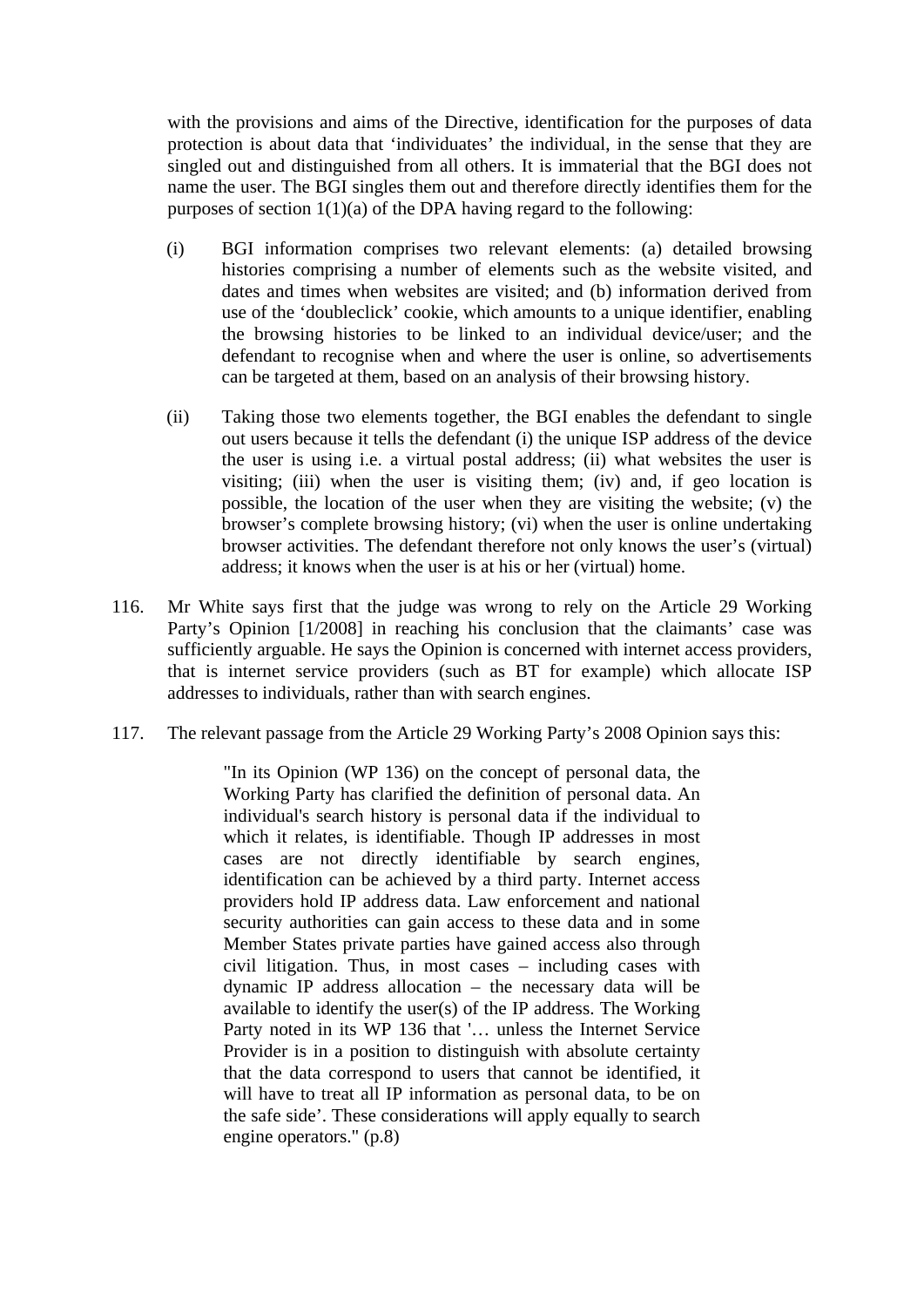with the provisions and aims of the Directive, identification for the purposes of data protection is about data that 'individuates' the individual, in the sense that they are singled out and distinguished from all others. It is immaterial that the BGI does not name the user. The BGI singles them out and therefore directly identifies them for the purposes of section 1(1)(a) of the DPA having regard to the following:

(i) BGI information comprises two relevant elements: (a) detailed browsing histories comprising a number of elements such as the website visited, and dates and times when websites are visited; and (b) information derived from use of the 'doubleclick' cookie, which amounts to a unique identifier, enabling the browsing histories to be linked to an individual device/user; and the defendant to recognise when and where the user is online, so advertisements can be targeted at them, based on an analysis of their browsing history.

(ii) Taking those two elements together, the BGI enables the defendant to single out users because it tells the defendant (i) the unique ISP address of the device the user is using i.e. a virtual postal address; (ii) what websites the user is visiting; (iii) when the user is visiting them; (iv) and, if geo location is possible, the location of the user when they are visiting the website; (v) the browser's complete browsing history; (vi) when the user is online undertaking browser activities. The defendant therefore not only knows the user's (virtual) address; it knows when the user is at his or her (virtual) home.

116. Mr White says first that the judge was wrong to rely on the Article 29 Working Party's Opinion [1/2008] in reaching his conclusion that the claimants' case was sufficiently arguable. He says the Opinion is concerned with internet access providers, that is internet service providers (such as BT for example) which allocate ISP addresses to individuals, rather than with search engines.

117. The relevant passage from the Article 29 Working Party's 2008 Opinion says this:

> "In its Opinion (WP 136) on the concept of personal data, the Working Party has clarified the definition of personal data. An individual's search history is personal data if the individual to which it relates, is identifiable. Though IP addresses in most cases are not directly identifiable by search engines, identification can be achieved by a third party. Internet access providers hold IP address data. Law enforcement and national security authorities can gain access to these data and in some Member States private parties have gained access also through civil litigation. Thus, in most cases – including cases with dynamic IP address allocation – the necessary data will be available to identify the user(s) of the IP address. The Working Party noted in its WP 136 that '… unless the Internet Service Provider is in a position to distinguish with absolute certainty that the data correspond to users that cannot be identified, it will have to treat all IP information as personal data, to be on the safe side'. These considerations will apply equally to search engine operators." (p.8)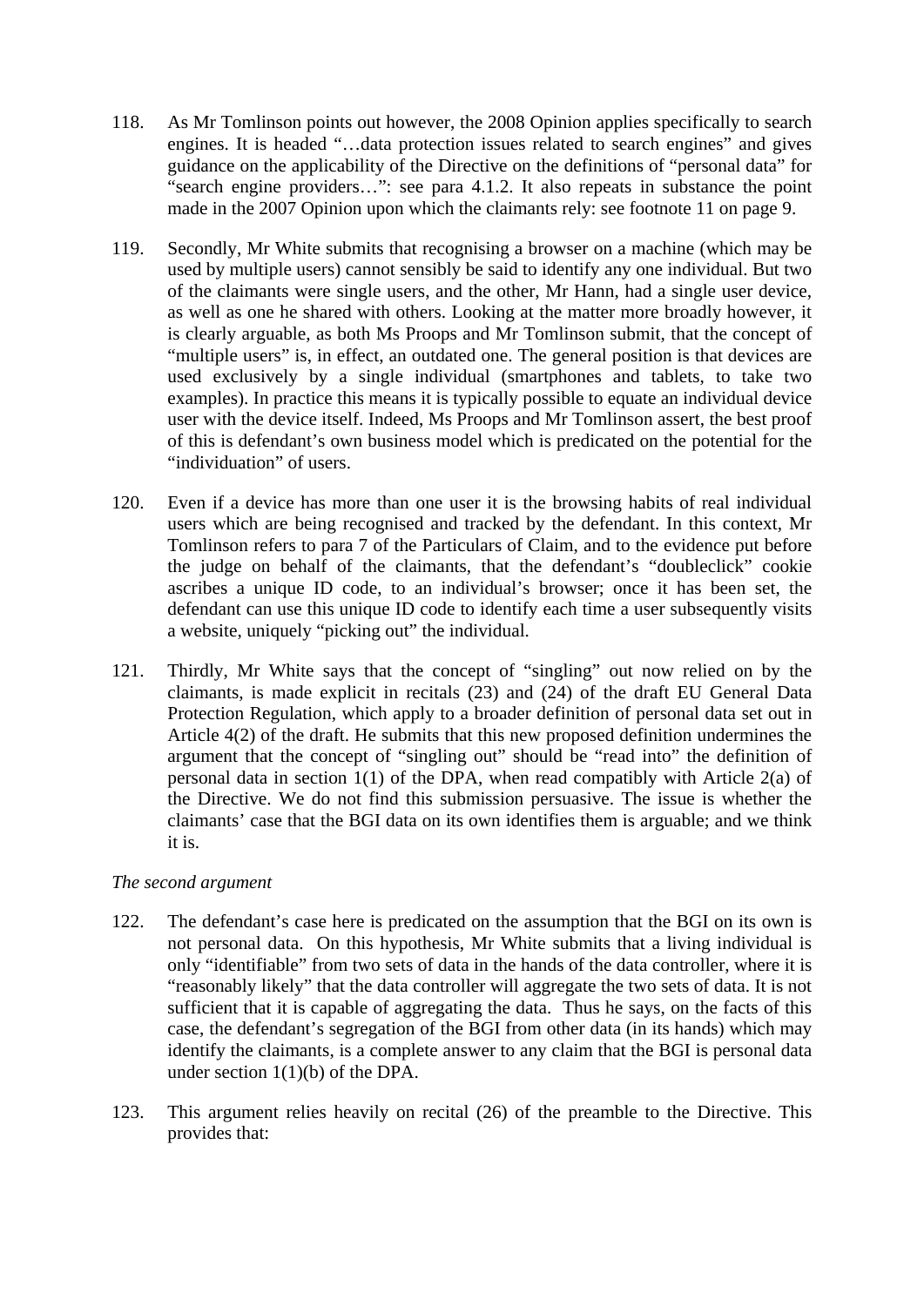118. As Mr Tomlinson points out however, the 2008 Opinion applies specifically to search engines. It is headed "…data protection issues related to search engines" and gives guidance on the applicability of the Directive on the definitions of "personal data" for "search engine providers…": see para 4.1.2. It also repeats in substance the point made in the 2007 Opinion upon which the claimants rely: see footnote 11 on page 9.

119. Secondly, Mr White submits that recognising a browser on a machine (which may be used by multiple users) cannot sensibly be said to identify any one individual. But two of the claimants were single users, and the other, Mr Hann, had a single user device, as well as one he shared with others. Looking at the matter more broadly however, it is clearly arguable, as both Ms Proops and Mr Tomlinson submit, that the concept of "multiple users" is, in effect, an outdated one. The general position is that devices are used exclusively by a single individual (smartphones and tablets, to take two examples). In practice this means it is typically possible to equate an individual device user with the device itself. Indeed, Ms Proops and Mr Tomlinson assert, the best proof of this is defendant's own business model which is predicated on the potential for the "individuation" of users.

120. Even if a device has more than one user it is the browsing habits of real individual users which are being recognised and tracked by the defendant. In this context, Mr Tomlinson refers to para 7 of the Particulars of Claim, and to the evidence put before the judge on behalf of the claimants, that the defendant's "doubleclick" cookie ascribes a unique ID code, to an individual's browser; once it has been set, the defendant can use this unique ID code to identify each time a user subsequently visits a website, uniquely "picking out" the individual.

121. Thirdly, Mr White says that the concept of "singling" out now relied on by the claimants, is made explicit in recitals (23) and (24) of the draft EU General Data Protection Regulation, which apply to a broader definition of personal data set out in Article 4(2) of the draft. He submits that this new proposed definition undermines the argument that the concept of "singling out" should be "read into" the definition of personal data in section 1(1) of the DPA, when read compatibly with Article 2(a) of the Directive. We do not find this submission persuasive. The issue is whether the claimants' case that the BGI data on its own identifies them is arguable; and we think it is.

*The second argument*

122. The defendant's case here is predicated on the assumption that the BGI on its own is not personal data. On this hypothesis, Mr White submits that a living individual is only "identifiable" from two sets of data in the hands of the data controller, where it is "reasonably likely" that the data controller will aggregate the two sets of data. It is not sufficient that it is capable of aggregating the data. Thus he says, on the facts of this case, the defendant's segregation of the BGI from other data (in its hands) which may identify the claimants, is a complete answer to any claim that the BGI is personal data under section 1(1)(b) of the DPA.

123. This argument relies heavily on recital (26) of the preamble to the Directive. This provides that: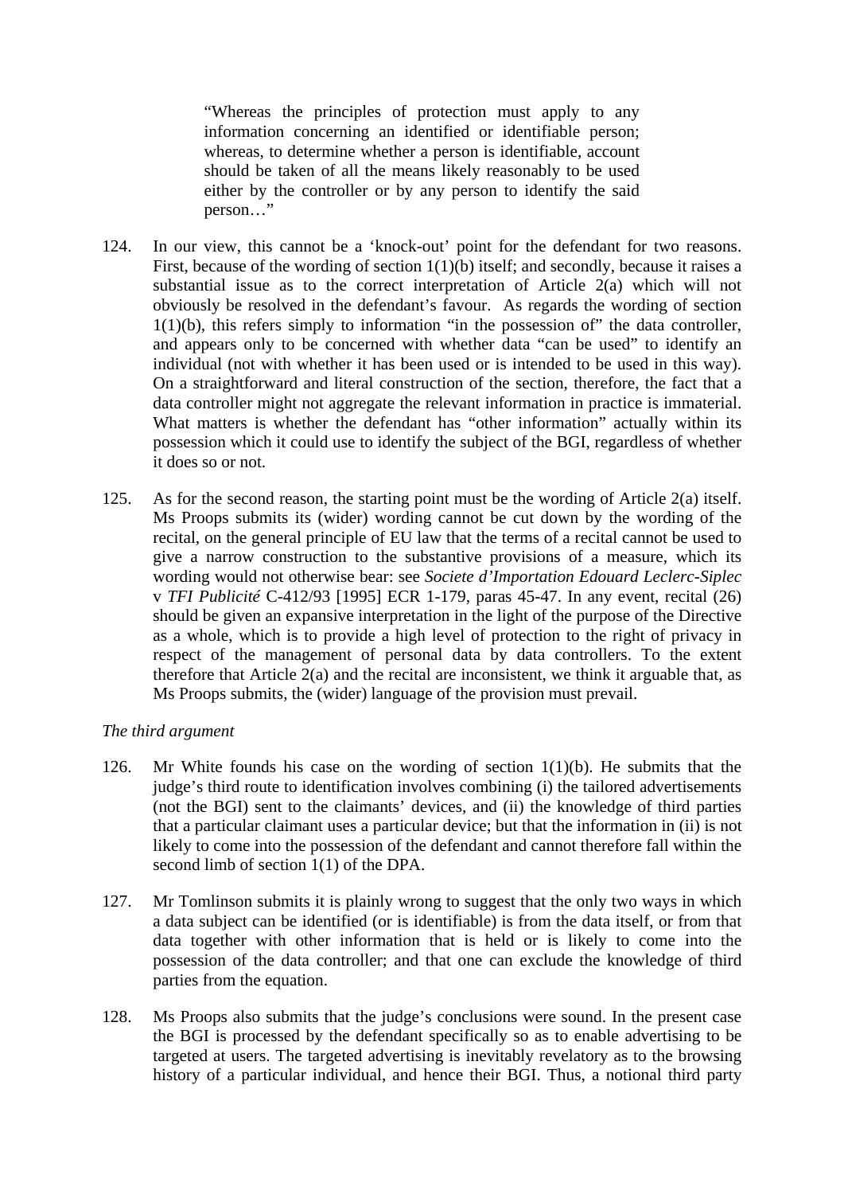> "Whereas the principles of protection must apply to any information concerning an identified or identifiable person; whereas, to determine whether a person is identifiable, account should be taken of all the means likely reasonably to be used either by the controller or by any person to identify the said person…"

124. In our view, this cannot be a 'knock-out' point for the defendant for two reasons. First, because of the wording of section 1(1)(b) itself; and secondly, because it raises a substantial issue as to the correct interpretation of Article 2(a) which will not obviously be resolved in the defendant's favour. As regards the wording of section 1(1)(b), this refers simply to information "in the possession of" the data controller, and appears only to be concerned with whether data "can be used" to identify an individual (not with whether it has been used or is intended to be used in this way). On a straightforward and literal construction of the section, therefore, the fact that a data controller might not aggregate the relevant information in practice is immaterial. What matters is whether the defendant has "other information" actually within its possession which it could use to identify the subject of the BGI, regardless of whether it does so or not.

125. As for the second reason, the starting point must be the wording of Article 2(a) itself. Ms Proops submits its (wider) wording cannot be cut down by the wording of the recital, on the general principle of EU law that the terms of a recital cannot be used to give a narrow construction to the substantive provisions of a measure, which its wording would not otherwise bear: see *Societe d'Importation Edouard Leclerc-Siplec* v *TFI Publicité* C-412/93 [1995] ECR 1-179, paras 45-47. In any event, recital (26) should be given an expansive interpretation in the light of the purpose of the Directive as a whole, which is to provide a high level of protection to the right of privacy in respect of the management of personal data by data controllers. To the extent therefore that Article 2(a) and the recital are inconsistent, we think it arguable that, as Ms Proops submits, the (wider) language of the provision must prevail.

*The third argument*

126. Mr White founds his case on the wording of section 1(1)(b). He submits that the judge's third route to identification involves combining (i) the tailored advertisements (not the BGI) sent to the claimants' devices, and (ii) the knowledge of third parties that a particular claimant uses a particular device; but that the information in (ii) is not likely to come into the possession of the defendant and cannot therefore fall within the second limb of section 1(1) of the DPA.

127. Mr Tomlinson submits it is plainly wrong to suggest that the only two ways in which a data subject can be identified (or is identifiable) is from the data itself, or from that data together with other information that is held or is likely to come into the possession of the data controller; and that one can exclude the knowledge of third parties from the equation.

128. Ms Proops also submits that the judge's conclusions were sound. In the present case the BGI is processed by the defendant specifically so as to enable advertising to be targeted at users. The targeted advertising is inevitably revelatory as to the browsing history of a particular individual, and hence their BGI. Thus, a notional third party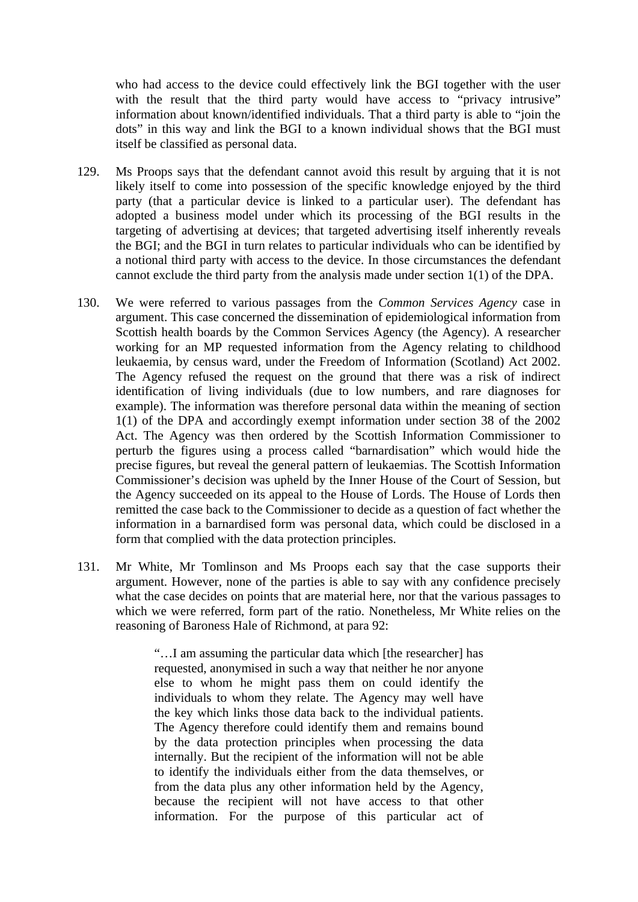who had access to the device could effectively link the BGI together with the user with the result that the third party would have access to "privacy intrusive" information about known/identified individuals. That a third party is able to "join the dots" in this way and link the BGI to a known individual shows that the BGI must itself be classified as personal data.

129. Ms Proops says that the defendant cannot avoid this result by arguing that it is not likely itself to come into possession of the specific knowledge enjoyed by the third party (that a particular device is linked to a particular user). The defendant has adopted a business model under which its processing of the BGI results in the targeting of advertising at devices; that targeted advertising itself inherently reveals the BGI; and the BGI in turn relates to particular individuals who can be identified by a notional third party with access to the device. In those circumstances the defendant cannot exclude the third party from the analysis made under section 1(1) of the DPA.

130. We were referred to various passages from the *Common Services Agency* case in argument. This case concerned the dissemination of epidemiological information from Scottish health boards by the Common Services Agency (the Agency). A researcher working for an MP requested information from the Agency relating to childhood leukaemia, by census ward, under the Freedom of Information (Scotland) Act 2002. The Agency refused the request on the ground that there was a risk of indirect identification of living individuals (due to low numbers, and rare diagnoses for example). The information was therefore personal data within the meaning of section 1(1) of the DPA and accordingly exempt information under section 38 of the 2002 Act. The Agency was then ordered by the Scottish Information Commissioner to perturb the figures using a process called "barnardisation" which would hide the precise figures, but reveal the general pattern of leukaemias. The Scottish Information Commissioner's decision was upheld by the Inner House of the Court of Session, but the Agency succeeded on its appeal to the House of Lords. The House of Lords then remitted the case back to the Commissioner to decide as a question of fact whether the information in a barnardised form was personal data, which could be disclosed in a form that complied with the data protection principles.

131. Mr White, Mr Tomlinson and Ms Proops each say that the case supports their argument. However, none of the parties is able to say with any confidence precisely what the case decides on points that are material here, nor that the various passages to which we were referred, form part of the ratio. Nonetheless, Mr White relies on the reasoning of Baroness Hale of Richmond, at para 92:

> "…I am assuming the particular data which [the researcher] has requested, anonymised in such a way that neither he nor anyone else to whom he might pass them on could identify the individuals to whom they relate. The Agency may well have the key which links those data back to the individual patients. The Agency therefore could identify them and remains bound by the data protection principles when processing the data internally. But the recipient of the information will not be able to identify the individuals either from the data themselves, or from the data plus any other information held by the Agency, because the recipient will not have access to that other information. For the purpose of this particular act of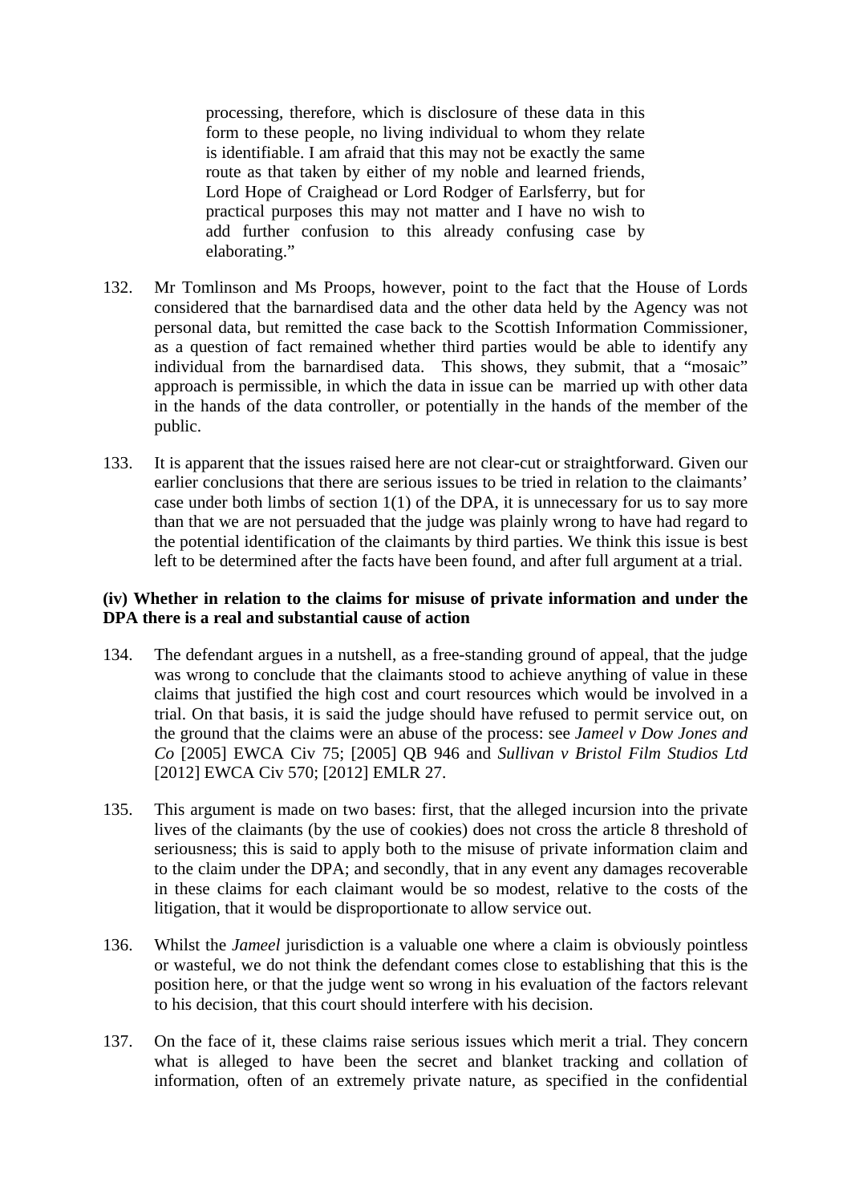> processing, therefore, which is disclosure of these data in this form to these people, no living individual to whom they relate is identifiable. I am afraid that this may not be exactly the same route as that taken by either of my noble and learned friends, Lord Hope of Craighead or Lord Rodger of Earlsferry, but for practical purposes this may not matter and I have no wish to add further confusion to this already confusing case by elaborating."

132. Mr Tomlinson and Ms Proops, however, point to the fact that the House of Lords considered that the barnardised data and the other data held by the Agency was not personal data, but remitted the case back to the Scottish Information Commissioner, as a question of fact remained whether third parties would be able to identify any individual from the barnardised data. This shows, they submit, that a "mosaic" approach is permissible, in which the data in issue can be married up with other data in the hands of the data controller, or potentially in the hands of the member of the public.

133. It is apparent that the issues raised here are not clear-cut or straightforward. Given our earlier conclusions that there are serious issues to be tried in relation to the claimants' case under both limbs of section 1(1) of the DPA, it is unnecessary for us to say more than that we are not persuaded that the judge was plainly wrong to have had regard to the potential identification of the claimants by third parties. We think this issue is best left to be determined after the facts have been found, and after full argument at a trial.

**(iv) Whether in relation to the claims for misuse of private information and under the DPA there is a real and substantial cause of action**

134. The defendant argues in a nutshell, as a free-standing ground of appeal, that the judge was wrong to conclude that the claimants stood to achieve anything of value in these claims that justified the high cost and court resources which would be involved in a trial. On that basis, it is said the judge should have refused to permit service out, on the ground that the claims were an abuse of the process: see *Jameel v Dow Jones and Co* [2005] EWCA Civ 75; [2005] QB 946 and *Sullivan v Bristol Film Studios Ltd* [2012] EWCA Civ 570; [2012] EMLR 27.

135. This argument is made on two bases: first, that the alleged incursion into the private lives of the claimants (by the use of cookies) does not cross the article 8 threshold of seriousness; this is said to apply both to the misuse of private information claim and to the claim under the DPA; and secondly, that in any event any damages recoverable in these claims for each claimant would be so modest, relative to the costs of the litigation, that it would be disproportionate to allow service out.

136. Whilst the *Jameel* jurisdiction is a valuable one where a claim is obviously pointless or wasteful, we do not think the defendant comes close to establishing that this is the position here, or that the judge went so wrong in his evaluation of the factors relevant to his decision, that this court should interfere with his decision.

137. On the face of it, these claims raise serious issues which merit a trial. They concern what is alleged to have been the secret and blanket tracking and collation of information, often of an extremely private nature, as specified in the confidential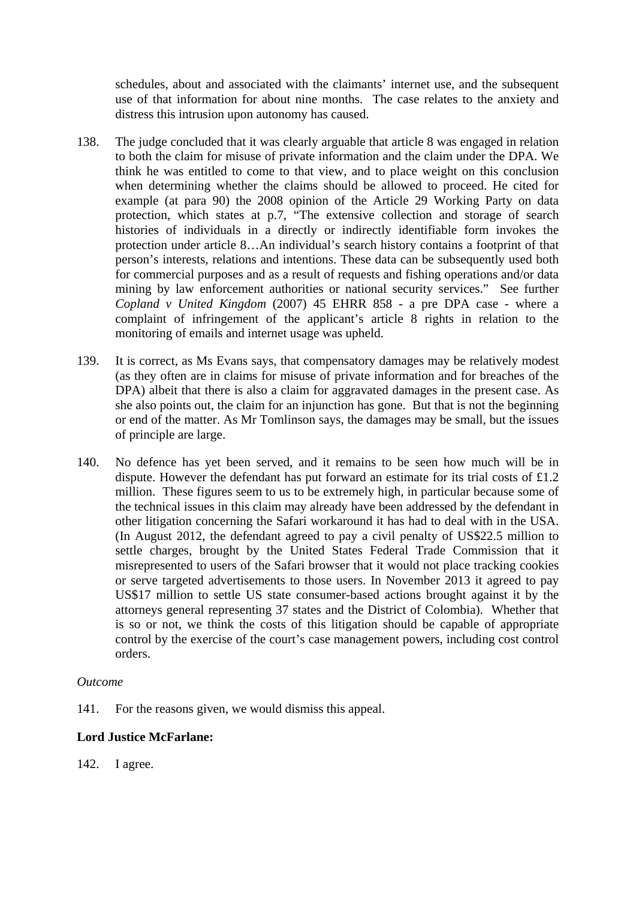schedules, about and associated with the claimants' internet use, and the subsequent use of that information for about nine months. The case relates to the anxiety and distress this intrusion upon autonomy has caused.

138. The judge concluded that it was clearly arguable that article 8 was engaged in relation to both the claim for misuse of private information and the claim under the DPA. We think he was entitled to come to that view, and to place weight on this conclusion when determining whether the claims should be allowed to proceed. He cited for example (at para 90) the 2008 opinion of the Article 29 Working Party on data protection, which states at p.7, "The extensive collection and storage of search histories of individuals in a directly or indirectly identifiable form invokes the protection under article 8…An individual's search history contains a footprint of that person's interests, relations and intentions. These data can be subsequently used both for commercial purposes and as a result of requests and fishing operations and/or data mining by law enforcement authorities or national security services." See further *Copland v United Kingdom* (2007) 45 EHRR 858 - a pre DPA case - where a complaint of infringement of the applicant's article 8 rights in relation to the monitoring of emails and internet usage was upheld.

139. It is correct, as Ms Evans says, that compensatory damages may be relatively modest (as they often are in claims for misuse of private information and for breaches of the DPA) albeit that there is also a claim for aggravated damages in the present case. As she also points out, the claim for an injunction has gone. But that is not the beginning or end of the matter. As Mr Tomlinson says, the damages may be small, but the issues of principle are large.

140. No defence has yet been served, and it remains to be seen how much will be in dispute. However the defendant has put forward an estimate for its trial costs of £1.2 million. These figures seem to us to be extremely high, in particular because some of the technical issues in this claim may already have been addressed by the defendant in other litigation concerning the Safari workaround it has had to deal with in the USA. (In August 2012, the defendant agreed to pay a civil penalty of US$22.5 million to settle charges, brought by the United States Federal Trade Commission that it misrepresented to users of the Safari browser that it would not place tracking cookies or serve targeted advertisements to those users. In November 2013 it agreed to pay US$17 million to settle US state consumer-based actions brought against it by the attorneys general representing 37 states and the District of Colombia). Whether that is so or not, we think the costs of this litigation should be capable of appropriate control by the exercise of the court's case management powers, including cost control orders.

*Outcome*

141. For the reasons given, we would dismiss this appeal.

**Lord Justice McFarlane:**

142. I agree.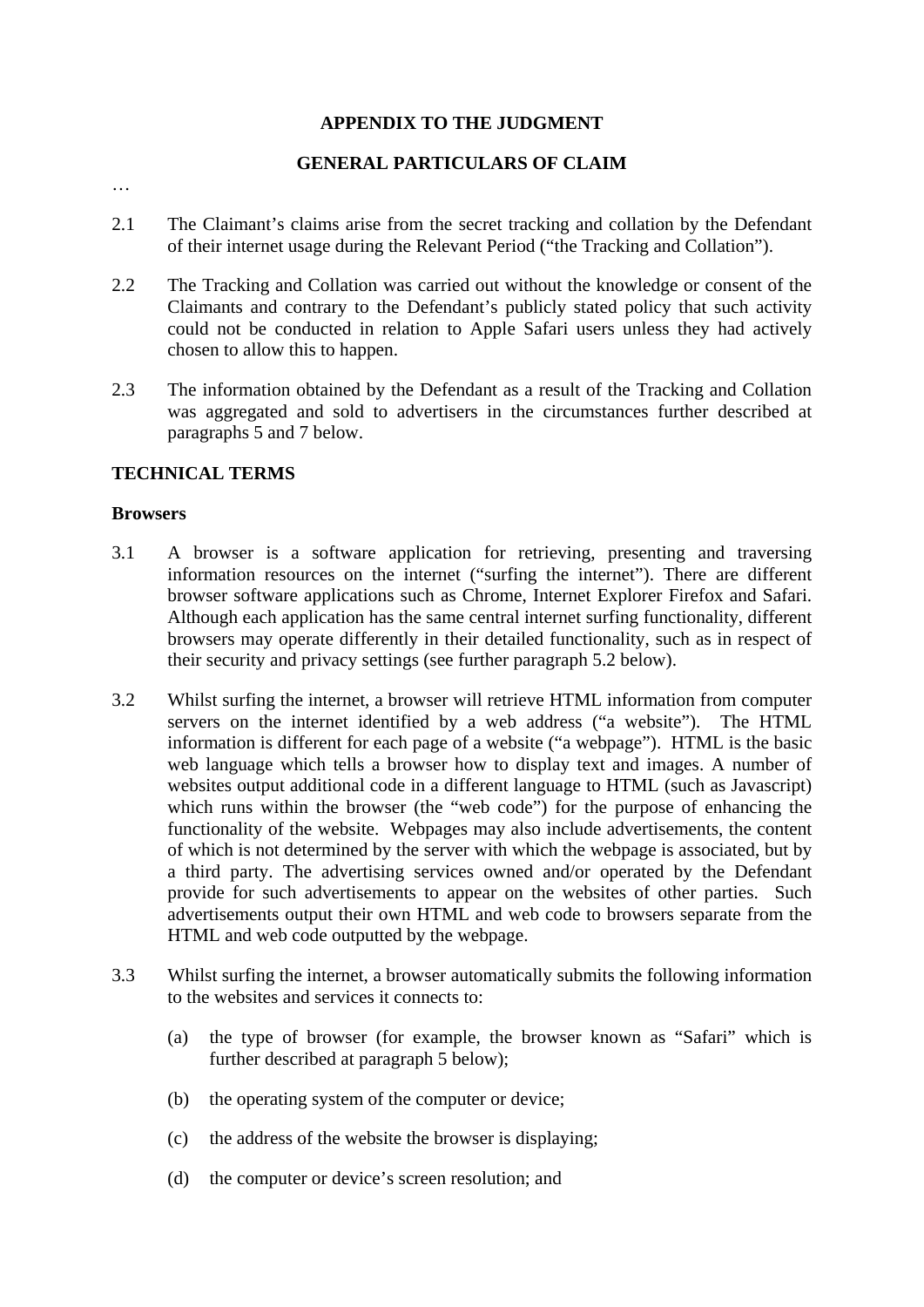## APPENDIX TO THE JUDGMENT

## GENERAL PARTICULARS OF CLAIM

…

2.1 The Claimant's claims arise from the secret tracking and collation by the Defendant of their internet usage during the Relevant Period ("the Tracking and Collation").

2.2 The Tracking and Collation was carried out without the knowledge or consent of the Claimants and contrary to the Defendant's publicly stated policy that such activity could not be conducted in relation to Apple Safari users unless they had actively chosen to allow this to happen.

2.3 The information obtained by the Defendant as a result of the Tracking and Collation was aggregated and sold to advertisers in the circumstances further described at paragraphs 5 and 7 below.

### TECHNICAL TERMS

#### Browsers

3.1 A browser is a software application for retrieving, presenting and traversing information resources on the internet ("surfing the internet"). There are different browser software applications such as Chrome, Internet Explorer Firefox and Safari. Although each application has the same central internet surfing functionality, different browsers may operate differently in their detailed functionality, such as in respect of their security and privacy settings (see further paragraph 5.2 below).

3.2 Whilst surfing the internet, a browser will retrieve HTML information from computer servers on the internet identified by a web address ("a website"). The HTML information is different for each page of a website ("a webpage"). HTML is the basic web language which tells a browser how to display text and images. A number of websites output additional code in a different language to HTML (such as Javascript) which runs within the browser (the "web code") for the purpose of enhancing the functionality of the website. Webpages may also include advertisements, the content of which is not determined by the server with which the webpage is associated, but by a third party. The advertising services owned and/or operated by the Defendant provide for such advertisements to appear on the websites of other parties. Such advertisements output their own HTML and web code to browsers separate from the HTML and web code outputted by the webpage.

3.3 Whilst surfing the internet, a browser automatically submits the following information to the websites and services it connects to:

(a) the type of browser (for example, the browser known as "Safari" which is further described at paragraph 5 below);

(b) the operating system of the computer or device;

(c) the address of the website the browser is displaying;

(d) the computer or device's screen resolution; and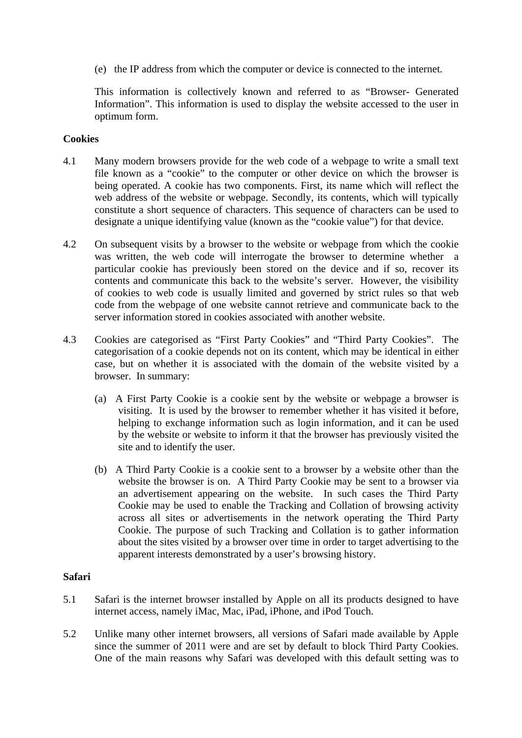(e) the IP address from which the computer or device is connected to the internet.

This information is collectively known and referred to as "Browser- Generated Information". This information is used to display the website accessed to the user in optimum form.

**Cookies**

4.1 Many modern browsers provide for the web code of a webpage to write a small text file known as a "cookie" to the computer or other device on which the browser is being operated. A cookie has two components. First, its name which will reflect the web address of the website or webpage. Secondly, its contents, which will typically constitute a short sequence of characters. This sequence of characters can be used to designate a unique identifying value (known as the "cookie value") for that device.

4.2 On subsequent visits by a browser to the website or webpage from which the cookie was written, the web code will interrogate the browser to determine whether a particular cookie has previously been stored on the device and if so, recover its contents and communicate this back to the website's server. However, the visibility of cookies to web code is usually limited and governed by strict rules so that web code from the webpage of one website cannot retrieve and communicate back to the server information stored in cookies associated with another website.

4.3 Cookies are categorised as "First Party Cookies" and "Third Party Cookies". The categorisation of a cookie depends not on its content, which may be identical in either case, but on whether it is associated with the domain of the website visited by a browser. In summary:

(a) A First Party Cookie is a cookie sent by the website or webpage a browser is visiting. It is used by the browser to remember whether it has visited it before, helping to exchange information such as login information, and it can be used by the website or website to inform it that the browser has previously visited the site and to identify the user.

(b) A Third Party Cookie is a cookie sent to a browser by a website other than the website the browser is on. A Third Party Cookie may be sent to a browser via an advertisement appearing on the website. In such cases the Third Party Cookie may be used to enable the Tracking and Collation of browsing activity across all sites or advertisements in the network operating the Third Party Cookie. The purpose of such Tracking and Collation is to gather information about the sites visited by a browser over time in order to target advertising to the apparent interests demonstrated by a user's browsing history.

**Safari**

5.1 Safari is the internet browser installed by Apple on all its products designed to have internet access, namely iMac, Mac, iPad, iPhone, and iPod Touch.

5.2 Unlike many other internet browsers, all versions of Safari made available by Apple since the summer of 2011 were and are set by default to block Third Party Cookies. One of the main reasons why Safari was developed with this default setting was to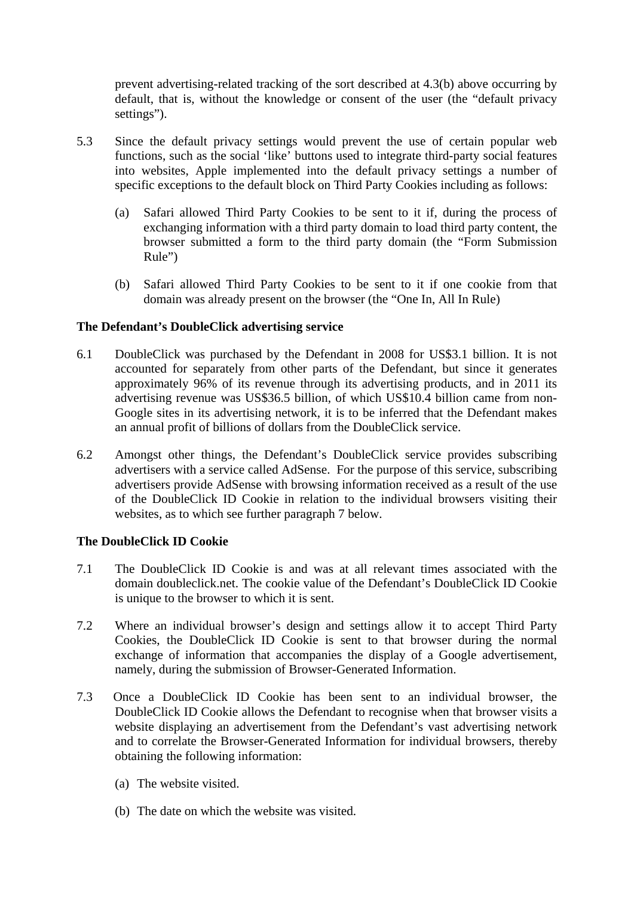prevent advertising-related tracking of the sort described at 4.3(b) above occurring by default, that is, without the knowledge or consent of the user (the "default privacy settings").

5.3 Since the default privacy settings would prevent the use of certain popular web functions, such as the social 'like' buttons used to integrate third-party social features into websites, Apple implemented into the default privacy settings a number of specific exceptions to the default block on Third Party Cookies including as follows:

(a) Safari allowed Third Party Cookies to be sent to it if, during the process of exchanging information with a third party domain to load third party content, the browser submitted a form to the third party domain (the "Form Submission Rule")

(b) Safari allowed Third Party Cookies to be sent to it if one cookie from that domain was already present on the browser (the "One In, All In Rule)

**The Defendant's DoubleClick advertising service**

6.1 DoubleClick was purchased by the Defendant in 2008 for US$3.1 billion. It is not accounted for separately from other parts of the Defendant, but since it generates approximately 96% of its revenue through its advertising products, and in 2011 its advertising revenue was US$36.5 billion, of which US$10.4 billion came from non-Google sites in its advertising network, it is to be inferred that the Defendant makes an annual profit of billions of dollars from the DoubleClick service.

6.2 Amongst other things, the Defendant's DoubleClick service provides subscribing advertisers with a service called AdSense. For the purpose of this service, subscribing advertisers provide AdSense with browsing information received as a result of the use of the DoubleClick ID Cookie in relation to the individual browsers visiting their websites, as to which see further paragraph 7 below.

**The DoubleClick ID Cookie**

7.1 The DoubleClick ID Cookie is and was at all relevant times associated with the domain doubleclick.net. The cookie value of the Defendant's DoubleClick ID Cookie is unique to the browser to which it is sent.

7.2 Where an individual browser's design and settings allow it to accept Third Party Cookies, the DoubleClick ID Cookie is sent to that browser during the normal exchange of information that accompanies the display of a Google advertisement, namely, during the submission of Browser-Generated Information.

7.3 Once a DoubleClick ID Cookie has been sent to an individual browser, the DoubleClick ID Cookie allows the Defendant to recognise when that browser visits a website displaying an advertisement from the Defendant's vast advertising network and to correlate the Browser-Generated Information for individual browsers, thereby obtaining the following information:

(a) The website visited.

(b) The date on which the website was visited.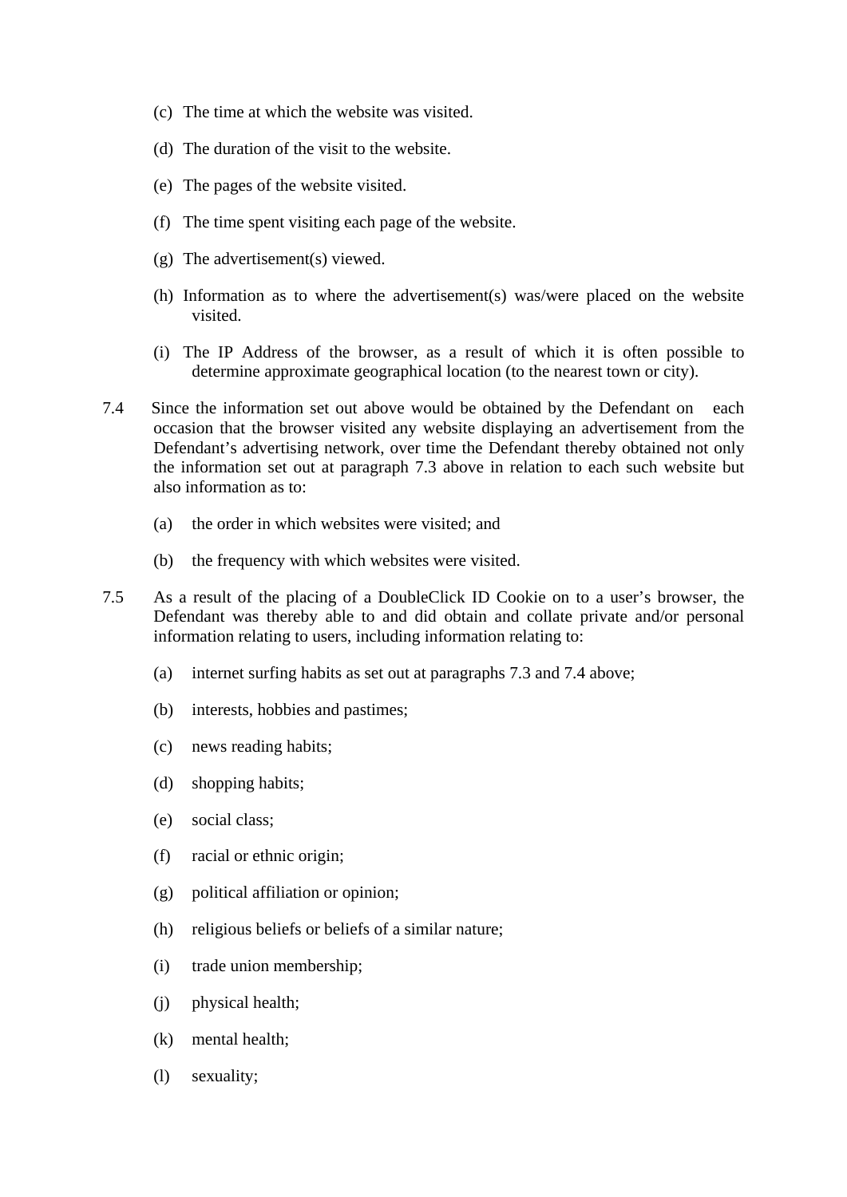(c) The time at which the website was visited.

(d) The duration of the visit to the website.

(e) The pages of the website visited.

(f) The time spent visiting each page of the website.

(g) The advertisement(s) viewed.

(h) Information as to where the advertisement(s) was/were placed on the website visited.

(i) The IP Address of the browser, as a result of which it is often possible to determine approximate geographical location (to the nearest town or city).

7.4 Since the information set out above would be obtained by the Defendant on each occasion that the browser visited any website displaying an advertisement from the Defendant's advertising network, over time the Defendant thereby obtained not only the information set out at paragraph 7.3 above in relation to each such website but also information as to:

(a) the order in which websites were visited; and

(b) the frequency with which websites were visited.

7.5 As a result of the placing of a DoubleClick ID Cookie on to a user's browser, the Defendant was thereby able to and did obtain and collate private and/or personal information relating to users, including information relating to:

(a) internet surfing habits as set out at paragraphs 7.3 and 7.4 above;

(b) interests, hobbies and pastimes;

(c) news reading habits;

(d) shopping habits;

(e) social class;

(f) racial or ethnic origin;

(g) political affiliation or opinion;

(h) religious beliefs or beliefs of a similar nature;

(i) trade union membership;

(j) physical health;

(k) mental health;

(l) sexuality;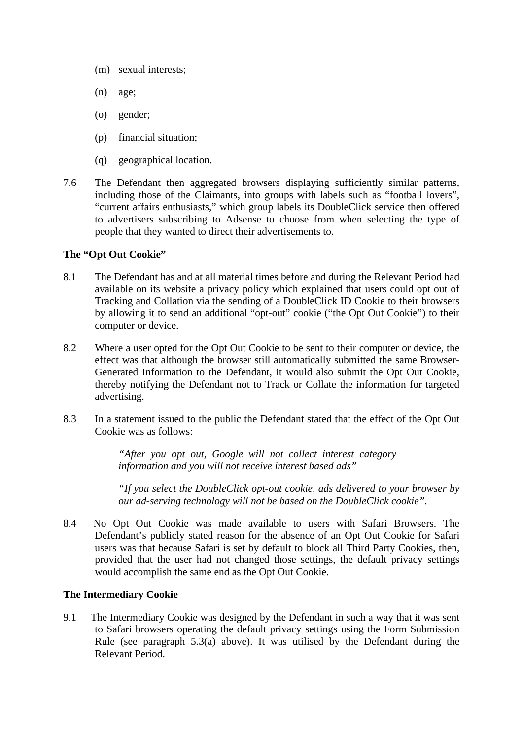(m) sexual interests;

(n) age;

(o) gender;

(p) financial situation;

(q) geographical location.

7.6 The Defendant then aggregated browsers displaying sufficiently similar patterns, including those of the Claimants, into groups with labels such as "football lovers", "current affairs enthusiasts," which group labels its DoubleClick service then offered to advertisers subscribing to Adsense to choose from when selecting the type of people that they wanted to direct their advertisements to.

**The "Opt Out Cookie"**

8.1 The Defendant has and at all material times before and during the Relevant Period had available on its website a privacy policy which explained that users could opt out of Tracking and Collation via the sending of a DoubleClick ID Cookie to their browsers by allowing it to send an additional "opt-out" cookie ("the Opt Out Cookie") to their computer or device.

8.2 Where a user opted for the Opt Out Cookie to be sent to their computer or device, the effect was that although the browser still automatically submitted the same Browser-Generated Information to the Defendant, it would also submit the Opt Out Cookie, thereby notifying the Defendant not to Track or Collate the information for targeted advertising.

8.3 In a statement issued to the public the Defendant stated that the effect of the Opt Out Cookie was as follows:

> *"After you opt out, Google will not collect interest category information and you will not receive interest based ads"*
>
> *"If you select the DoubleClick opt-out cookie, ads delivered to your browser by our ad-serving technology will not be based on the DoubleClick cookie"*.

8.4 No Opt Out Cookie was made available to users with Safari Browsers. The Defendant's publicly stated reason for the absence of an Opt Out Cookie for Safari users was that because Safari is set by default to block all Third Party Cookies, then, provided that the user had not changed those settings, the default privacy settings would accomplish the same end as the Opt Out Cookie.

**The Intermediary Cookie**

9.1 The Intermediary Cookie was designed by the Defendant in such a way that it was sent to Safari browsers operating the default privacy settings using the Form Submission Rule (see paragraph 5.3(a) above). It was utilised by the Defendant during the Relevant Period.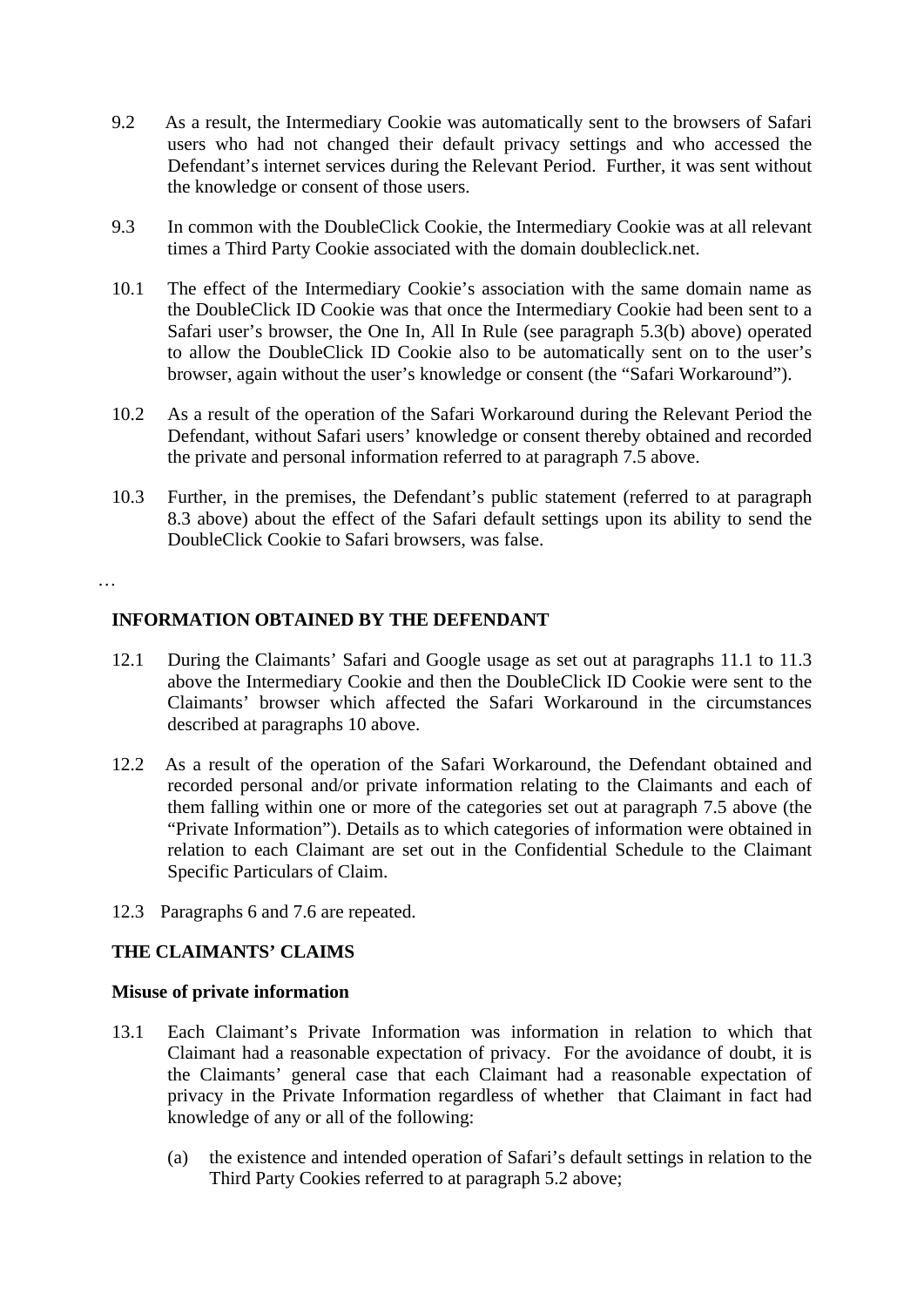9.2 As a result, the Intermediary Cookie was automatically sent to the browsers of Safari users who had not changed their default privacy settings and who accessed the Defendant's internet services during the Relevant Period. Further, it was sent without the knowledge or consent of those users.

9.3 In common with the DoubleClick Cookie, the Intermediary Cookie was at all relevant times a Third Party Cookie associated with the domain doubleclick.net.

10.1 The effect of the Intermediary Cookie's association with the same domain name as the DoubleClick ID Cookie was that once the Intermediary Cookie had been sent to a Safari user's browser, the One In, All In Rule (see paragraph 5.3(b) above) operated to allow the DoubleClick ID Cookie also to be automatically sent on to the user's browser, again without the user's knowledge or consent (the "Safari Workaround").

10.2 As a result of the operation of the Safari Workaround during the Relevant Period the Defendant, without Safari users' knowledge or consent thereby obtained and recorded the private and personal information referred to at paragraph 7.5 above.

10.3 Further, in the premises, the Defendant's public statement (referred to at paragraph 8.3 above) about the effect of the Safari default settings upon its ability to send the DoubleClick Cookie to Safari browsers, was false.

…

**INFORMATION OBTAINED BY THE DEFENDANT**

12.1 During the Claimants' Safari and Google usage as set out at paragraphs 11.1 to 11.3 above the Intermediary Cookie and then the DoubleClick ID Cookie were sent to the Claimants' browser which affected the Safari Workaround in the circumstances described at paragraphs 10 above.

12.2 As a result of the operation of the Safari Workaround, the Defendant obtained and recorded personal and/or private information relating to the Claimants and each of them falling within one or more of the categories set out at paragraph 7.5 above (the "Private Information"). Details as to which categories of information were obtained in relation to each Claimant are set out in the Confidential Schedule to the Claimant Specific Particulars of Claim.

12.3 Paragraphs 6 and 7.6 are repeated.

**THE CLAIMANTS' CLAIMS**

**Misuse of private information**

13.1 Each Claimant's Private Information was information in relation to which that Claimant had a reasonable expectation of privacy. For the avoidance of doubt, it is the Claimants' general case that each Claimant had a reasonable expectation of privacy in the Private Information regardless of whether that Claimant in fact had knowledge of any or all of the following:

(a) the existence and intended operation of Safari's default settings in relation to the Third Party Cookies referred to at paragraph 5.2 above;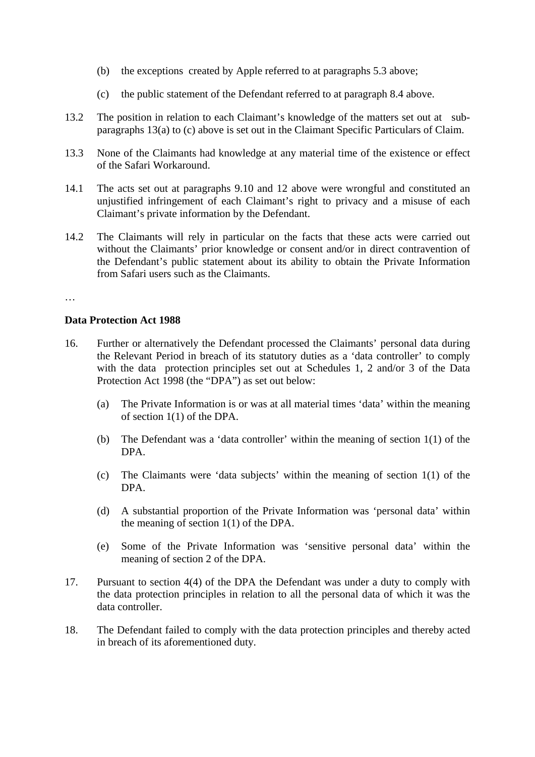(b) the exceptions created by Apple referred to at paragraphs 5.3 above;

(c) the public statement of the Defendant referred to at paragraph 8.4 above.

13.2 The position in relation to each Claimant's knowledge of the matters set out at sub-paragraphs 13(a) to (c) above is set out in the Claimant Specific Particulars of Claim.

13.3 None of the Claimants had knowledge at any material time of the existence or effect of the Safari Workaround.

14.1 The acts set out at paragraphs 9.10 and 12 above were wrongful and constituted an unjustified infringement of each Claimant's right to privacy and a misuse of each Claimant's private information by the Defendant.

14.2 The Claimants will rely in particular on the facts that these acts were carried out without the Claimants' prior knowledge or consent and/or in direct contravention of the Defendant's public statement about its ability to obtain the Private Information from Safari users such as the Claimants.

…

**Data Protection Act 1988**

16. Further or alternatively the Defendant processed the Claimants' personal data during the Relevant Period in breach of its statutory duties as a 'data controller' to comply with the data protection principles set out at Schedules 1, 2 and/or 3 of the Data Protection Act 1998 (the "DPA") as set out below:

   (a) The Private Information is or was at all material times 'data' within the meaning of section 1(1) of the DPA.

   (b) The Defendant was a 'data controller' within the meaning of section 1(1) of the DPA.

   (c) The Claimants were 'data subjects' within the meaning of section 1(1) of the DPA.

   (d) A substantial proportion of the Private Information was 'personal data' within the meaning of section 1(1) of the DPA.

   (e) Some of the Private Information was 'sensitive personal data' within the meaning of section 2 of the DPA.

17. Pursuant to section 4(4) of the DPA the Defendant was under a duty to comply with the data protection principles in relation to all the personal data of which it was the data controller.

18. The Defendant failed to comply with the data protection principles and thereby acted in breach of its aforementioned duty.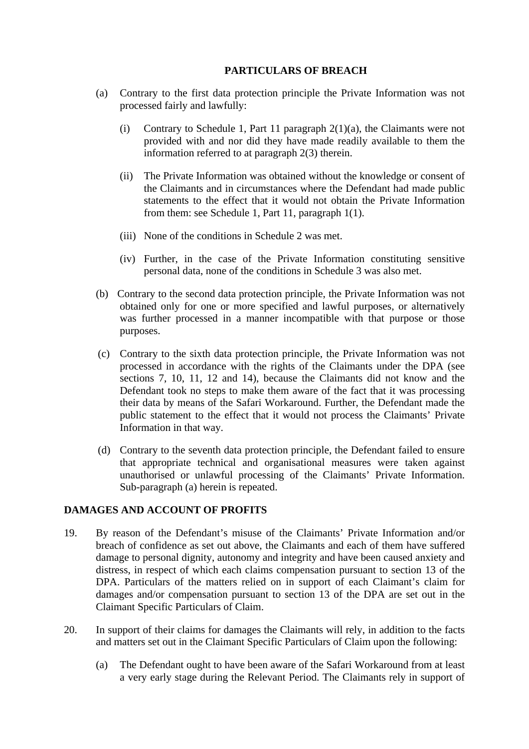**PARTICULARS OF BREACH**

(a) Contrary to the first data protection principle the Private Information was not processed fairly and lawfully:

   (i) Contrary to Schedule 1, Part 11 paragraph 2(1)(a), the Claimants were not provided with and nor did they have made readily available to them the information referred to at paragraph 2(3) therein.

   (ii) The Private Information was obtained without the knowledge or consent of the Claimants and in circumstances where the Defendant had made public statements to the effect that it would not obtain the Private Information from them: see Schedule 1, Part 11, paragraph 1(1).

   (iii) None of the conditions in Schedule 2 was met.

   (iv) Further, in the case of the Private Information constituting sensitive personal data, none of the conditions in Schedule 3 was also met.

(b) Contrary to the second data protection principle, the Private Information was not obtained only for one or more specified and lawful purposes, or alternatively was further processed in a manner incompatible with that purpose or those purposes.

(c) Contrary to the sixth data protection principle, the Private Information was not processed in accordance with the rights of the Claimants under the DPA (see sections 7, 10, 11, 12 and 14), because the Claimants did not know and the Defendant took no steps to make them aware of the fact that it was processing their data by means of the Safari Workaround. Further, the Defendant made the public statement to the effect that it would not process the Claimants' Private Information in that way.

(d) Contrary to the seventh data protection principle, the Defendant failed to ensure that appropriate technical and organisational measures were taken against unauthorised or unlawful processing of the Claimants' Private Information. Sub-paragraph (a) herein is repeated.

**DAMAGES AND ACCOUNT OF PROFITS**

19. By reason of the Defendant's misuse of the Claimants' Private Information and/or breach of confidence as set out above, the Claimants and each of them have suffered damage to personal dignity, autonomy and integrity and have been caused anxiety and distress, in respect of which each claims compensation pursuant to section 13 of the DPA. Particulars of the matters relied on in support of each Claimant's claim for damages and/or compensation pursuant to section 13 of the DPA are set out in the Claimant Specific Particulars of Claim.

20. In support of their claims for damages the Claimants will rely, in addition to the facts and matters set out in the Claimant Specific Particulars of Claim upon the following:

   (a) The Defendant ought to have been aware of the Safari Workaround from at least a very early stage during the Relevant Period. The Claimants rely in support of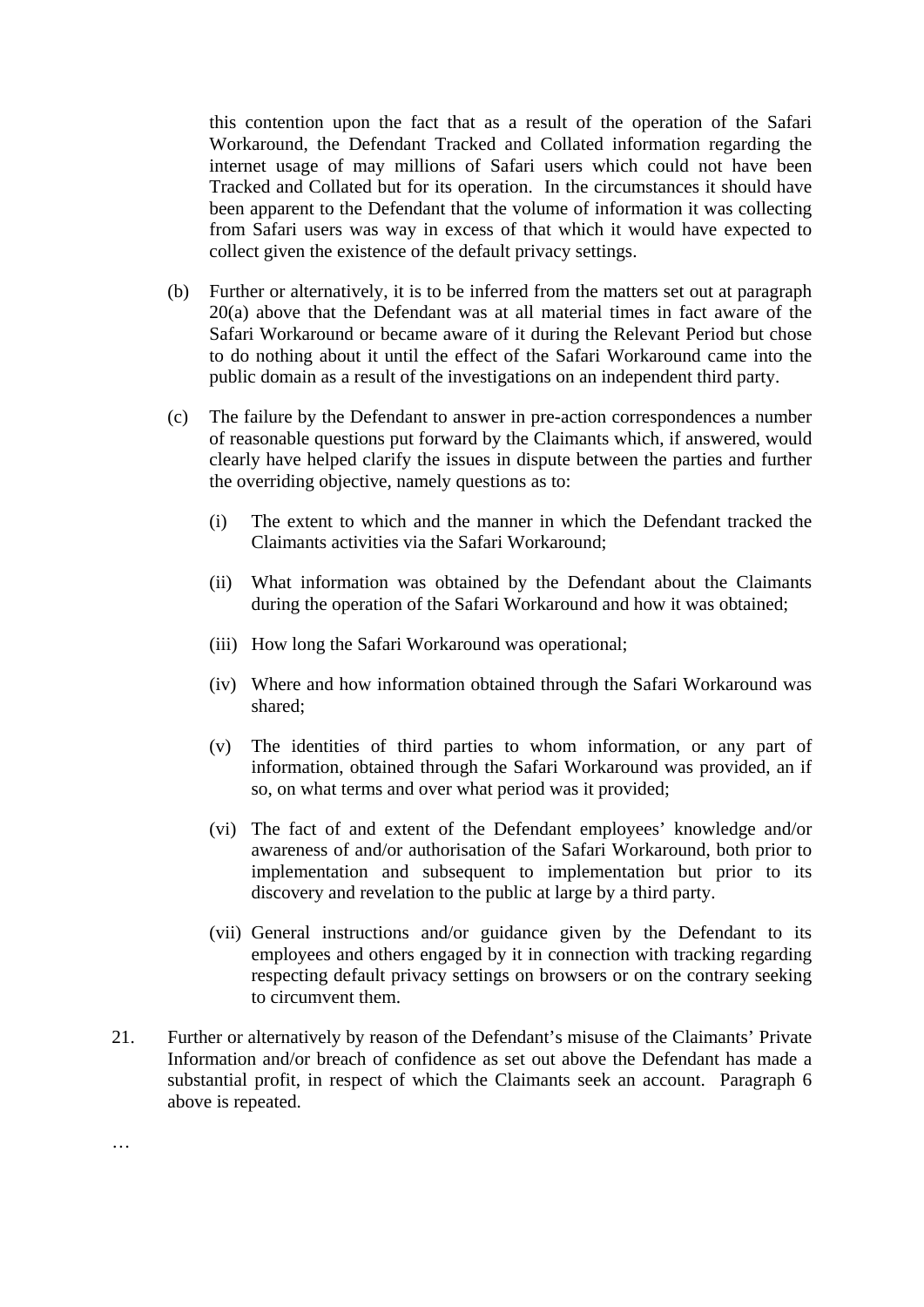this contention upon the fact that as a result of the operation of the Safari Workaround, the Defendant Tracked and Collated information regarding the internet usage of may millions of Safari users which could not have been Tracked and Collated but for its operation. In the circumstances it should have been apparent to the Defendant that the volume of information it was collecting from Safari users was way in excess of that which it would have expected to collect given the existence of the default privacy settings.

(b) Further or alternatively, it is to be inferred from the matters set out at paragraph 20(a) above that the Defendant was at all material times in fact aware of the Safari Workaround or became aware of it during the Relevant Period but chose to do nothing about it until the effect of the Safari Workaround came into the public domain as a result of the investigations on an independent third party.

(c) The failure by the Defendant to answer in pre-action correspondences a number of reasonable questions put forward by the Claimants which, if answered, would clearly have helped clarify the issues in dispute between the parties and further the overriding objective, namely questions as to:

(i) The extent to which and the manner in which the Defendant tracked the Claimants activities via the Safari Workaround;

(ii) What information was obtained by the Defendant about the Claimants during the operation of the Safari Workaround and how it was obtained;

(iii) How long the Safari Workaround was operational;

(iv) Where and how information obtained through the Safari Workaround was shared;

(v) The identities of third parties to whom information, or any part of information, obtained through the Safari Workaround was provided, an if so, on what terms and over what period was it provided;

(vi) The fact of and extent of the Defendant employees' knowledge and/or awareness of and/or authorisation of the Safari Workaround, both prior to implementation and subsequent to implementation but prior to its discovery and revelation to the public at large by a third party.

(vii) General instructions and/or guidance given by the Defendant to its employees and others engaged by it in connection with tracking regarding respecting default privacy settings on browsers or on the contrary seeking to circumvent them.

21. Further or alternatively by reason of the Defendant's misuse of the Claimants' Private Information and/or breach of confidence as set out above the Defendant has made a substantial profit, in respect of which the Claimants seek an account. Paragraph 6 above is repeated.

…